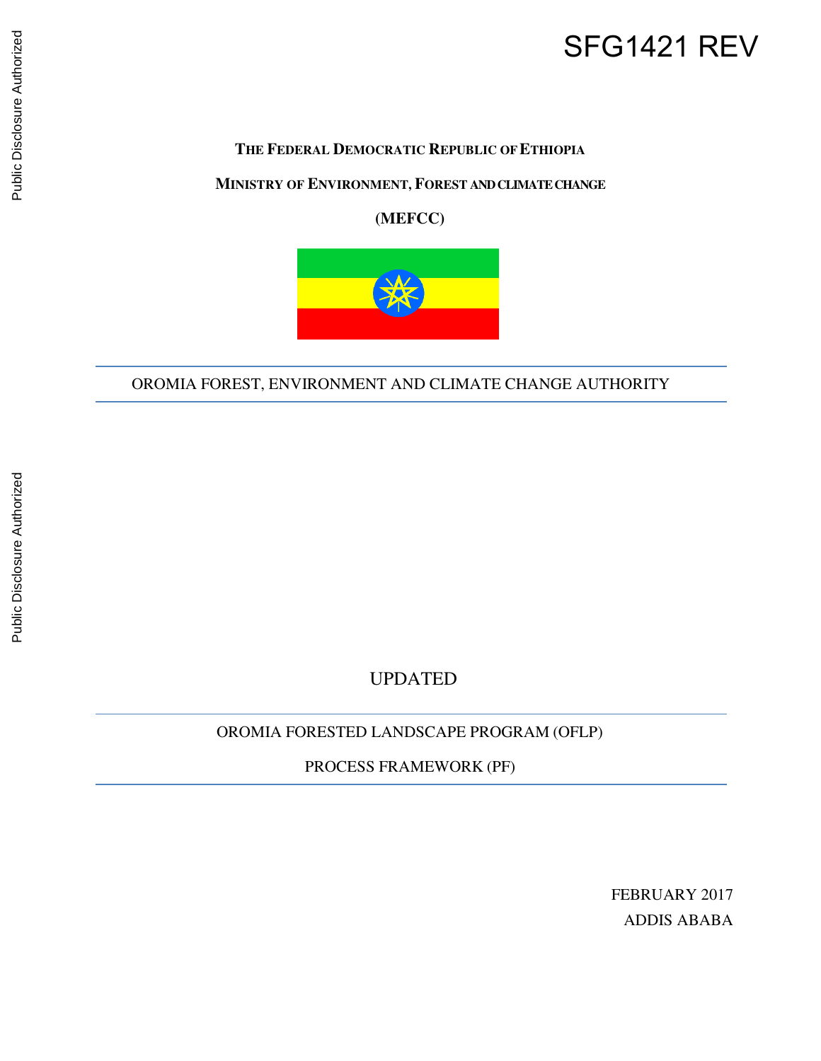SFG1421 REV

**THE FEDERAL DEMOCRATIC REPUBLIC OF ETHIOPIA**

**MINISTRY OF ENVIRONMENT, FOREST AND CLIMATE CHANGE**

**(MEFCC)**

OROMIA FOREST, ENVIRONMENT AND CLIMATE CHANGE AUTHORITY

UPDATED

# OROMIA FORESTED LANDSCAPE PROGRAM (OFLP)

# PROCESS FRAMEWORK (PF)

FEBRUARY 2017

ADDIS ABABA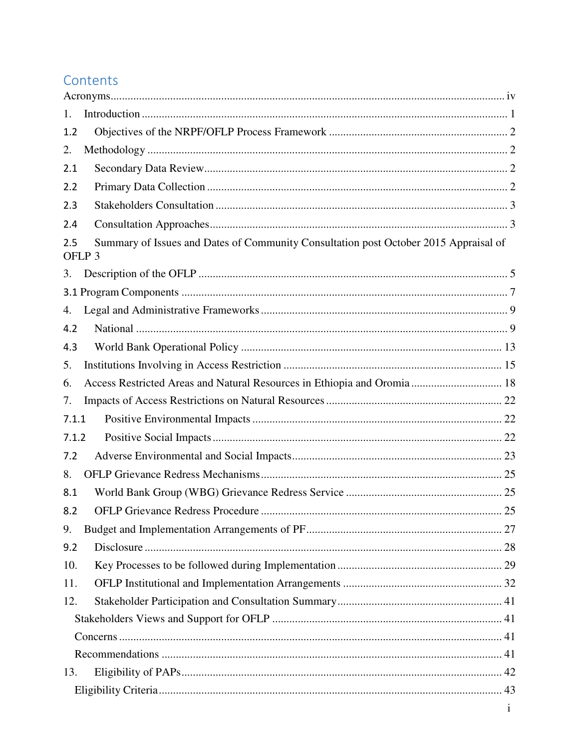# Contents

Acronyms ........................................................................................................................ iv

1. Introduction ................................................................................................................ 1

1.2 Objectives of the NRPF/OFLP Process Framework ................................................ 2

2. Methodology ................................................................................................................ 2

2.1 Secondary Data Review ............................................................................................ 2

2.2 Primary Data Collection ............................................................................................ 2

2.3 Stakeholders Consultation ......................................................................................... 3

2.4 Consultation Approaches ........................................................................................... 3

2.5 Summary of Issues and Dates of Community Consultation post October 2015 Appraisal of OFLP 3

3. Description of the OFLP .............................................................................................. 5

3.1 Program Components ................................................................................................... 7

4. Legal and Administrative Frameworks ........................................................................ 9

4.2 National ........................................................................................................................ 9

4.3 World Bank Operational Policy .................................................................................. 13

5. Institutions Involving in Access Restriction ................................................................ 15

6. Access Restricted Areas and Natural Resources in Ethiopia and Oromia ................... 18

7. Impacts of Access Restrictions on Natural Resources ................................................. 22

7.1.1 Positive Environmental Impacts .............................................................................. 22

7.1.2 Positive Social Impacts ............................................................................................ 22

7.2 Adverse Environmental and Social Impacts ............................................................... 23

8. OFLP Grievance Redress Mechanisms ........................................................................ 25

8.1 World Bank Group (WBG) Grievance Redress Service .............................................. 25

8.2 OFLP Grievance Redress Procedure ........................................................................... 25

9. Budget and Implementation Arrangements of PF ........................................................ 27

9.2 Disclosure .................................................................................................................... 28

10. Key Processes to be followed during Implementation ............................................... 29

11. OFLP Institutional and Implementation Arrangements .............................................. 32

12. Stakeholder Participation and Consultation Summary ............................................... 41

- Stakeholders Views and Support for OFLP ................................................................. 41
- Concerns ....................................................................................................................... 41
- Recommendations ........................................................................................................ 41

13. Eligibility of PAPs ....................................................................................................... 42

- Eligibility Criteria .......................................................................................................... 43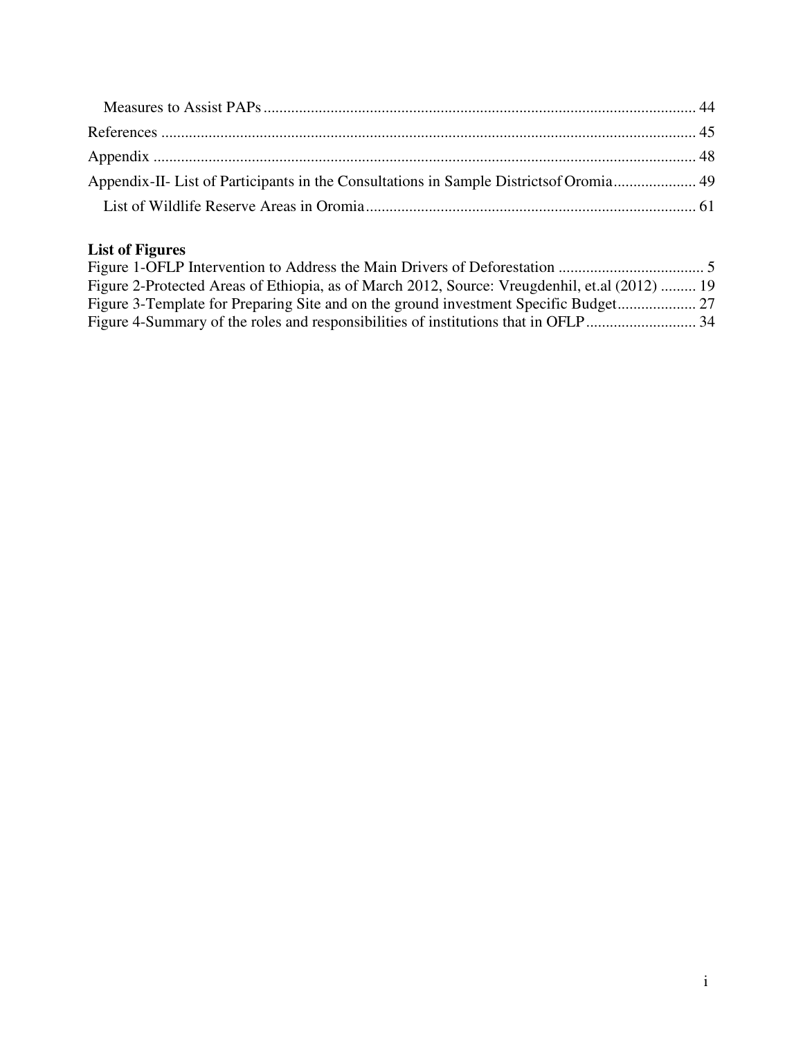Measures to Assist PAPs ............................................................................................................. 44

References ....................................................................................................................................... 45

Appendix ......................................................................................................................................... 48

Appendix-II- List of Participants in the Consultations in Sample Districtsof Oromia..................... 49

List of Wildlife Reserve Areas in Oromia.................................................................................... 61

**List of Figures**

Figure 1-OFLP Intervention to Address the Main Drivers of Deforestation ..................................... 5

Figure 2-Protected Areas of Ethiopia, as of March 2012, Source: Vreugdenhil, et.al (2012) ......... 19

Figure 3-Template for Preparing Site and on the ground investment Specific Budget.................... 27

Figure 4-Summary of the roles and responsibilities of institutions that in OFLP............................ 34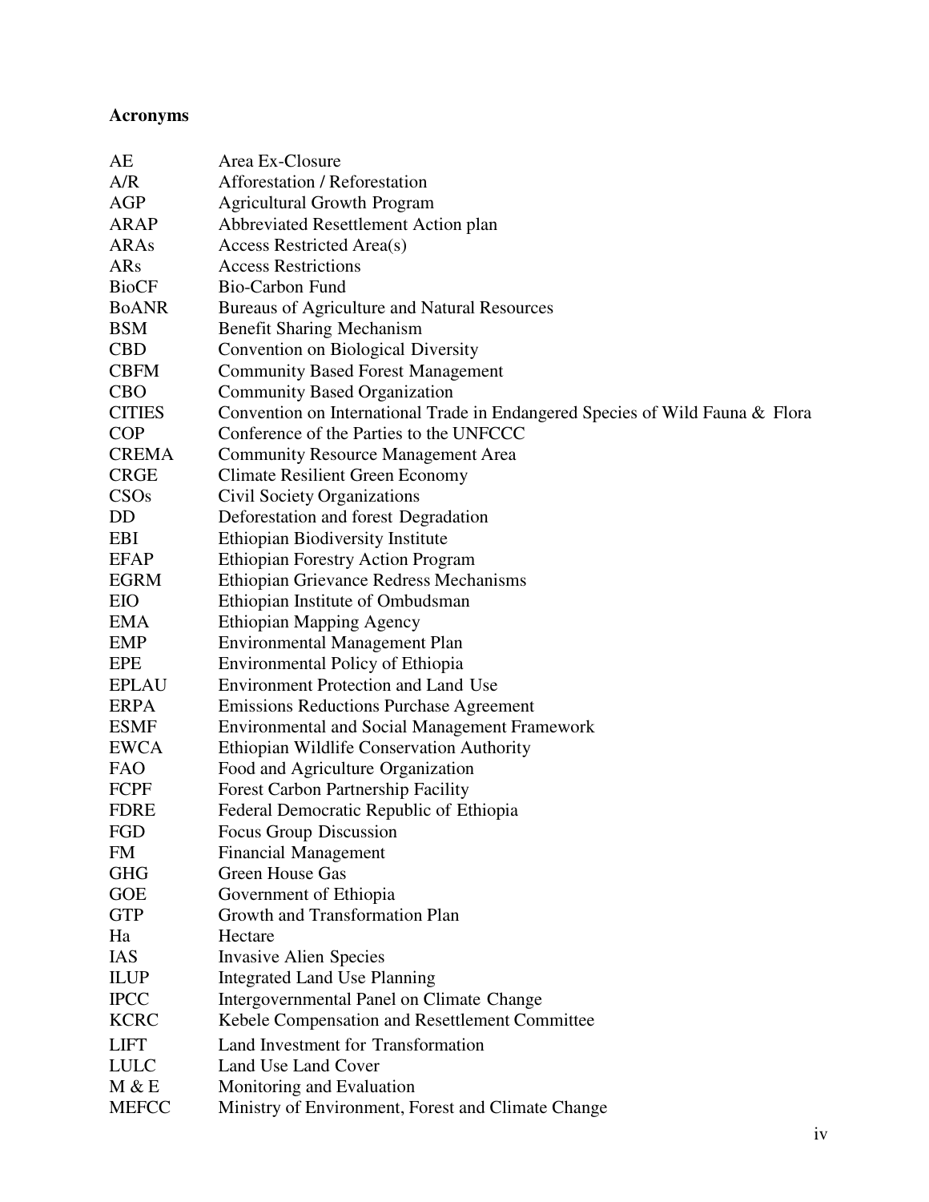**Acronyms**

| | |
|---|---|
| AE | Area Ex-Closure |
| A/R | Afforestation / Reforestation |
| AGP | Agricultural Growth Program |
| ARAP | Abbreviated Resettlement Action plan |
| ARAs | Access Restricted Area(s) |
| ARs | Access Restrictions |
| BioCF | Bio-Carbon Fund |
| BoANR | Bureaus of Agriculture and Natural Resources |
| BSM | Benefit Sharing Mechanism |
| CBD | Convention on Biological Diversity |
| CBFM | Community Based Forest Management |
| CBO | Community Based Organization |
| CITIES | Convention on International Trade in Endangered Species of Wild Fauna & Flora |
| COP | Conference of the Parties to the UNFCCC |
| CREMA | Community Resource Management Area |
| CRGE | Climate Resilient Green Economy |
| CSOs | Civil Society Organizations |
| DD | Deforestation and forest Degradation |
| EBI | Ethiopian Biodiversity Institute |
| EFAP | Ethiopian Forestry Action Program |
| EGRM | Ethiopian Grievance Redress Mechanisms |
| EIO | Ethiopian Institute of Ombudsman |
| EMA | Ethiopian Mapping Agency |
| EMP | Environmental Management Plan |
| EPE | Environmental Policy of Ethiopia |
| EPLAU | Environment Protection and Land Use |
| ERPA | Emissions Reductions Purchase Agreement |
| ESMF | Environmental and Social Management Framework |
| EWCA | Ethiopian Wildlife Conservation Authority |
| FAO | Food and Agriculture Organization |
| FCPF | Forest Carbon Partnership Facility |
| FDRE | Federal Democratic Republic of Ethiopia |
| FGD | Focus Group Discussion |
| FM | Financial Management |
| GHG | Green House Gas |
| GOE | Government of Ethiopia |
| GTP | Growth and Transformation Plan |
| Ha | Hectare |
| IAS | Invasive Alien Species |
| ILUP | Integrated Land Use Planning |
| IPCC | Intergovernmental Panel on Climate Change |
| KCRC | Kebele Compensation and Resettlement Committee |
| LIFT | Land Investment for Transformation |
| LULC | Land Use Land Cover |
| M & E | Monitoring and Evaluation |
| MEFCC | Ministry of Environment, Forest and Climate Change |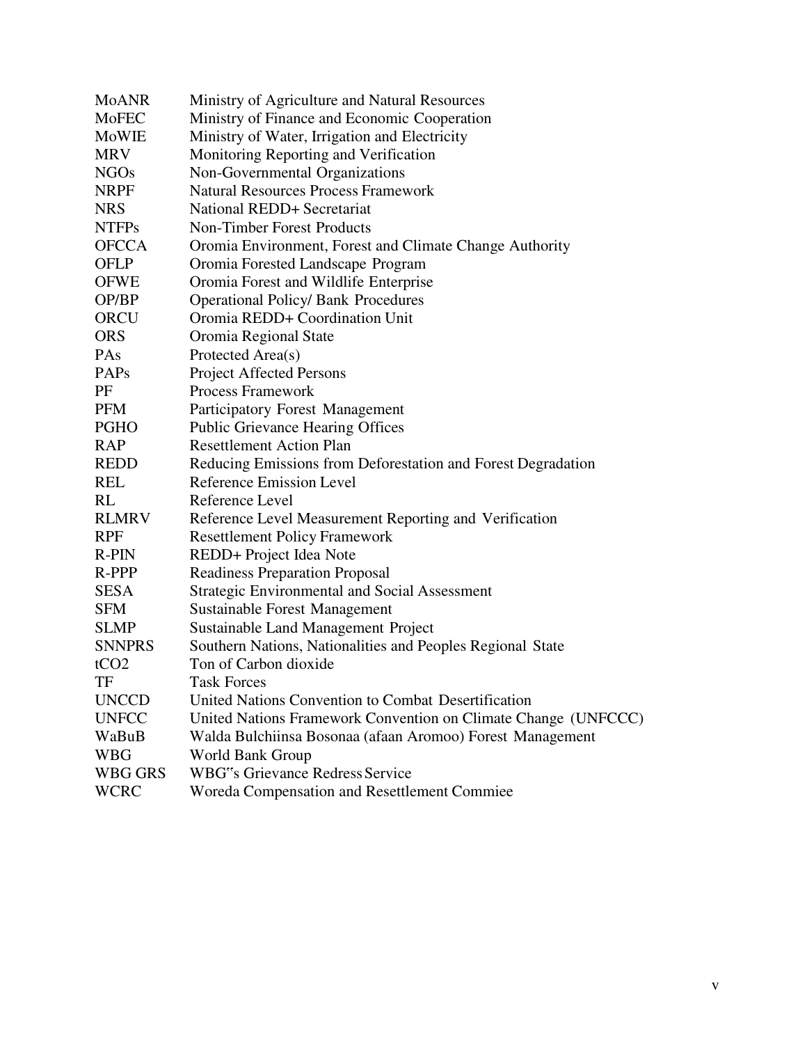| | |
|---|---|
| MoANR | Ministry of Agriculture and Natural Resources |
| MoFEC | Ministry of Finance and Economic Cooperation |
| MoWIE | Ministry of Water, Irrigation and Electricity |
| MRV | Monitoring Reporting and Verification |
| NGOs | Non-Governmental Organizations |
| NRPF | Natural Resources Process Framework |
| NRS | National REDD+ Secretariat |
| NTFPs | Non-Timber Forest Products |
| OFCCA | Oromia Environment, Forest and Climate Change Authority |
| OFLP | Oromia Forested Landscape Program |
| OFWE | Oromia Forest and Wildlife Enterprise |
| OP/BP | Operational Policy/ Bank Procedures |
| ORCU | Oromia REDD+ Coordination Unit |
| ORS | Oromia Regional State |
| PAs | Protected Area(s) |
| PAPs | Project Affected Persons |
| PF | Process Framework |
| PFM | Participatory Forest Management |
| PGHO | Public Grievance Hearing Offices |
| RAP | Resettlement Action Plan |
| REDD | Reducing Emissions from Deforestation and Forest Degradation |
| REL | Reference Emission Level |
| RL | Reference Level |
| RLMRV | Reference Level Measurement Reporting and Verification |
| RPF | Resettlement Policy Framework |
| R-PIN | REDD+ Project Idea Note |
| R-PPP | Readiness Preparation Proposal |
| SESA | Strategic Environmental and Social Assessment |
| SFM | Sustainable Forest Management |
| SLMP | Sustainable Land Management Project |
| SNNPRS | Southern Nations, Nationalities and Peoples Regional State |
| $tCO_2$ | Ton of Carbon dioxide |
| TF | Task Forces |
| UNCCD | United Nations Convention to Combat Desertification |
| UNFCC | United Nations Framework Convention on Climate Change (UNFCCC) |
| WaBuB | Walda Bulchiinsa Bosonaa (afaan Aromoo) Forest Management |
| WBG | World Bank Group |
| WBG GRS | WBG"s Grievance Redress Service |
| WCRC | Woreda Compensation and Resettlement Commiee |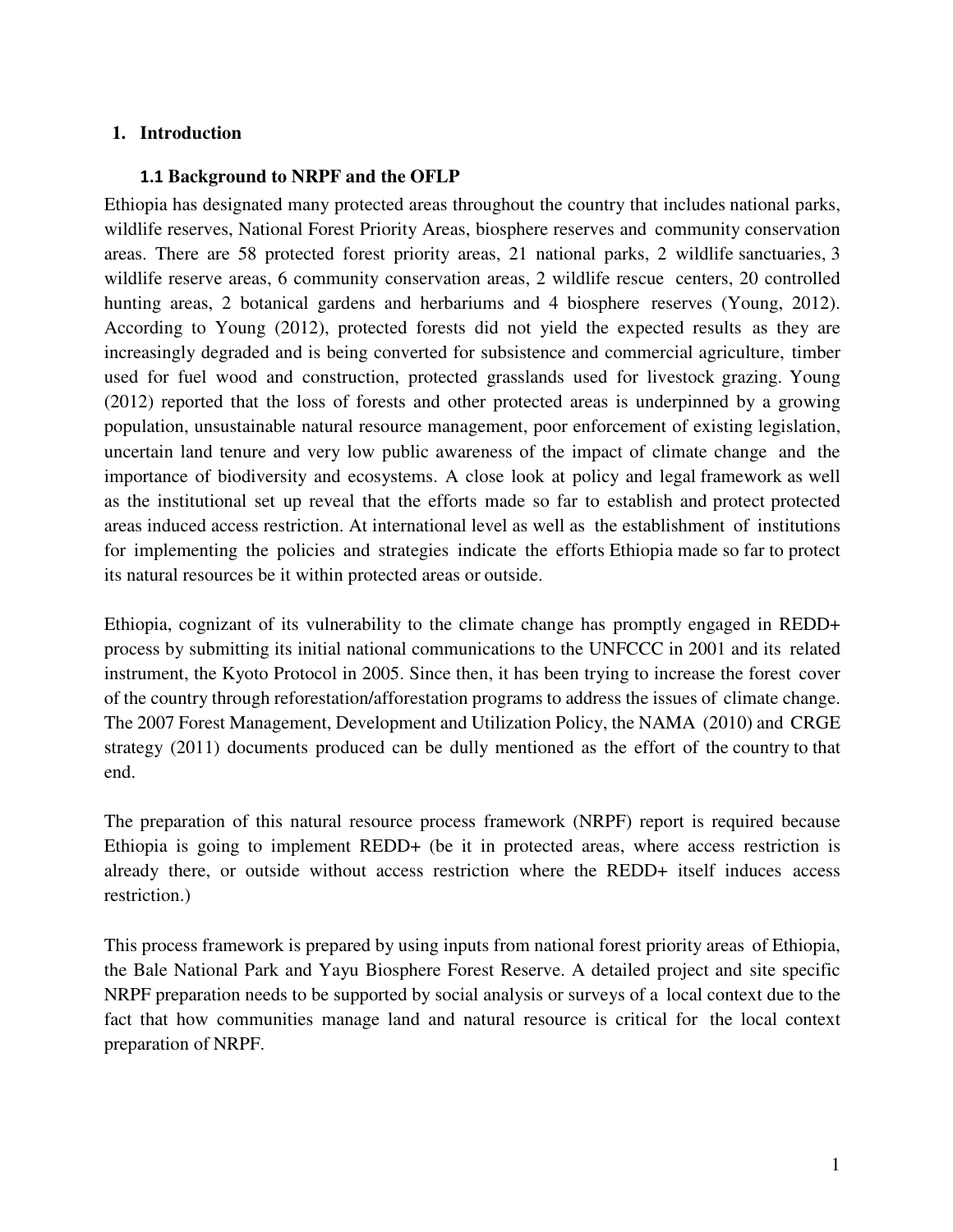# 1. Introduction

## 1.1 Background to NRPF and the OFLP

Ethiopia has designated many protected areas throughout the country that includes national parks, wildlife reserves, National Forest Priority Areas, biosphere reserves and community conservation areas. There are 58 protected forest priority areas, 21 national parks, 2 wildlife sanctuaries, 3 wildlife reserve areas, 6 community conservation areas, 2 wildlife rescue centers, 20 controlled hunting areas, 2 botanical gardens and herbariums and 4 biosphere reserves (Young, 2012). According to Young (2012), protected forests did not yield the expected results as they are increasingly degraded and is being converted for subsistence and commercial agriculture, timber used for fuel wood and construction, protected grasslands used for livestock grazing. Young (2012) reported that the loss of forests and other protected areas is underpinned by a growing population, unsustainable natural resource management, poor enforcement of existing legislation, uncertain land tenure and very low public awareness of the impact of climate change and the importance of biodiversity and ecosystems. A close look at policy and legal framework as well as the institutional set up reveal that the efforts made so far to establish and protect protected areas induced access restriction. At international level as well as the establishment of institutions for implementing the policies and strategies indicate the efforts Ethiopia made so far to protect its natural resources be it within protected areas or outside.

Ethiopia, cognizant of its vulnerability to the climate change has promptly engaged in REDD+ process by submitting its initial national communications to the UNFCCC in 2001 and its related instrument, the Kyoto Protocol in 2005. Since then, it has been trying to increase the forest cover of the country through reforestation/afforestation programs to address the issues of climate change. The 2007 Forest Management, Development and Utilization Policy, the NAMA (2010) and CRGE strategy (2011) documents produced can be dully mentioned as the effort of the country to that end.

The preparation of this natural resource process framework (NRPF) report is required because Ethiopia is going to implement REDD+ (be it in protected areas, where access restriction is already there, or outside without access restriction where the REDD+ itself induces access restriction.)

This process framework is prepared by using inputs from national forest priority areas of Ethiopia, the Bale National Park and Yayu Biosphere Forest Reserve. A detailed project and site specific NRPF preparation needs to be supported by social analysis or surveys of a local context due to the fact that how communities manage land and natural resource is critical for the local context preparation of NRPF.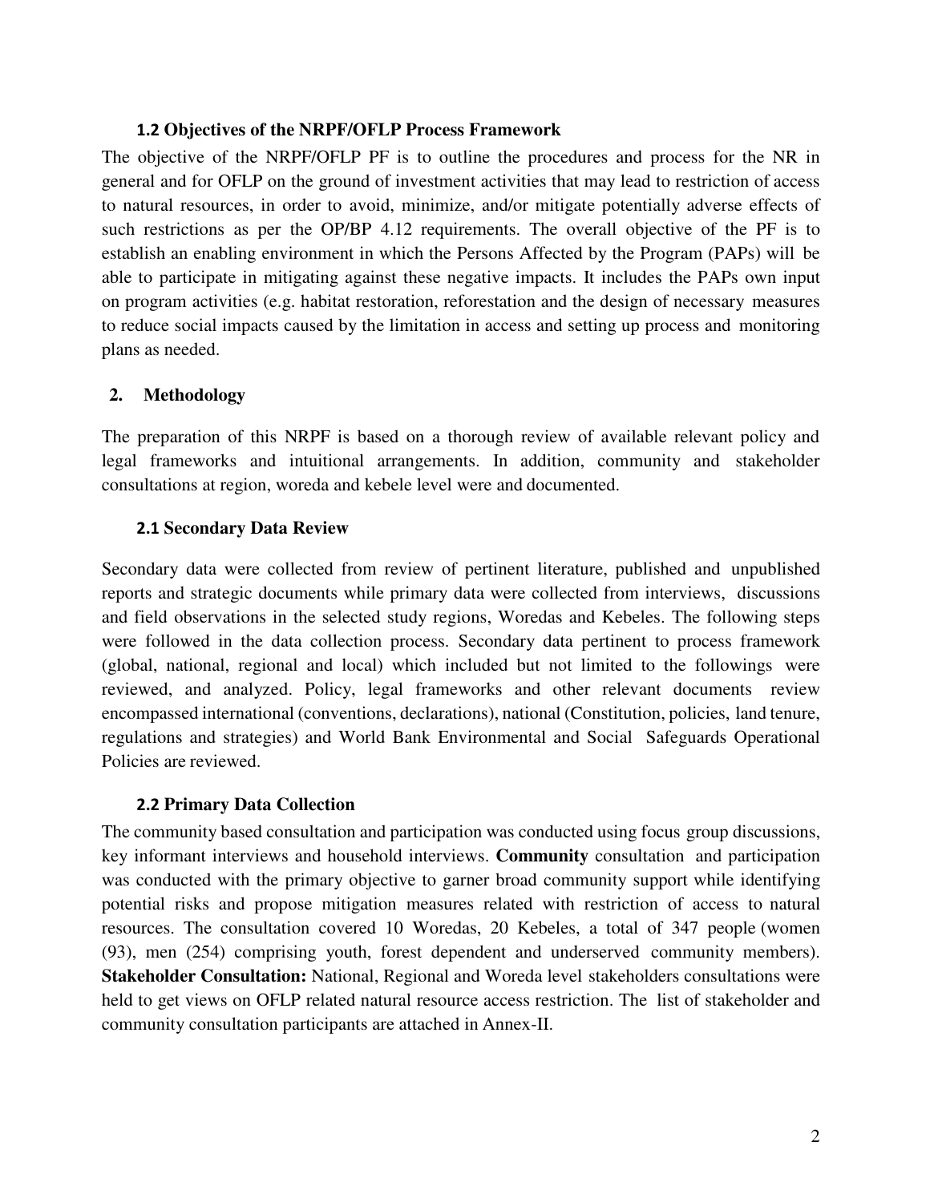### 1.2 Objectives of the NRPF/OFLP Process Framework

The objective of the NRPF/OFLP PF is to outline the procedures and process for the NR in general and for OFLP on the ground of investment activities that may lead to restriction of access to natural resources, in order to avoid, minimize, and/or mitigate potentially adverse effects of such restrictions as per the OP/BP 4.12 requirements. The overall objective of the PF is to establish an enabling environment in which the Persons Affected by the Program (PAPs) will be able to participate in mitigating against these negative impacts. It includes the PAPs own input on program activities (e.g. habitat restoration, reforestation and the design of necessary measures to reduce social impacts caused by the limitation in access and setting up process and monitoring plans as needed.

## 2. Methodology

The preparation of this NRPF is based on a thorough review of available relevant policy and legal frameworks and intuitional arrangements. In addition, community and stakeholder consultations at region, woreda and kebele level were and documented.

### 2.1 Secondary Data Review

Secondary data were collected from review of pertinent literature, published and unpublished reports and strategic documents while primary data were collected from interviews, discussions and field observations in the selected study regions, Woredas and Kebeles. The following steps were followed in the data collection process. Secondary data pertinent to process framework (global, national, regional and local) which included but not limited to the followings were reviewed, and analyzed. Policy, legal frameworks and other relevant documents review encompassed international (conventions, declarations), national (Constitution, policies, land tenure, regulations and strategies) and World Bank Environmental and Social Safeguards Operational Policies are reviewed.

### 2.2 Primary Data Collection

The community based consultation and participation was conducted using focus group discussions, key informant interviews and household interviews. **Community** consultation and participation was conducted with the primary objective to garner broad community support while identifying potential risks and propose mitigation measures related with restriction of access to natural resources. The consultation covered 10 Woredas, 20 Kebeles, a total of 347 people (women (93), men (254) comprising youth, forest dependent and underserved community members). **Stakeholder Consultation:** National, Regional and Woreda level stakeholders consultations were held to get views on OFLP related natural resource access restriction. The list of stakeholder and community consultation participants are attached in Annex-II.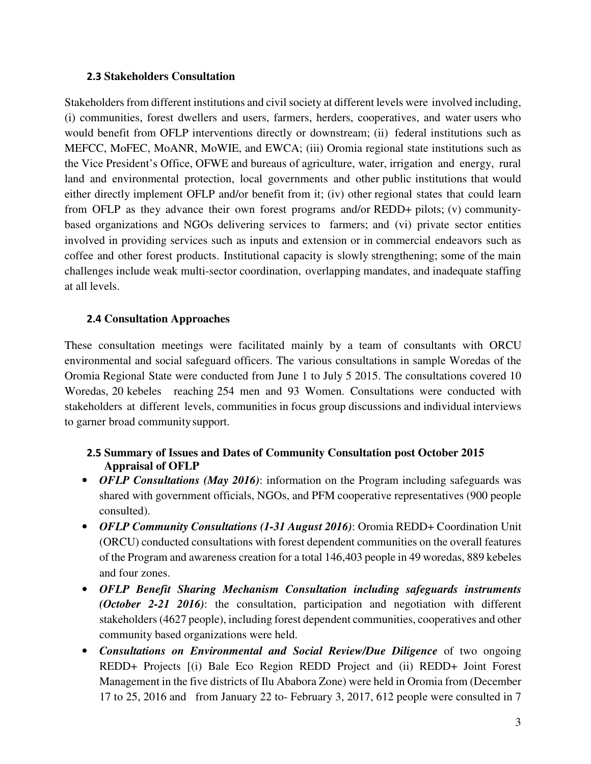### 2.3 Stakeholders Consultation

Stakeholders from different institutions and civil society at different levels were involved including, (i) communities, forest dwellers and users, farmers, herders, cooperatives, and water users who would benefit from OFLP interventions directly or downstream; (ii) federal institutions such as MEFCC, MoFEC, MoANR, MoWIE, and EWCA; (iii) Oromia regional state institutions such as the Vice President's Office, OFWE and bureaus of agriculture, water, irrigation and energy, rural land and environmental protection, local governments and other public institutions that would either directly implement OFLP and/or benefit from it; (iv) other regional states that could learn from OFLP as they advance their own forest programs and/or REDD+ pilots; (v) community-based organizations and NGOs delivering services to farmers; and (vi) private sector entities involved in providing services such as inputs and extension or in commercial endeavors such as coffee and other forest products. Institutional capacity is slowly strengthening; some of the main challenges include weak multi-sector coordination, overlapping mandates, and inadequate staffing at all levels.

### 2.4 Consultation Approaches

These consultation meetings were facilitated mainly by a team of consultants with ORCU environmental and social safeguard officers. The various consultations in sample Woredas of the Oromia Regional State were conducted from June 1 to July 5 2015. The consultations covered 10 Woredas, 20 kebeles reaching 254 men and 93 Women. Consultations were conducted with stakeholders at different levels, communities in focus group discussions and individual interviews to garner broad community support.

### 2.5 Summary of Issues and Dates of Community Consultation post October 2015 Appraisal of OFLP

- ***OFLP Consultations (May 2016)***: information on the Program including safeguards was shared with government officials, NGOs, and PFM cooperative representatives (900 people consulted).
- ***OFLP Community Consultations (1-31 August 2016)***: Oromia REDD+ Coordination Unit (ORCU) conducted consultations with forest dependent communities on the overall features of the Program and awareness creation for a total 146,403 people in 49 woredas, 889 kebeles and four zones.
- ***OFLP Benefit Sharing Mechanism Consultation including safeguards instruments (October 2-21 2016)***: the consultation, participation and negotiation with different stakeholders (4627 people), including forest dependent communities, cooperatives and other community based organizations were held.
- ***Consultations on Environmental and Social Review/Due Diligence*** of two ongoing REDD+ Projects [(i) Bale Eco Region REDD Project and (ii) REDD+ Joint Forest Management in the five districts of Ilu Ababora Zone) were held in Oromia from (December 17 to 25, 2016 and from January 22 to- February 3, 2017, 612 people were consulted in 7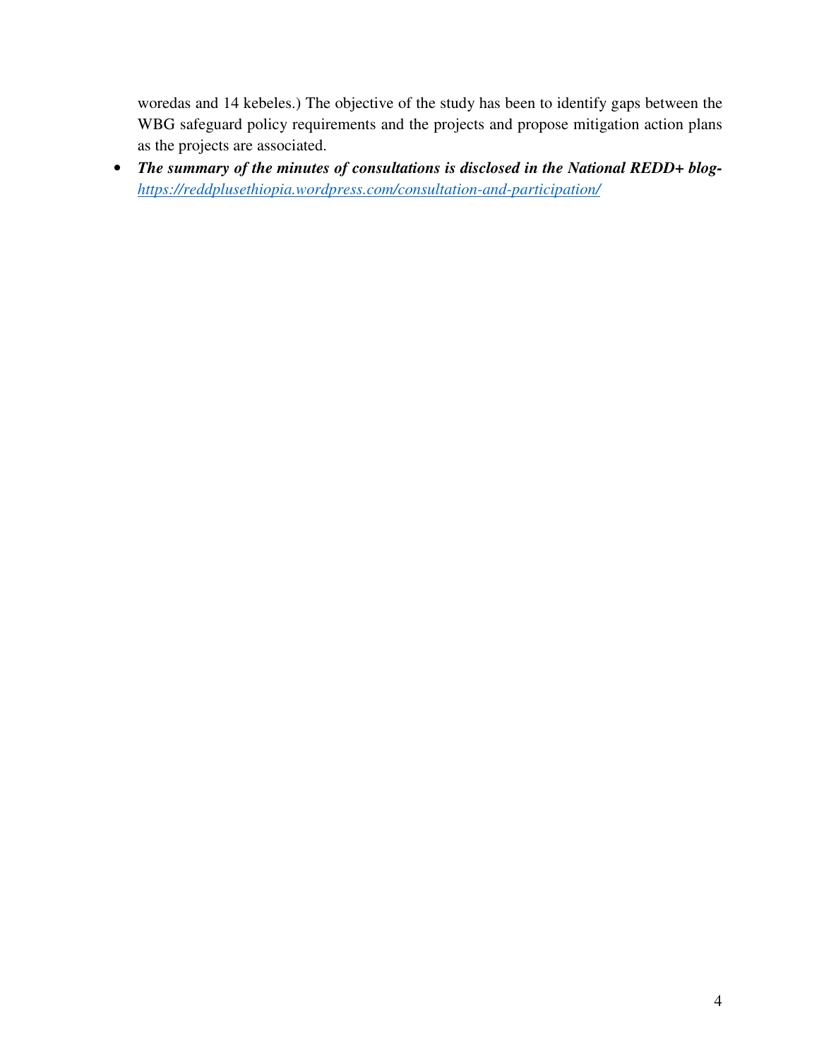woredas and 14 kebeles.) The objective of the study has been to identify gaps between the WBG safeguard policy requirements and the projects and propose mitigation action plans as the projects are associated.

- ***The summary of the minutes of consultations is disclosed in the National REDD+ blog-*** *https://reddplusethiopia.wordpress.com/consultation-and-participation/*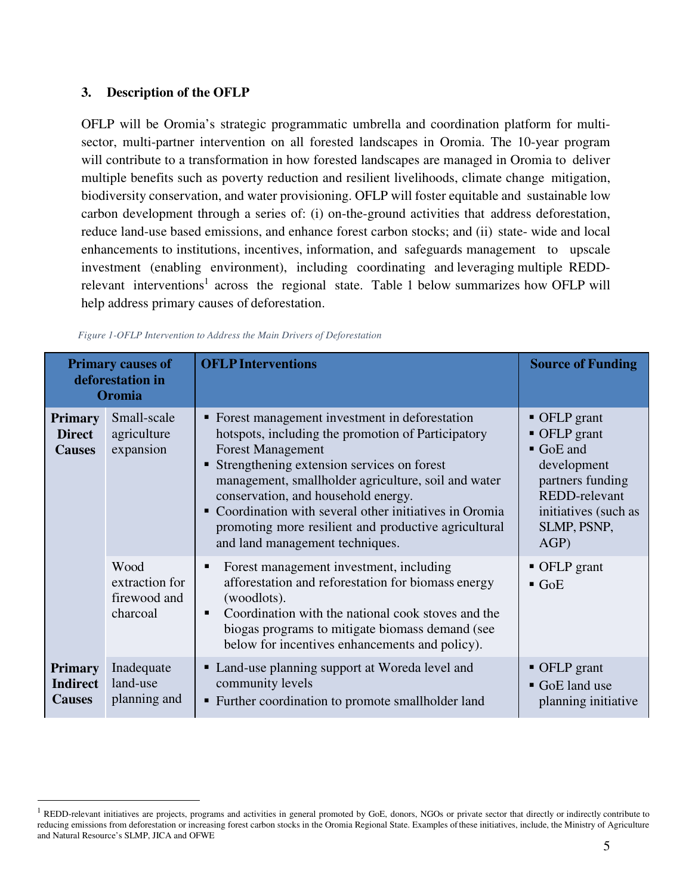## 3. Description of the OFLP

OFLP will be Oromia's strategic programmatic umbrella and coordination platform for multi-sector, multi-partner intervention on all forested landscapes in Oromia. The 10-year program will contribute to a transformation in how forested landscapes are managed in Oromia to deliver multiple benefits such as poverty reduction and resilient livelihoods, climate change mitigation, biodiversity conservation, and water provisioning. OFLP will foster equitable and sustainable low carbon development through a series of: (i) on-the-ground activities that address deforestation, reduce land-use based emissions, and enhance forest carbon stocks; and (ii) state- wide and local enhancements to institutions, incentives, information, and safeguards management to upscale investment (enabling environment), including coordinating and leveraging multiple REDD-relevant interventions[1] across the regional state. Table 1 below summarizes how OFLP will help address primary causes of deforestation.

*Figure 1-OFLP Intervention to Address the Main Drivers of Deforestation*

| Primary causes of deforestation in Oromia | | OFLP Interventions | Source of Funding |
|---|---|---|---|
| **Primary Direct Causes** | Small-scale agriculture expansion | ▪ Forest management investment in deforestation hotspots, including the promotion of Participatory Forest Management<br>▪ Strengthening extension services on forest management, smallholder agriculture, soil and water conservation, and household energy.<br>▪ Coordination with several other initiatives in Oromia promoting more resilient and productive agricultural and land management techniques. | ▪ OFLP grant<br>▪ OFLP grant<br>▪ GoE and development partners funding REDD-relevant initiatives (such as SLMP, PSNP, AGP) |
| | Wood extraction for firewood and charcoal | ▪ Forest management investment, including afforestation and reforestation for biomass energy (woodlots).<br>▪ Coordination with the national cook stoves and the biogas programs to mitigate biomass demand (see below for incentives enhancements and policy). | ▪ OFLP grant<br>▪ GoE |
| **Primary Indirect Causes** | Inadequate land-use planning and | ▪ Land-use planning support at Woreda level and community levels<br>▪ Further coordination to promote smallholder land | ▪ OFLP grant<br>▪ GoE land use planning initiative |

[1] REDD-relevant initiatives are projects, programs and activities in general promoted by GoE, donors, NGOs or private sector that directly or indirectly contribute to reducing emissions from deforestation or increasing forest carbon stocks in the Oromia Regional State. Examples of these initiatives, include, the Ministry of Agriculture and Natural Resource's SLMP, JICA and OFWE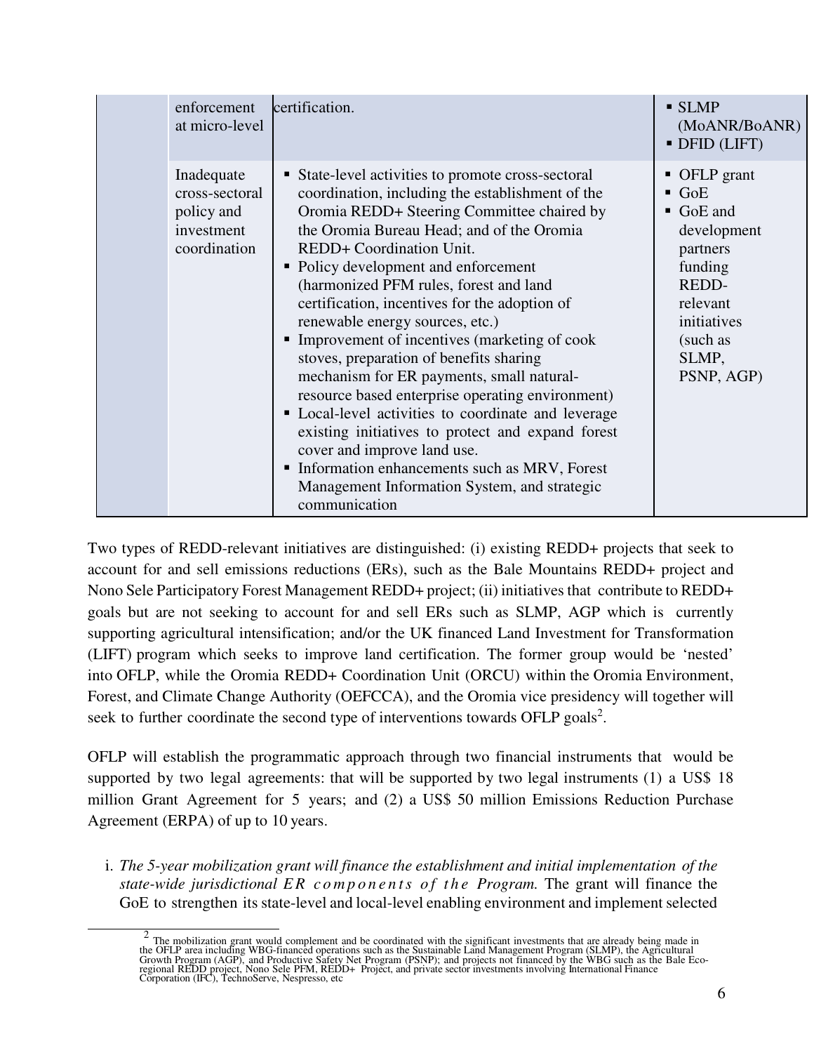| | | | |
|---|---|---|---|
| | enforcement at micro-level | certification. | ▪ SLMP (MoANR/BoANR)<br>▪ DFID (LIFT) |
| | Inadequate cross-sectoral policy and investment coordination | ▪ State-level activities to promote cross-sectoral coordination, including the establishment of the Oromia REDD+ Steering Committee chaired by the Oromia Bureau Head; and of the Oromia REDD+ Coordination Unit.<br>▪ Policy development and enforcement (harmonized PFM rules, forest and land certification, incentives for the adoption of renewable energy sources, etc.)<br>▪ Improvement of incentives (marketing of cook stoves, preparation of benefits sharing mechanism for ER payments, small natural-resource based enterprise operating environment)<br>▪ Local-level activities to coordinate and leverage existing initiatives to protect and expand forest cover and improve land use.<br>▪ Information enhancements such as MRV, Forest Management Information System, and strategic communication | ▪ OFLP grant<br>▪ GoE<br>▪ GoE and development partners funding REDD-relevant initiatives (such as SLMP, PSNP, AGP) |

Two types of REDD-relevant initiatives are distinguished: (i) existing REDD+ projects that seek to account for and sell emissions reductions (ERs), such as the Bale Mountains REDD+ project and Nono Sele Participatory Forest Management REDD+ project; (ii) initiatives that contribute to REDD+ goals but are not seeking to account for and sell ERs such as SLMP, AGP which is currently supporting agricultural intensification; and/or the UK financed Land Investment for Transformation (LIFT) program which seeks to improve land certification. The former group would be 'nested' into OFLP, while the Oromia REDD+ Coordination Unit (ORCU) within the Oromia Environment, Forest, and Climate Change Authority (OEFCCA), and the Oromia vice presidency will together will seek to further coordinate the second type of interventions towards OFLP goals[2].

OFLP will establish the programmatic approach through two financial instruments that would be supported by two legal agreements: that will be supported by two legal instruments (1) a US$ 18 million Grant Agreement for 5 years; and (2) a US$ 50 million Emissions Reduction Purchase Agreement (ERPA) of up to 10 years.

i. *The 5-year mobilization grant will finance the establishment and initial implementation of the state-wide jurisdictional ER components of the Program.* The grant will finance the GoE to strengthen its state-level and local-level enabling environment and implement selected

[2] The mobilization grant would complement and be coordinated with the significant investments that are already being made in the OFLP area including WBG-financed operations such as the Sustainable Land Management Program (SLMP), the Agricultural Growth Program (AGP), and Productive Safety Net Program (PSNP); and projects not financed by the WBG such as the Bale Eco-regional REDD project, Nono Sele PFM, REDD+ Project, and private sector investments involving International Finance Corporation (IFC), TechnoServe, Nespresso, etc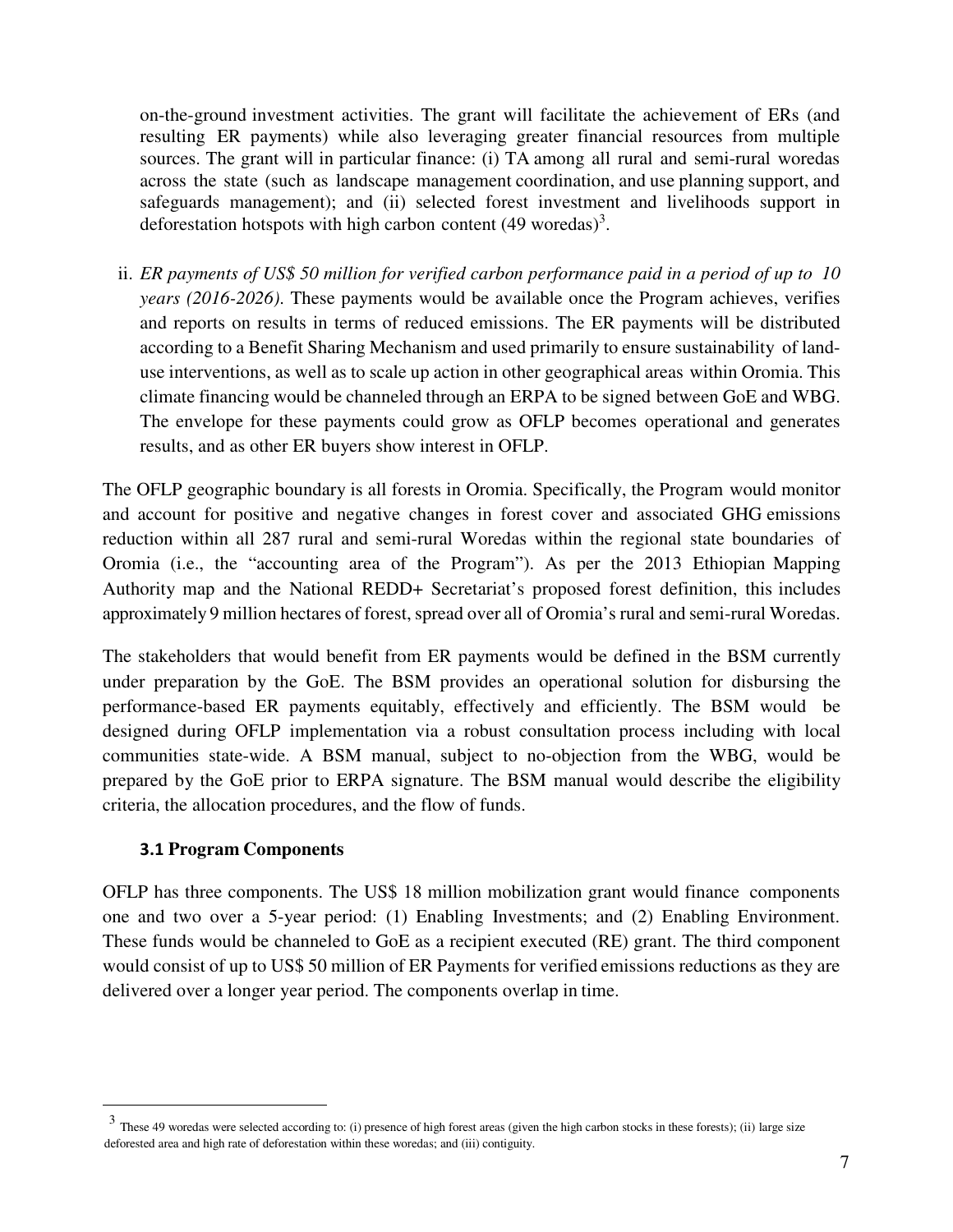on-the-ground investment activities. The grant will facilitate the achievement of ERs (and resulting ER payments) while also leveraging greater financial resources from multiple sources. The grant will in particular finance: (i) TA among all rural and semi-rural woredas across the state (such as landscape management coordination, and use planning support, and safeguards management); and (ii) selected forest investment and livelihoods support in deforestation hotspots with high carbon content (49 woredas)[3].

ii. *ER payments of US$ 50 million for verified carbon performance paid in a period of up to 10 years (2016-2026).* These payments would be available once the Program achieves, verifies and reports on results in terms of reduced emissions. The ER payments will be distributed according to a Benefit Sharing Mechanism and used primarily to ensure sustainability of land-use interventions, as well as to scale up action in other geographical areas within Oromia. This climate financing would be channeled through an ERPA to be signed between GoE and WBG. The envelope for these payments could grow as OFLP becomes operational and generates results, and as other ER buyers show interest in OFLP.

The OFLP geographic boundary is all forests in Oromia. Specifically, the Program would monitor and account for positive and negative changes in forest cover and associated GHG emissions reduction within all 287 rural and semi-rural Woredas within the regional state boundaries of Oromia (i.e., the "accounting area of the Program"). As per the 2013 Ethiopian Mapping Authority map and the National REDD+ Secretariat's proposed forest definition, this includes approximately 9 million hectares of forest, spread over all of Oromia's rural and semi-rural Woredas.

The stakeholders that would benefit from ER payments would be defined in the BSM currently under preparation by the GoE. The BSM provides an operational solution for disbursing the performance-based ER payments equitably, effectively and efficiently. The BSM would be designed during OFLP implementation via a robust consultation process including with local communities state-wide. A BSM manual, subject to no-objection from the WBG, would be prepared by the GoE prior to ERPA signature. The BSM manual would describe the eligibility criteria, the allocation procedures, and the flow of funds.

### 3.1 Program Components

OFLP has three components. The US$ 18 million mobilization grant would finance components one and two over a 5-year period: (1) Enabling Investments; and (2) Enabling Environment. These funds would be channeled to GoE as a recipient executed (RE) grant. The third component would consist of up to US$ 50 million of ER Payments for verified emissions reductions as they are delivered over a longer year period. The components overlap in time.

[3] These 49 woredas were selected according to: (i) presence of high forest areas (given the high carbon stocks in these forests); (ii) large size deforested area and high rate of deforestation within these woredas; and (iii) contiguity.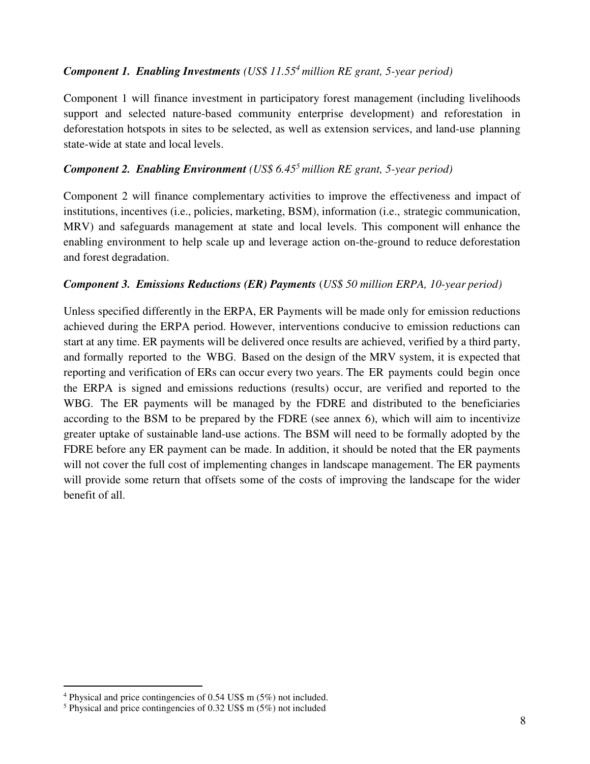***Component 1. Enabling Investments*** *(US$ 11.55[4] million RE grant, 5-year period)*

Component 1 will finance investment in participatory forest management (including livelihoods support and selected nature-based community enterprise development) and reforestation in deforestation hotspots in sites to be selected, as well as extension services, and land-use planning state-wide at state and local levels.

***Component 2. Enabling Environment*** *(US$ 6.45[5] million RE grant, 5-year period)*

Component 2 will finance complementary activities to improve the effectiveness and impact of institutions, incentives (i.e., policies, marketing, BSM), information (i.e., strategic communication, MRV) and safeguards management at state and local levels. This component will enhance the enabling environment to help scale up and leverage action on-the-ground to reduce deforestation and forest degradation.

***Component 3. Emissions Reductions (ER) Payments*** (*US$ 50 million ERPA, 10-year period)*

Unless specified differently in the ERPA, ER Payments will be made only for emission reductions achieved during the ERPA period. However, interventions conducive to emission reductions can start at any time. ER payments will be delivered once results are achieved, verified by a third party, and formally reported to the WBG. Based on the design of the MRV system, it is expected that reporting and verification of ERs can occur every two years. The ER payments could begin once the ERPA is signed and emissions reductions (results) occur, are verified and reported to the WBG. The ER payments will be managed by the FDRE and distributed to the beneficiaries according to the BSM to be prepared by the FDRE (see annex 6), which will aim to incentivize greater uptake of sustainable land-use actions. The BSM will need to be formally adopted by the FDRE before any ER payment can be made. In addition, it should be noted that the ER payments will not cover the full cost of implementing changes in landscape management. The ER payments will provide some return that offsets some of the costs of improving the landscape for the wider benefit of all.

---

[4] Physical and price contingencies of 0.54 US$ m (5%) not included.

[5] Physical and price contingencies of 0.32 US$ m (5%) not included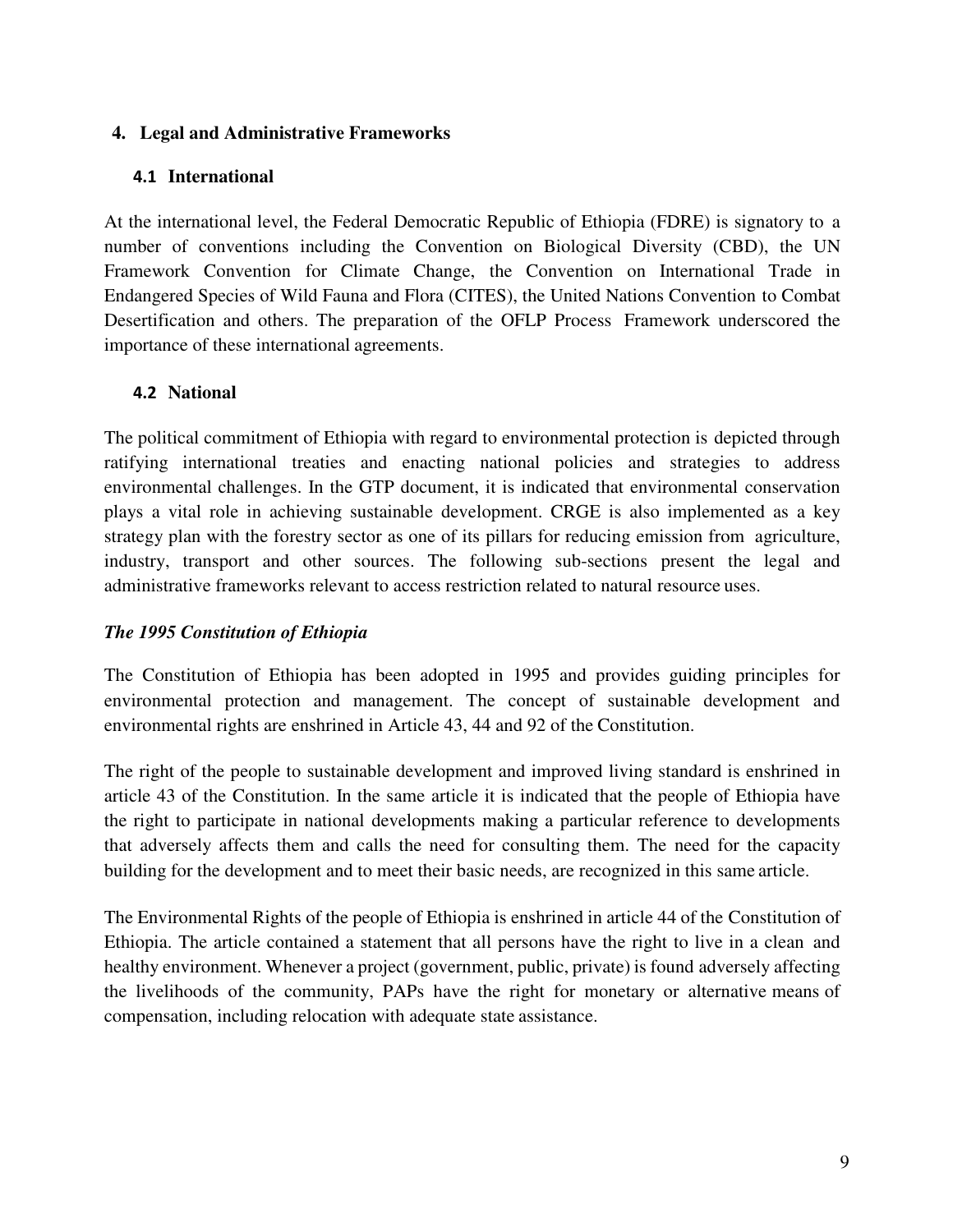## 4. Legal and Administrative Frameworks

### 4.1 International

At the international level, the Federal Democratic Republic of Ethiopia (FDRE) is signatory to a number of conventions including the Convention on Biological Diversity (CBD), the UN Framework Convention for Climate Change, the Convention on International Trade in Endangered Species of Wild Fauna and Flora (CITES), the United Nations Convention to Combat Desertification and others. The preparation of the OFLP Process Framework underscored the importance of these international agreements.

### 4.2 National

The political commitment of Ethiopia with regard to environmental protection is depicted through ratifying international treaties and enacting national policies and strategies to address environmental challenges. In the GTP document, it is indicated that environmental conservation plays a vital role in achieving sustainable development. CRGE is also implemented as a key strategy plan with the forestry sector as one of its pillars for reducing emission from agriculture, industry, transport and other sources. The following sub-sections present the legal and administrative frameworks relevant to access restriction related to natural resource uses.

***The 1995 Constitution of Ethiopia***

The Constitution of Ethiopia has been adopted in 1995 and provides guiding principles for environmental protection and management. The concept of sustainable development and environmental rights are enshrined in Article 43, 44 and 92 of the Constitution.

The right of the people to sustainable development and improved living standard is enshrined in article 43 of the Constitution. In the same article it is indicated that the people of Ethiopia have the right to participate in national developments making a particular reference to developments that adversely affects them and calls the need for consulting them. The need for the capacity building for the development and to meet their basic needs, are recognized in this same article.

The Environmental Rights of the people of Ethiopia is enshrined in article 44 of the Constitution of Ethiopia. The article contained a statement that all persons have the right to live in a clean and healthy environment. Whenever a project (government, public, private) is found adversely affecting the livelihoods of the community, PAPs have the right for monetary or alternative means of compensation, including relocation with adequate state assistance.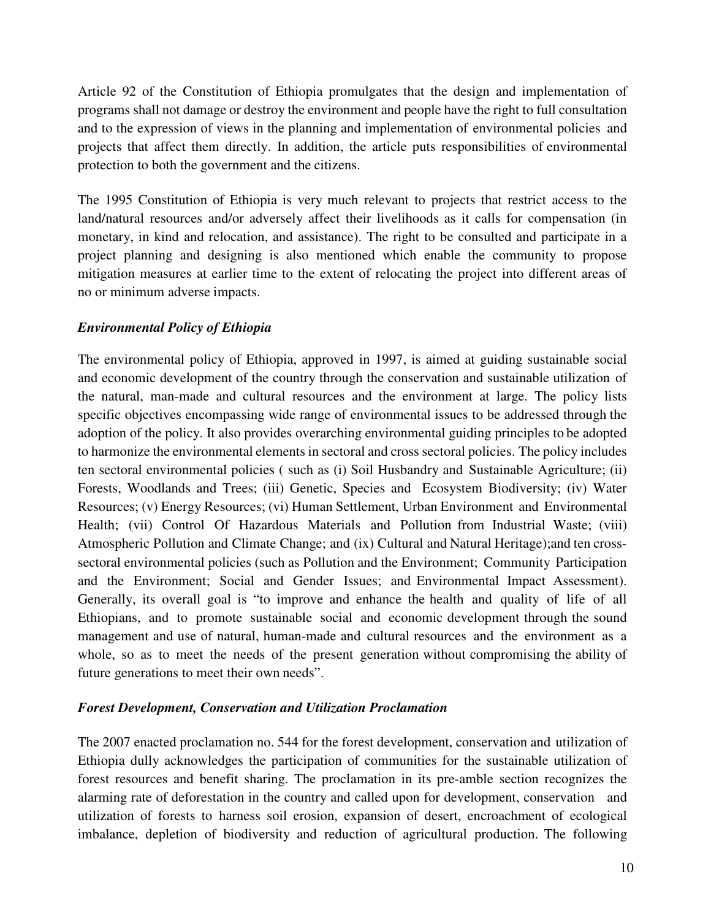Article 92 of the Constitution of Ethiopia promulgates that the design and implementation of programs shall not damage or destroy the environment and people have the right to full consultation and to the expression of views in the planning and implementation of environmental policies and projects that affect them directly. In addition, the article puts responsibilities of environmental protection to both the government and the citizens.

The 1995 Constitution of Ethiopia is very much relevant to projects that restrict access to the land/natural resources and/or adversely affect their livelihoods as it calls for compensation (in monetary, in kind and relocation, and assistance). The right to be consulted and participate in a project planning and designing is also mentioned which enable the community to propose mitigation measures at earlier time to the extent of relocating the project into different areas of no or minimum adverse impacts.

***Environmental Policy of Ethiopia***

The environmental policy of Ethiopia, approved in 1997, is aimed at guiding sustainable social and economic development of the country through the conservation and sustainable utilization of the natural, man-made and cultural resources and the environment at large. The policy lists specific objectives encompassing wide range of environmental issues to be addressed through the adoption of the policy. It also provides overarching environmental guiding principles to be adopted to harmonize the environmental elements in sectoral and cross sectoral policies. The policy includes ten sectoral environmental policies ( such as (i) Soil Husbandry and Sustainable Agriculture; (ii) Forests, Woodlands and Trees; (iii) Genetic, Species and Ecosystem Biodiversity; (iv) Water Resources; (v) Energy Resources; (vi) Human Settlement, Urban Environment and Environmental Health; (vii) Control Of Hazardous Materials and Pollution from Industrial Waste; (viii) Atmospheric Pollution and Climate Change; and (ix) Cultural and Natural Heritage);and ten cross-sectoral environmental policies (such as Pollution and the Environment; Community Participation and the Environment; Social and Gender Issues; and Environmental Impact Assessment). Generally, its overall goal is "to improve and enhance the health and quality of life of all Ethiopians, and to promote sustainable social and economic development through the sound management and use of natural, human-made and cultural resources and the environment as a whole, so as to meet the needs of the present generation without compromising the ability of future generations to meet their own needs".

***Forest Development, Conservation and Utilization Proclamation***

The 2007 enacted proclamation no. 544 for the forest development, conservation and utilization of Ethiopia dully acknowledges the participation of communities for the sustainable utilization of forest resources and benefit sharing. The proclamation in its pre-amble section recognizes the alarming rate of deforestation in the country and called upon for development, conservation and utilization of forests to harness soil erosion, expansion of desert, encroachment of ecological imbalance, depletion of biodiversity and reduction of agricultural production. The following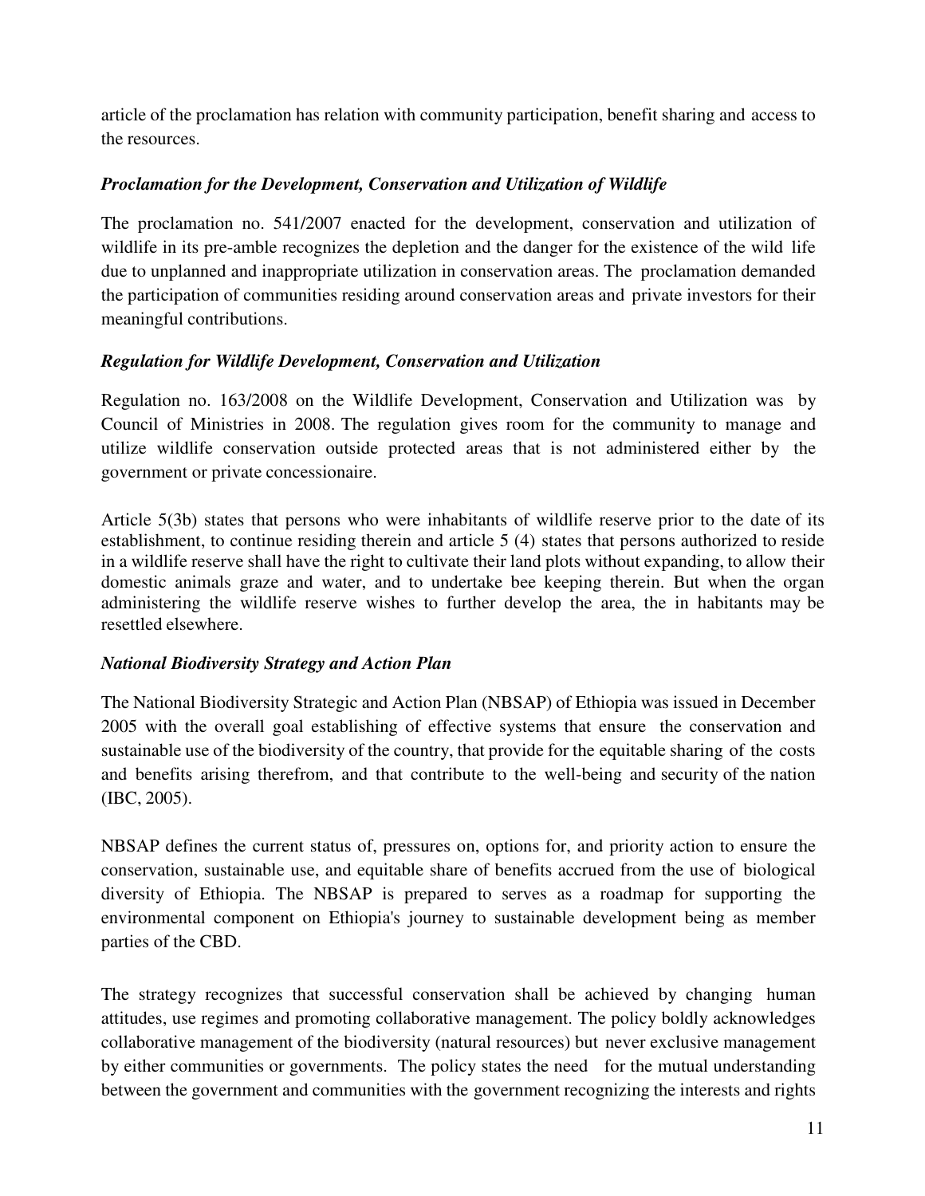article of the proclamation has relation with community participation, benefit sharing and access to the resources.

### *Proclamation for the Development, Conservation and Utilization of Wildlife*

The proclamation no. 541/2007 enacted for the development, conservation and utilization of wildlife in its pre-amble recognizes the depletion and the danger for the existence of the wild life due to unplanned and inappropriate utilization in conservation areas. The proclamation demanded the participation of communities residing around conservation areas and private investors for their meaningful contributions.

### *Regulation for Wildlife Development, Conservation and Utilization*

Regulation no. 163/2008 on the Wildlife Development, Conservation and Utilization was by Council of Ministries in 2008. The regulation gives room for the community to manage and utilize wildlife conservation outside protected areas that is not administered either by the government or private concessionaire.

Article 5(3b) states that persons who were inhabitants of wildlife reserve prior to the date of its establishment, to continue residing therein and article 5 (4) states that persons authorized to reside in a wildlife reserve shall have the right to cultivate their land plots without expanding, to allow their domestic animals graze and water, and to undertake bee keeping therein. But when the organ administering the wildlife reserve wishes to further develop the area, the in habitants may be resettled elsewhere.

### *National Biodiversity Strategy and Action Plan*

The National Biodiversity Strategic and Action Plan (NBSAP) of Ethiopia was issued in December 2005 with the overall goal establishing of effective systems that ensure the conservation and sustainable use of the biodiversity of the country, that provide for the equitable sharing of the costs and benefits arising therefrom, and that contribute to the well-being and security of the nation (IBC, 2005).

NBSAP defines the current status of, pressures on, options for, and priority action to ensure the conservation, sustainable use, and equitable share of benefits accrued from the use of biological diversity of Ethiopia. The NBSAP is prepared to serves as a roadmap for supporting the environmental component on Ethiopia's journey to sustainable development being as member parties of the CBD.

The strategy recognizes that successful conservation shall be achieved by changing human attitudes, use regimes and promoting collaborative management. The policy boldly acknowledges collaborative management of the biodiversity (natural resources) but never exclusive management by either communities or governments. The policy states the need for the mutual understanding between the government and communities with the government recognizing the interests and rights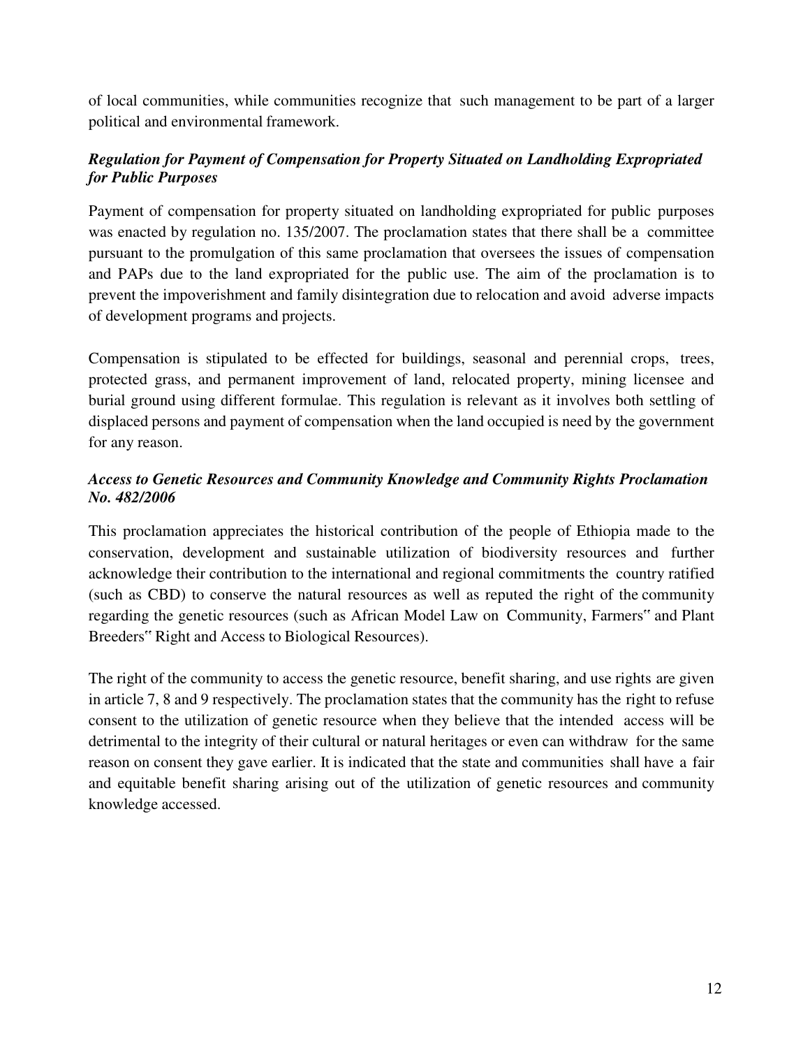of local communities, while communities recognize that such management to be part of a larger political and environmental framework.

***Regulation for Payment of Compensation for Property Situated on Landholding Expropriated for Public Purposes***

Payment of compensation for property situated on landholding expropriated for public purposes was enacted by regulation no. 135/2007. The proclamation states that there shall be a committee pursuant to the promulgation of this same proclamation that oversees the issues of compensation and PAPs due to the land expropriated for the public use. The aim of the proclamation is to prevent the impoverishment and family disintegration due to relocation and avoid adverse impacts of development programs and projects.

Compensation is stipulated to be effected for buildings, seasonal and perennial crops, trees, protected grass, and permanent improvement of land, relocated property, mining licensee and burial ground using different formulae. This regulation is relevant as it involves both settling of displaced persons and payment of compensation when the land occupied is need by the government for any reason.

***Access to Genetic Resources and Community Knowledge and Community Rights Proclamation No. 482/2006***

This proclamation appreciates the historical contribution of the people of Ethiopia made to the conservation, development and sustainable utilization of biodiversity resources and further acknowledge their contribution to the international and regional commitments the country ratified (such as CBD) to conserve the natural resources as well as reputed the right of the community regarding the genetic resources (such as African Model Law on Community, Farmers" and Plant Breeders" Right and Access to Biological Resources).

The right of the community to access the genetic resource, benefit sharing, and use rights are given in article 7, 8 and 9 respectively. The proclamation states that the community has the right to refuse consent to the utilization of genetic resource when they believe that the intended access will be detrimental to the integrity of their cultural or natural heritages or even can withdraw for the same reason on consent they gave earlier. It is indicated that the state and communities shall have a fair and equitable benefit sharing arising out of the utilization of genetic resources and community knowledge accessed.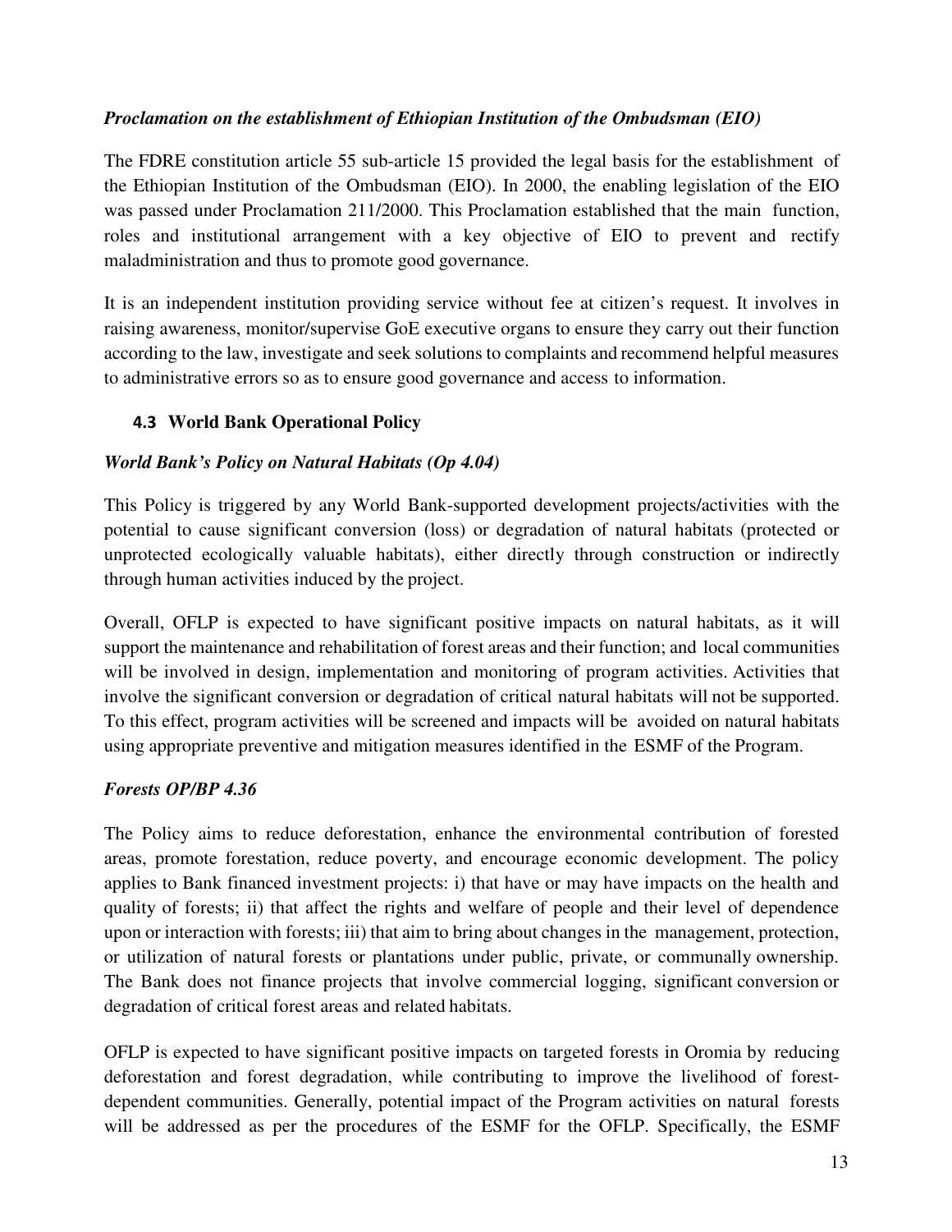*Proclamation on the establishment of Ethiopian Institution of the Ombudsman (EIO)*

The FDRE constitution article 55 sub-article 15 provided the legal basis for the establishment of the Ethiopian Institution of the Ombudsman (EIO). In 2000, the enabling legislation of the EIO was passed under Proclamation 211/2000. This Proclamation established that the main function, roles and institutional arrangement with a key objective of EIO to prevent and rectify maladministration and thus to promote good governance.

It is an independent institution providing service without fee at citizen's request. It involves in raising awareness, monitor/supervise GoE executive organs to ensure they carry out their function according to the law, investigate and seek solutions to complaints and recommend helpful measures to administrative errors so as to ensure good governance and access to information.

### 4.3 World Bank Operational Policy

*World Bank's Policy on Natural Habitats (Op 4.04)*

This Policy is triggered by any World Bank-supported development projects/activities with the potential to cause significant conversion (loss) or degradation of natural habitats (protected or unprotected ecologically valuable habitats), either directly through construction or indirectly through human activities induced by the project.

Overall, OFLP is expected to have significant positive impacts on natural habitats, as it will support the maintenance and rehabilitation of forest areas and their function; and local communities will be involved in design, implementation and monitoring of program activities. Activities that involve the significant conversion or degradation of critical natural habitats will not be supported. To this effect, program activities will be screened and impacts will be avoided on natural habitats using appropriate preventive and mitigation measures identified in the ESMF of the Program.

*Forests OP/BP 4.36*

The Policy aims to reduce deforestation, enhance the environmental contribution of forested areas, promote forestation, reduce poverty, and encourage economic development. The policy applies to Bank financed investment projects: i) that have or may have impacts on the health and quality of forests; ii) that affect the rights and welfare of people and their level of dependence upon or interaction with forests; iii) that aim to bring about changes in the management, protection, or utilization of natural forests or plantations under public, private, or communally ownership. The Bank does not finance projects that involve commercial logging, significant conversion or degradation of critical forest areas and related habitats.

OFLP is expected to have significant positive impacts on targeted forests in Oromia by reducing deforestation and forest degradation, while contributing to improve the livelihood of forest-dependent communities. Generally, potential impact of the Program activities on natural forests will be addressed as per the procedures of the ESMF for the OFLP. Specifically, the ESMF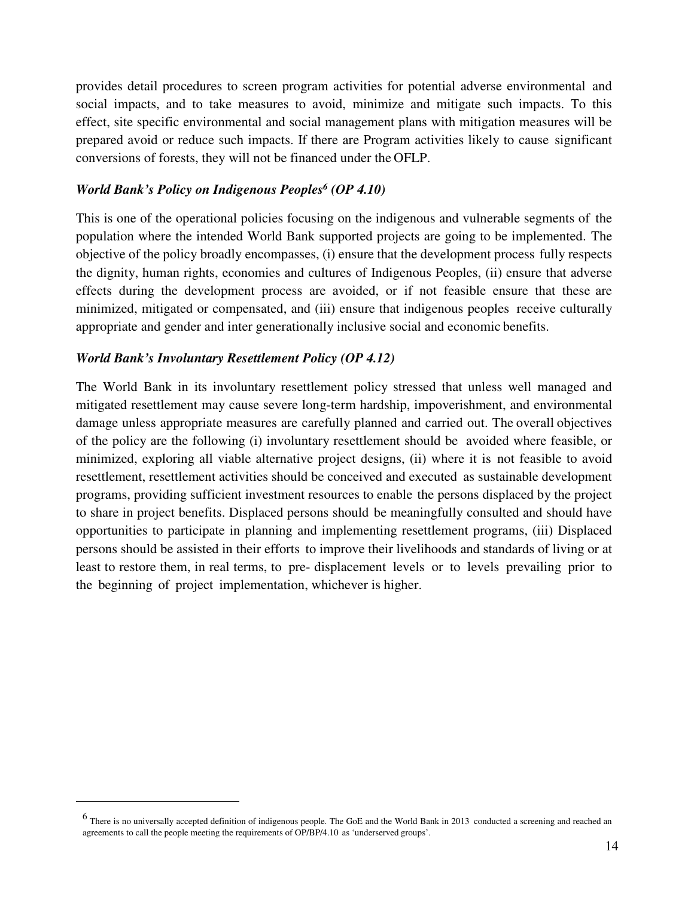provides detail procedures to screen program activities for potential adverse environmental and social impacts, and to take measures to avoid, minimize and mitigate such impacts. To this effect, site specific environmental and social management plans with mitigation measures will be prepared avoid or reduce such impacts. If there are Program activities likely to cause significant conversions of forests, they will not be financed under the OFLP.

***World Bank's Policy on Indigenous Peoples[6] (OP 4.10)***

This is one of the operational policies focusing on the indigenous and vulnerable segments of the population where the intended World Bank supported projects are going to be implemented. The objective of the policy broadly encompasses, (i) ensure that the development process fully respects the dignity, human rights, economies and cultures of Indigenous Peoples, (ii) ensure that adverse effects during the development process are avoided, or if not feasible ensure that these are minimized, mitigated or compensated, and (iii) ensure that indigenous peoples receive culturally appropriate and gender and inter generationally inclusive social and economic benefits.

***World Bank's Involuntary Resettlement Policy (OP 4.12)***

The World Bank in its involuntary resettlement policy stressed that unless well managed and mitigated resettlement may cause severe long-term hardship, impoverishment, and environmental damage unless appropriate measures are carefully planned and carried out. The overall objectives of the policy are the following (i) involuntary resettlement should be avoided where feasible, or minimized, exploring all viable alternative project designs, (ii) where it is not feasible to avoid resettlement, resettlement activities should be conceived and executed as sustainable development programs, providing sufficient investment resources to enable the persons displaced by the project to share in project benefits. Displaced persons should be meaningfully consulted and should have opportunities to participate in planning and implementing resettlement programs, (iii) Displaced persons should be assisted in their efforts to improve their livelihoods and standards of living or at least to restore them, in real terms, to pre- displacement levels or to levels prevailing prior to the beginning of project implementation, whichever is higher.

---

[6] There is no universally accepted definition of indigenous people. The GoE and the World Bank in 2013 conducted a screening and reached an agreements to call the people meeting the requirements of OP/BP/4.10 as 'underserved groups'.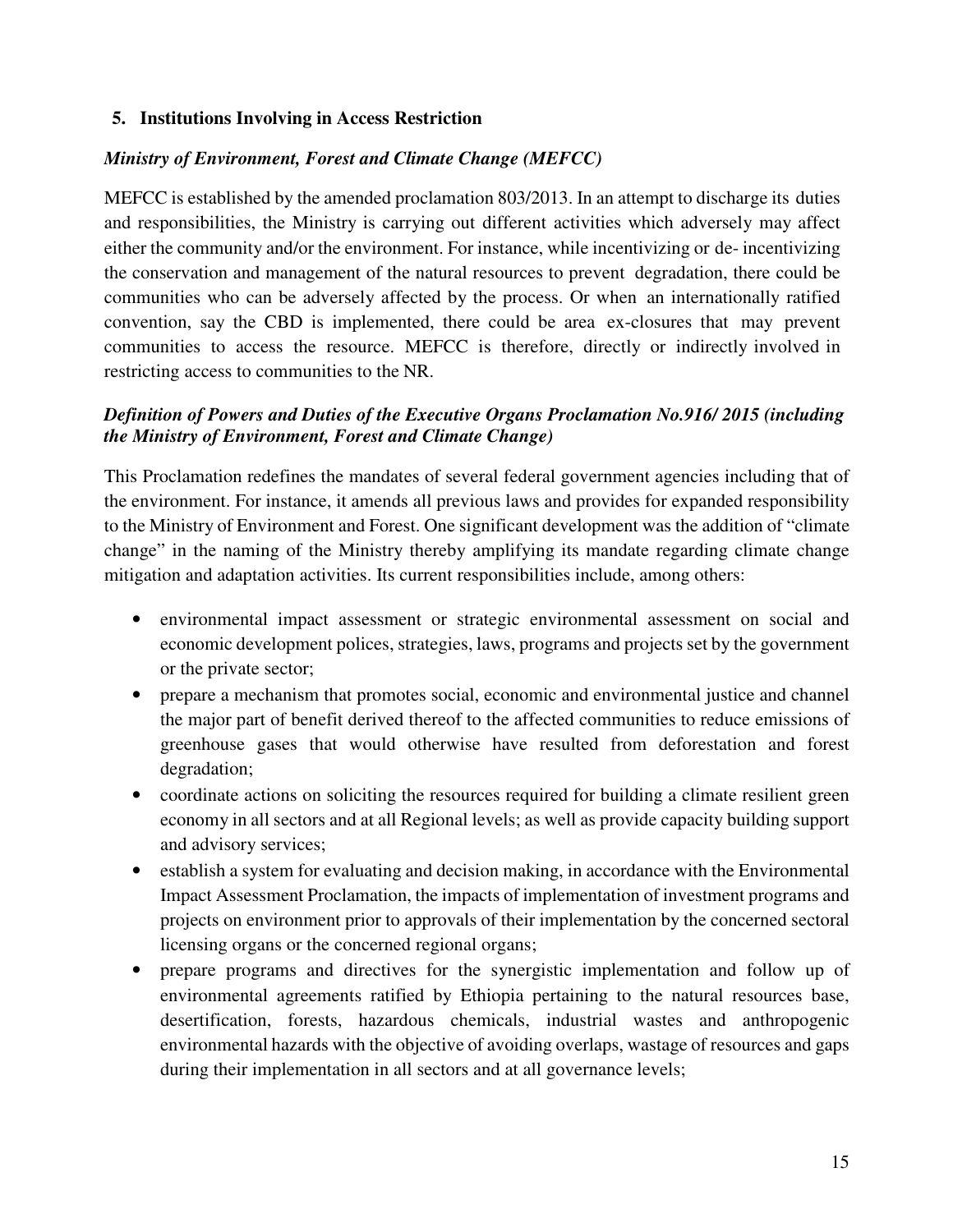## 5. Institutions Involving in Access Restriction

### *Ministry of Environment, Forest and Climate Change (MEFCC)*

MEFCC is established by the amended proclamation 803/2013. In an attempt to discharge its duties and responsibilities, the Ministry is carrying out different activities which adversely may affect either the community and/or the environment. For instance, while incentivizing or de- incentivizing the conservation and management of the natural resources to prevent degradation, there could be communities who can be adversely affected by the process. Or when an internationally ratified convention, say the CBD is implemented, there could be area ex-closures that may prevent communities to access the resource. MEFCC is therefore, directly or indirectly involved in restricting access to communities to the NR.

### *Definition of Powers and Duties of the Executive Organs Proclamation No.916/ 2015 (including the Ministry of Environment, Forest and Climate Change)*

This Proclamation redefines the mandates of several federal government agencies including that of the environment. For instance, it amends all previous laws and provides for expanded responsibility to the Ministry of Environment and Forest. One significant development was the addition of "climate change" in the naming of the Ministry thereby amplifying its mandate regarding climate change mitigation and adaptation activities. Its current responsibilities include, among others:

- environmental impact assessment or strategic environmental assessment on social and economic development polices, strategies, laws, programs and projects set by the government or the private sector;
- prepare a mechanism that promotes social, economic and environmental justice and channel the major part of benefit derived thereof to the affected communities to reduce emissions of greenhouse gases that would otherwise have resulted from deforestation and forest degradation;
- coordinate actions on soliciting the resources required for building a climate resilient green economy in all sectors and at all Regional levels; as well as provide capacity building support and advisory services;
- establish a system for evaluating and decision making, in accordance with the Environmental Impact Assessment Proclamation, the impacts of implementation of investment programs and projects on environment prior to approvals of their implementation by the concerned sectoral licensing organs or the concerned regional organs;
- prepare programs and directives for the synergistic implementation and follow up of environmental agreements ratified by Ethiopia pertaining to the natural resources base, desertification, forests, hazardous chemicals, industrial wastes and anthropogenic environmental hazards with the objective of avoiding overlaps, wastage of resources and gaps during their implementation in all sectors and at all governance levels;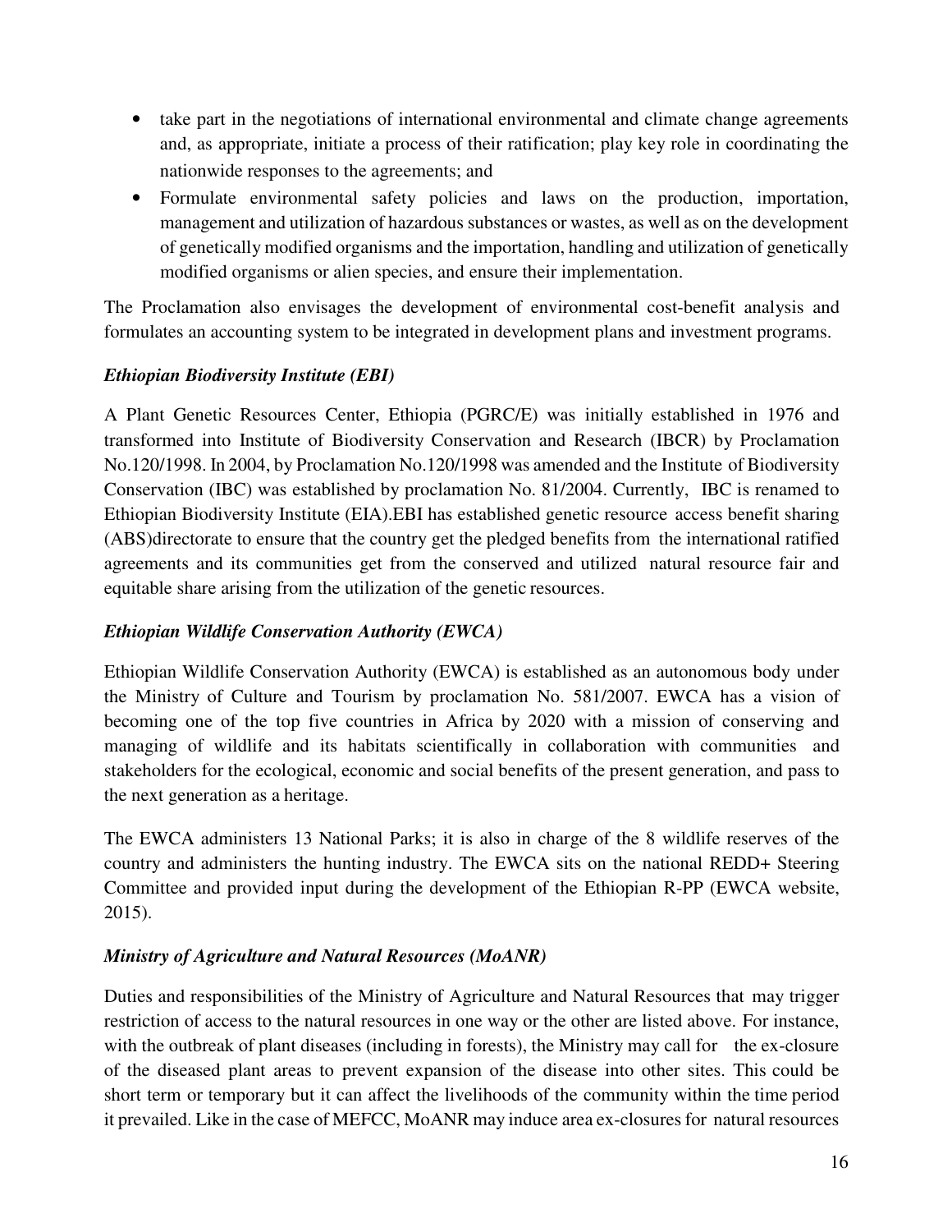- take part in the negotiations of international environmental and climate change agreements and, as appropriate, initiate a process of their ratification; play key role in coordinating the nationwide responses to the agreements; and
- Formulate environmental safety policies and laws on the production, importation, management and utilization of hazardous substances or wastes, as well as on the development of genetically modified organisms and the importation, handling and utilization of genetically modified organisms or alien species, and ensure their implementation.

The Proclamation also envisages the development of environmental cost-benefit analysis and formulates an accounting system to be integrated in development plans and investment programs.

***Ethiopian Biodiversity Institute (EBI)***

A Plant Genetic Resources Center, Ethiopia (PGRC/E) was initially established in 1976 and transformed into Institute of Biodiversity Conservation and Research (IBCR) by Proclamation No.120/1998. In 2004, by Proclamation No.120/1998 was amended and the Institute of Biodiversity Conservation (IBC) was established by proclamation No. 81/2004. Currently, IBC is renamed to Ethiopian Biodiversity Institute (EIA).EBI has established genetic resource access benefit sharing (ABS)directorate to ensure that the country get the pledged benefits from the international ratified agreements and its communities get from the conserved and utilized natural resource fair and equitable share arising from the utilization of the genetic resources.

***Ethiopian Wildlife Conservation Authority (EWCA)***

Ethiopian Wildlife Conservation Authority (EWCA) is established as an autonomous body under the Ministry of Culture and Tourism by proclamation No. 581/2007. EWCA has a vision of becoming one of the top five countries in Africa by 2020 with a mission of conserving and managing of wildlife and its habitats scientifically in collaboration with communities and stakeholders for the ecological, economic and social benefits of the present generation, and pass to the next generation as a heritage.

The EWCA administers 13 National Parks; it is also in charge of the 8 wildlife reserves of the country and administers the hunting industry. The EWCA sits on the national REDD+ Steering Committee and provided input during the development of the Ethiopian R-PP (EWCA website, 2015).

***Ministry of Agriculture and Natural Resources (MoANR)***

Duties and responsibilities of the Ministry of Agriculture and Natural Resources that may trigger restriction of access to the natural resources in one way or the other are listed above. For instance, with the outbreak of plant diseases (including in forests), the Ministry may call for the ex-closure of the diseased plant areas to prevent expansion of the disease into other sites. This could be short term or temporary but it can affect the livelihoods of the community within the time period it prevailed. Like in the case of MEFCC, MoANR may induce area ex-closures for natural resources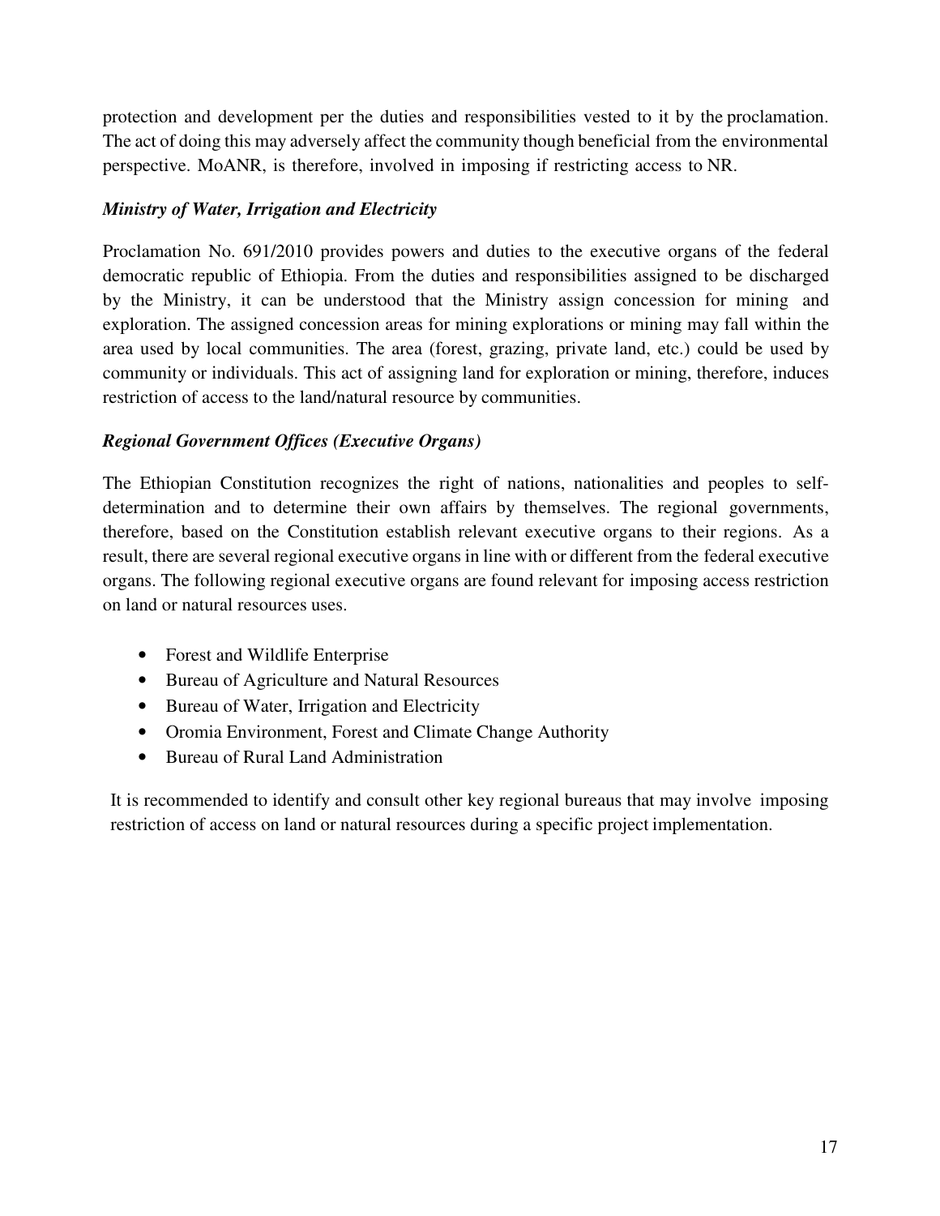protection and development per the duties and responsibilities vested to it by the proclamation. The act of doing this may adversely affect the community though beneficial from the environmental perspective. MoANR, is therefore, involved in imposing if restricting access to NR.

***Ministry of Water, Irrigation and Electricity***

Proclamation No. 691/2010 provides powers and duties to the executive organs of the federal democratic republic of Ethiopia. From the duties and responsibilities assigned to be discharged by the Ministry, it can be understood that the Ministry assign concession for mining and exploration. The assigned concession areas for mining explorations or mining may fall within the area used by local communities. The area (forest, grazing, private land, etc.) could be used by community or individuals. This act of assigning land for exploration or mining, therefore, induces restriction of access to the land/natural resource by communities.

***Regional Government Offices (Executive Organs)***

The Ethiopian Constitution recognizes the right of nations, nationalities and peoples to self-determination and to determine their own affairs by themselves. The regional governments, therefore, based on the Constitution establish relevant executive organs to their regions. As a result, there are several regional executive organs in line with or different from the federal executive organs. The following regional executive organs are found relevant for imposing access restriction on land or natural resources uses.

- Forest and Wildlife Enterprise
- Bureau of Agriculture and Natural Resources
- Bureau of Water, Irrigation and Electricity
- Oromia Environment, Forest and Climate Change Authority
- Bureau of Rural Land Administration

It is recommended to identify and consult other key regional bureaus that may involve imposing restriction of access on land or natural resources during a specific project implementation.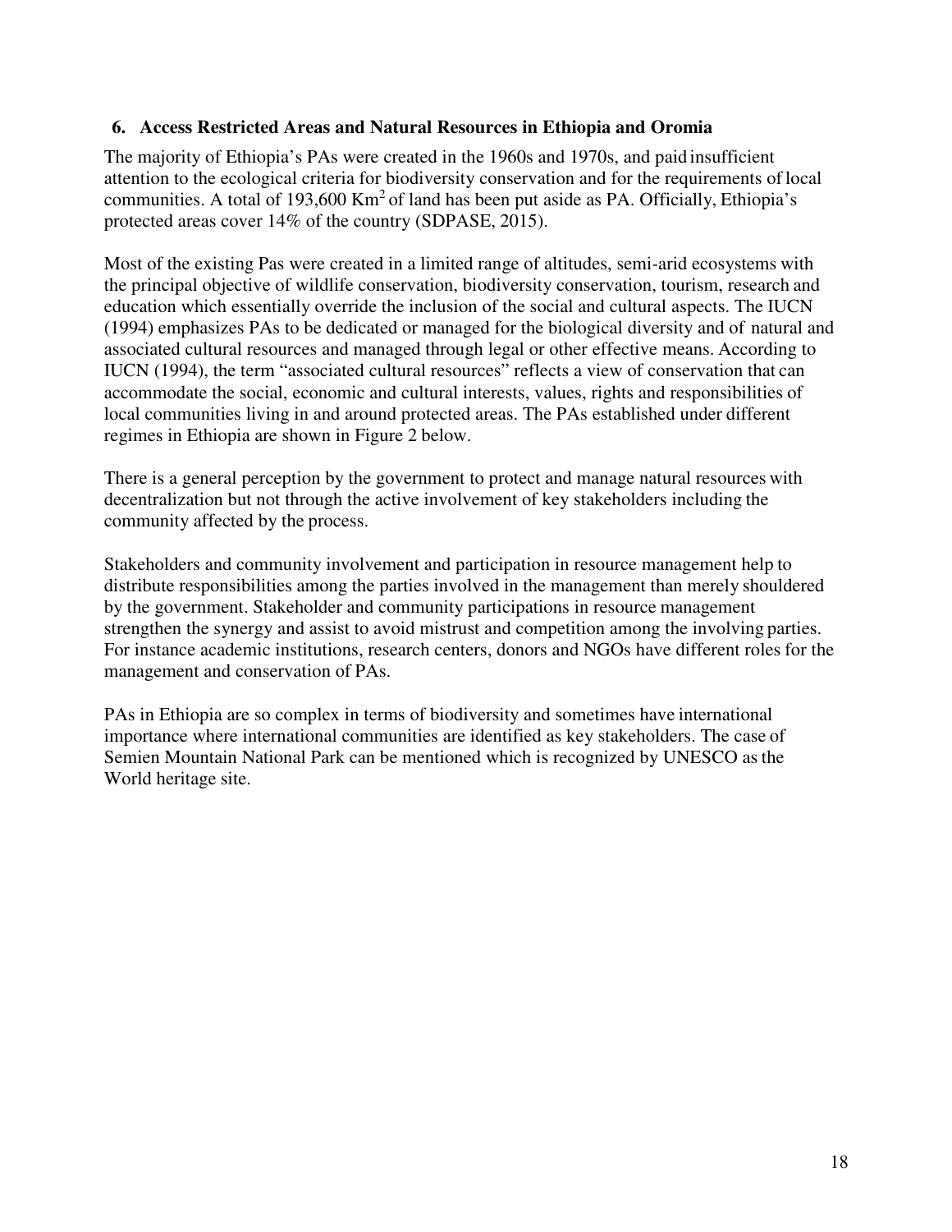## 6. Access Restricted Areas and Natural Resources in Ethiopia and Oromia

The majority of Ethiopia's PAs were created in the 1960s and 1970s, and paid insufficient attention to the ecological criteria for biodiversity conservation and for the requirements of local communities. A total of 193,600 $Km^2$ of land has been put aside as PA. Officially, Ethiopia's protected areas cover 14% of the country (SDPASE, 2015).

Most of the existing Pas were created in a limited range of altitudes, semi-arid ecosystems with the principal objective of wildlife conservation, biodiversity conservation, tourism, research and education which essentially override the inclusion of the social and cultural aspects. The IUCN (1994) emphasizes PAs to be dedicated or managed for the biological diversity and of natural and associated cultural resources and managed through legal or other effective means. According to IUCN (1994), the term "associated cultural resources" reflects a view of conservation that can accommodate the social, economic and cultural interests, values, rights and responsibilities of local communities living in and around protected areas. The PAs established under different regimes in Ethiopia are shown in Figure 2 below.

There is a general perception by the government to protect and manage natural resources with decentralization but not through the active involvement of key stakeholders including the community affected by the process.

Stakeholders and community involvement and participation in resource management help to distribute responsibilities among the parties involved in the management than merely shouldered by the government. Stakeholder and community participations in resource management strengthen the synergy and assist to avoid mistrust and competition among the involving parties. For instance academic institutions, research centers, donors and NGOs have different roles for the management and conservation of PAs.

PAs in Ethiopia are so complex in terms of biodiversity and sometimes have international importance where international communities are identified as key stakeholders. The case of Semien Mountain National Park can be mentioned which is recognized by UNESCO as the World heritage site.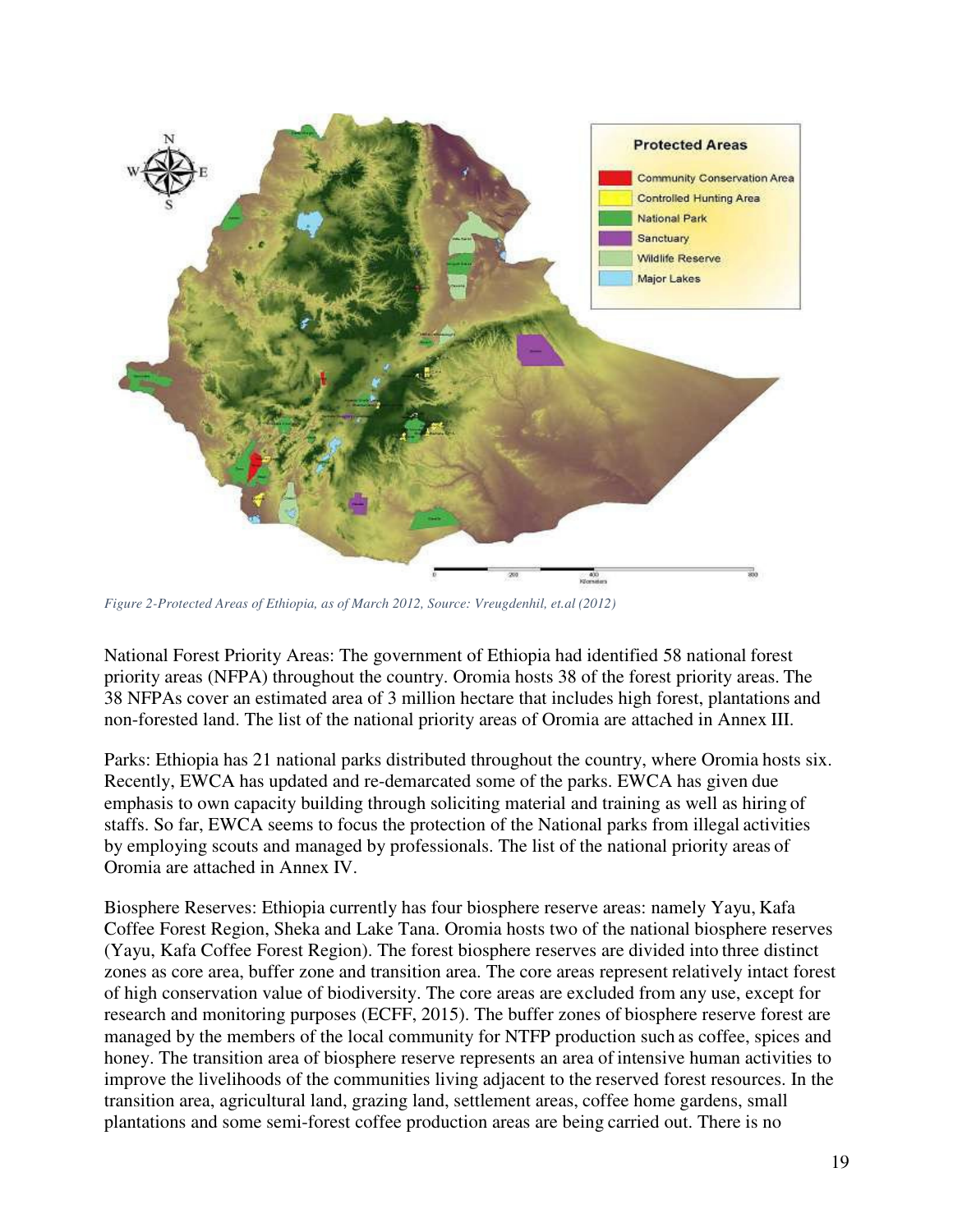*Figure 2-Protected Areas of Ethiopia, as of March 2012, Source: Vreugdenhil, et.al (2012)*

National Forest Priority Areas: The government of Ethiopia had identified 58 national forest priority areas (NFPA) throughout the country. Oromia hosts 38 of the forest priority areas. The 38 NFPAs cover an estimated area of 3 million hectare that includes high forest, plantations and non-forested land. The list of the national priority areas of Oromia are attached in Annex III.

Parks: Ethiopia has 21 national parks distributed throughout the country, where Oromia hosts six. Recently, EWCA has updated and re-demarcated some of the parks. EWCA has given due emphasis to own capacity building through soliciting material and training as well as hiring of staffs. So far, EWCA seems to focus the protection of the National parks from illegal activities by employing scouts and managed by professionals. The list of the national priority areas of Oromia are attached in Annex IV.

Biosphere Reserves: Ethiopia currently has four biosphere reserve areas: namely Yayu, Kafa Coffee Forest Region, Sheka and Lake Tana. Oromia hosts two of the national biosphere reserves (Yayu, Kafa Coffee Forest Region). The forest biosphere reserves are divided into three distinct zones as core area, buffer zone and transition area. The core areas represent relatively intact forest of high conservation value of biodiversity. The core areas are excluded from any use, except for research and monitoring purposes (ECFF, 2015). The buffer zones of biosphere reserve forest are managed by the members of the local community for NTFP production such as coffee, spices and honey. The transition area of biosphere reserve represents an area of intensive human activities to improve the livelihoods of the communities living adjacent to the reserved forest resources. In the transition area, agricultural land, grazing land, settlement areas, coffee home gardens, small plantations and some semi-forest coffee production areas are being carried out. There is no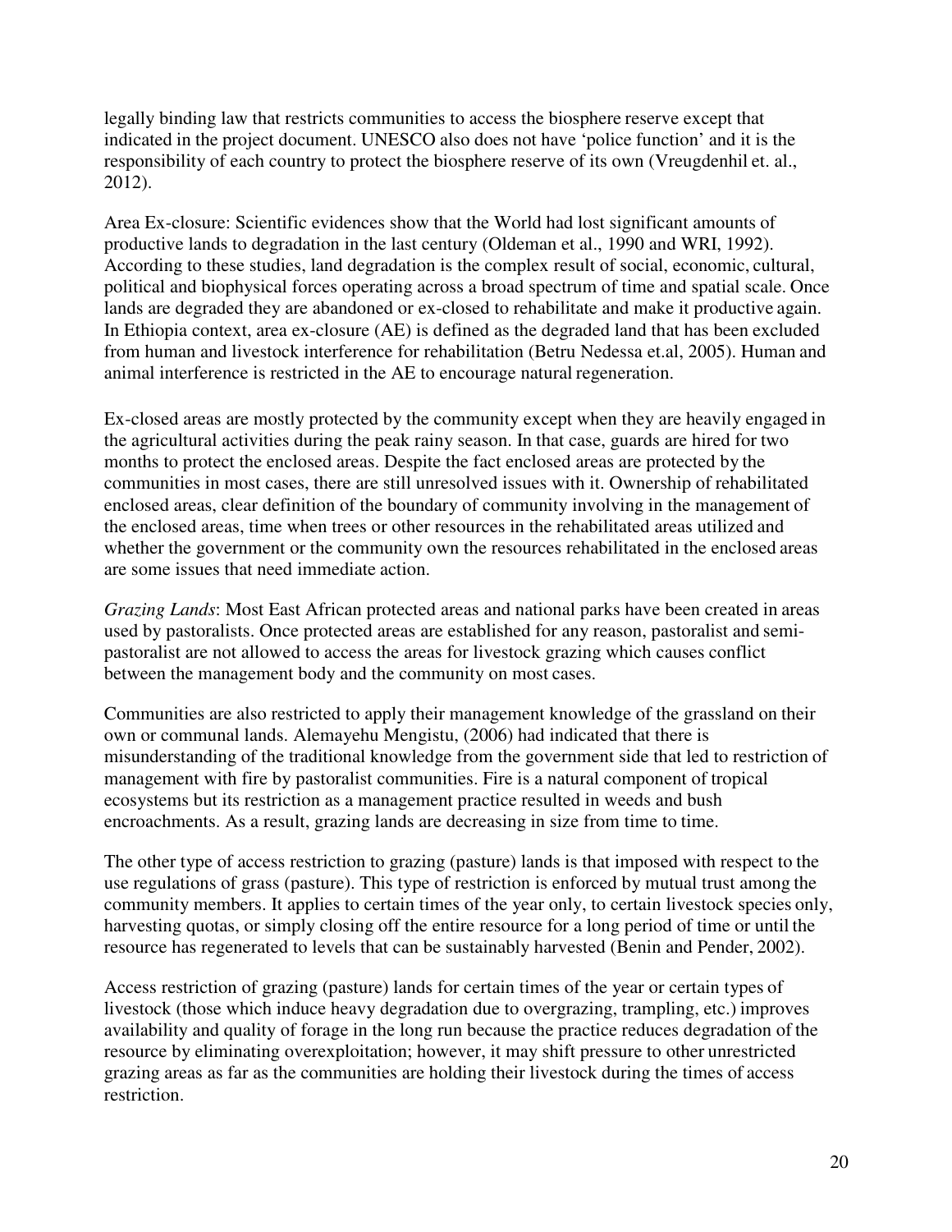legally binding law that restricts communities to access the biosphere reserve except that indicated in the project document. UNESCO also does not have 'police function' and it is the responsibility of each country to protect the biosphere reserve of its own (Vreugdenhil et. al., 2012).

Area Ex-closure: Scientific evidences show that the World had lost significant amounts of productive lands to degradation in the last century (Oldeman et al., 1990 and WRI, 1992). According to these studies, land degradation is the complex result of social, economic, cultural, political and biophysical forces operating across a broad spectrum of time and spatial scale. Once lands are degraded they are abandoned or ex-closed to rehabilitate and make it productive again. In Ethiopia context, area ex-closure (AE) is defined as the degraded land that has been excluded from human and livestock interference for rehabilitation (Betru Nedessa et.al, 2005). Human and animal interference is restricted in the AE to encourage natural regeneration.

Ex-closed areas are mostly protected by the community except when they are heavily engaged in the agricultural activities during the peak rainy season. In that case, guards are hired for two months to protect the enclosed areas. Despite the fact enclosed areas are protected by the communities in most cases, there are still unresolved issues with it. Ownership of rehabilitated enclosed areas, clear definition of the boundary of community involving in the management of the enclosed areas, time when trees or other resources in the rehabilitated areas utilized and whether the government or the community own the resources rehabilitated in the enclosed areas are some issues that need immediate action.

*Grazing Lands*: Most East African protected areas and national parks have been created in areas used by pastoralists. Once protected areas are established for any reason, pastoralist and semi-pastoralist are not allowed to access the areas for livestock grazing which causes conflict between the management body and the community on most cases.

Communities are also restricted to apply their management knowledge of the grassland on their own or communal lands. Alemayehu Mengistu, (2006) had indicated that there is misunderstanding of the traditional knowledge from the government side that led to restriction of management with fire by pastoralist communities. Fire is a natural component of tropical ecosystems but its restriction as a management practice resulted in weeds and bush encroachments. As a result, grazing lands are decreasing in size from time to time.

The other type of access restriction to grazing (pasture) lands is that imposed with respect to the use regulations of grass (pasture). This type of restriction is enforced by mutual trust among the community members. It applies to certain times of the year only, to certain livestock species only, harvesting quotas, or simply closing off the entire resource for a long period of time or until the resource has regenerated to levels that can be sustainably harvested (Benin and Pender, 2002).

Access restriction of grazing (pasture) lands for certain times of the year or certain types of livestock (those which induce heavy degradation due to overgrazing, trampling, etc.) improves availability and quality of forage in the long run because the practice reduces degradation of the resource by eliminating overexploitation; however, it may shift pressure to other unrestricted grazing areas as far as the communities are holding their livestock during the times of access restriction.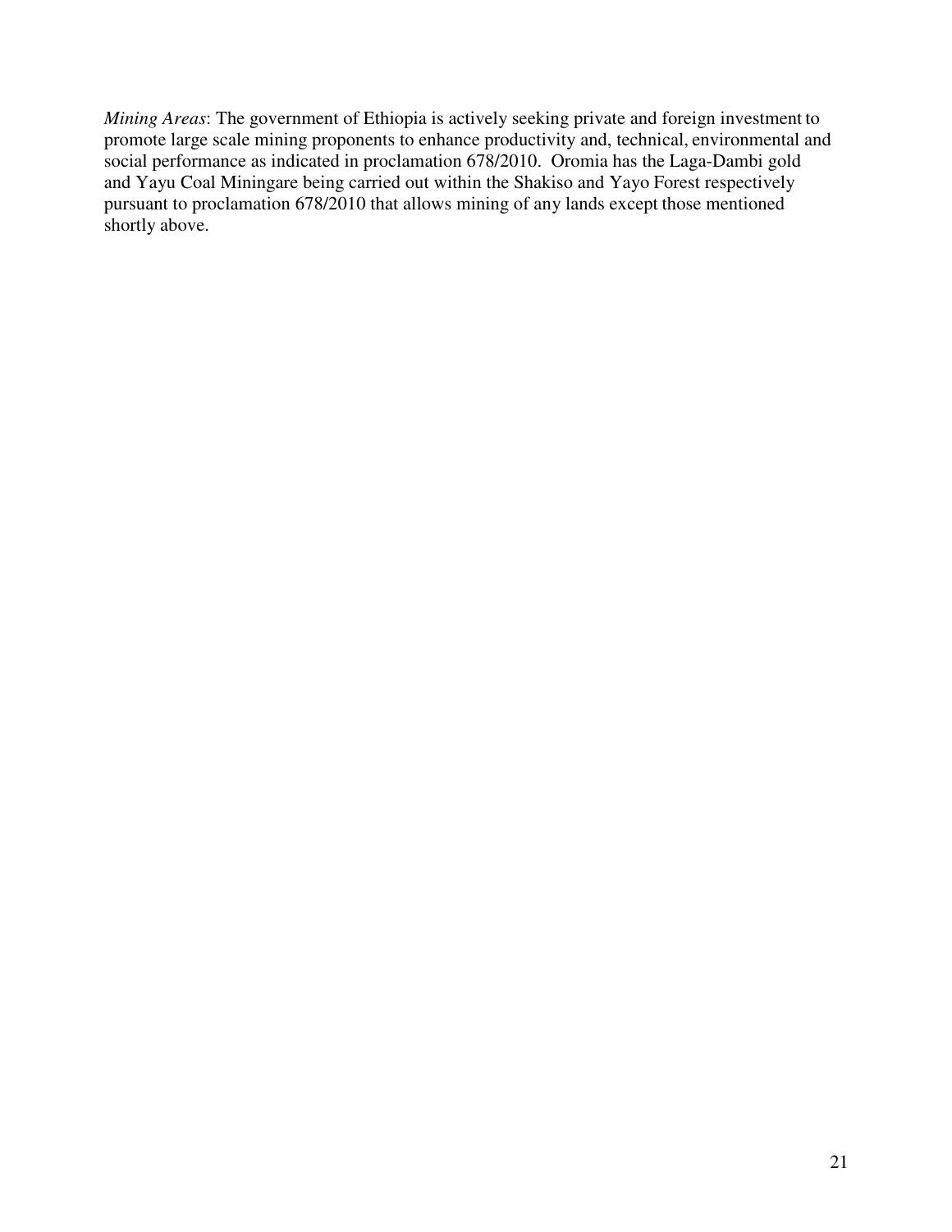*Mining Areas*: The government of Ethiopia is actively seeking private and foreign investment to promote large scale mining proponents to enhance productivity and, technical, environmental and social performance as indicated in proclamation 678/2010. Oromia has the Laga-Dambi gold and Yayu Coal Miningare being carried out within the Shakiso and Yayo Forest respectively pursuant to proclamation 678/2010 that allows mining of any lands except those mentioned shortly above.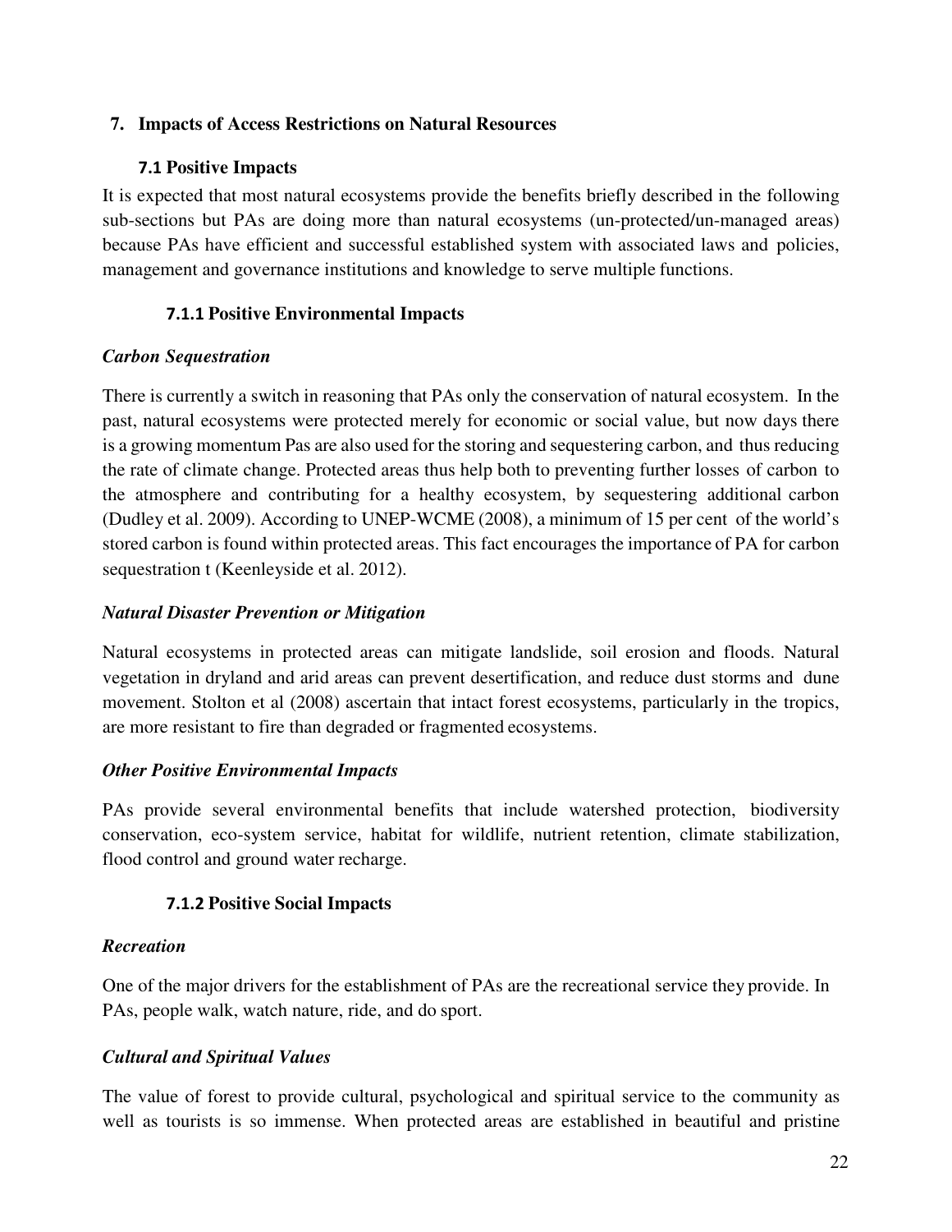## 7. Impacts of Access Restrictions on Natural Resources

### 7.1 Positive Impacts

It is expected that most natural ecosystems provide the benefits briefly described in the following sub-sections but PAs are doing more than natural ecosystems (un-protected/un-managed areas) because PAs have efficient and successful established system with associated laws and policies, management and governance institutions and knowledge to serve multiple functions.

#### 7.1.1 Positive Environmental Impacts

***Carbon Sequestration***

There is currently a switch in reasoning that PAs only the conservation of natural ecosystem. In the past, natural ecosystems were protected merely for economic or social value, but now days there is a growing momentum Pas are also used for the storing and sequestering carbon, and thus reducing the rate of climate change. Protected areas thus help both to preventing further losses of carbon to the atmosphere and contributing for a healthy ecosystem, by sequestering additional carbon (Dudley et al. 2009). According to UNEP-WCME (2008), a minimum of 15 per cent of the world's stored carbon is found within protected areas. This fact encourages the importance of PA for carbon sequestration t (Keenleyside et al. 2012).

***Natural Disaster Prevention or Mitigation***

Natural ecosystems in protected areas can mitigate landslide, soil erosion and floods. Natural vegetation in dryland and arid areas can prevent desertification, and reduce dust storms and dune movement. Stolton et al (2008) ascertain that intact forest ecosystems, particularly in the tropics, are more resistant to fire than degraded or fragmented ecosystems.

***Other Positive Environmental Impacts***

PAs provide several environmental benefits that include watershed protection, biodiversity conservation, eco-system service, habitat for wildlife, nutrient retention, climate stabilization, flood control and ground water recharge.

#### 7.1.2 Positive Social Impacts

***Recreation***

One of the major drivers for the establishment of PAs are the recreational service they provide. In PAs, people walk, watch nature, ride, and do sport.

***Cultural and Spiritual Values***

The value of forest to provide cultural, psychological and spiritual service to the community as well as tourists is so immense. When protected areas are established in beautiful and pristine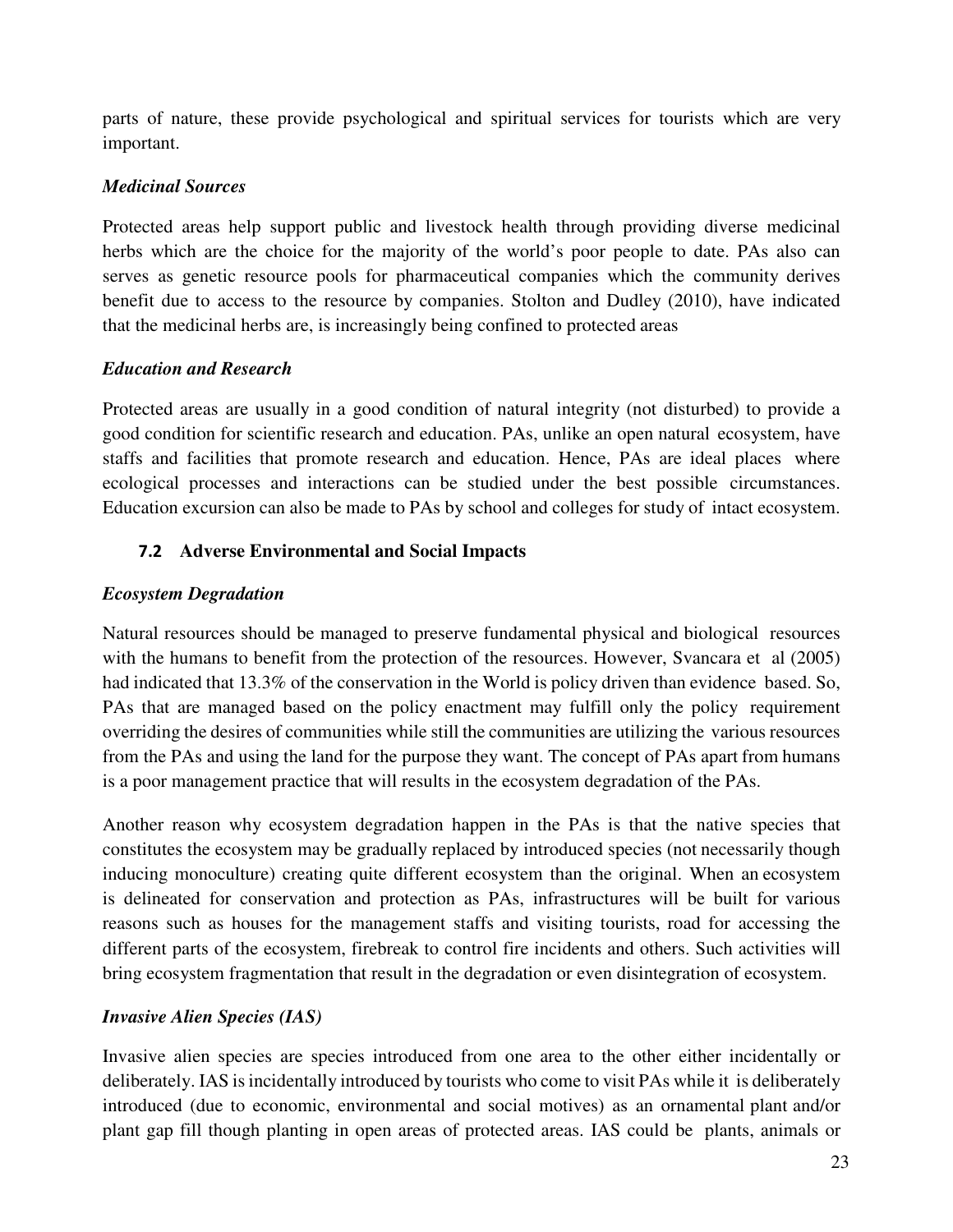parts of nature, these provide psychological and spiritual services for tourists which are very important.

***Medicinal Sources***

Protected areas help support public and livestock health through providing diverse medicinal herbs which are the choice for the majority of the world's poor people to date. PAs also can serves as genetic resource pools for pharmaceutical companies which the community derives benefit due to access to the resource by companies. Stolton and Dudley (2010), have indicated that the medicinal herbs are, is increasingly being confined to protected areas

***Education and Research***

Protected areas are usually in a good condition of natural integrity (not disturbed) to provide a good condition for scientific research and education. PAs, unlike an open natural ecosystem, have staffs and facilities that promote research and education. Hence, PAs are ideal places where ecological processes and interactions can be studied under the best possible circumstances. Education excursion can also be made to PAs by school and colleges for study of intact ecosystem.

### 7.2 Adverse Environmental and Social Impacts

***Ecosystem Degradation***

Natural resources should be managed to preserve fundamental physical and biological resources with the humans to benefit from the protection of the resources. However, Svancara et al (2005) had indicated that 13.3% of the conservation in the World is policy driven than evidence based. So, PAs that are managed based on the policy enactment may fulfill only the policy requirement overriding the desires of communities while still the communities are utilizing the various resources from the PAs and using the land for the purpose they want. The concept of PAs apart from humans is a poor management practice that will results in the ecosystem degradation of the PAs.

Another reason why ecosystem degradation happen in the PAs is that the native species that constitutes the ecosystem may be gradually replaced by introduced species (not necessarily though inducing monoculture) creating quite different ecosystem than the original. When an ecosystem is delineated for conservation and protection as PAs, infrastructures will be built for various reasons such as houses for the management staffs and visiting tourists, road for accessing the different parts of the ecosystem, firebreak to control fire incidents and others. Such activities will bring ecosystem fragmentation that result in the degradation or even disintegration of ecosystem.

***Invasive Alien Species (IAS)***

Invasive alien species are species introduced from one area to the other either incidentally or deliberately. IAS is incidentally introduced by tourists who come to visit PAs while it is deliberately introduced (due to economic, environmental and social motives) as an ornamental plant and/or plant gap fill though planting in open areas of protected areas. IAS could be plants, animals or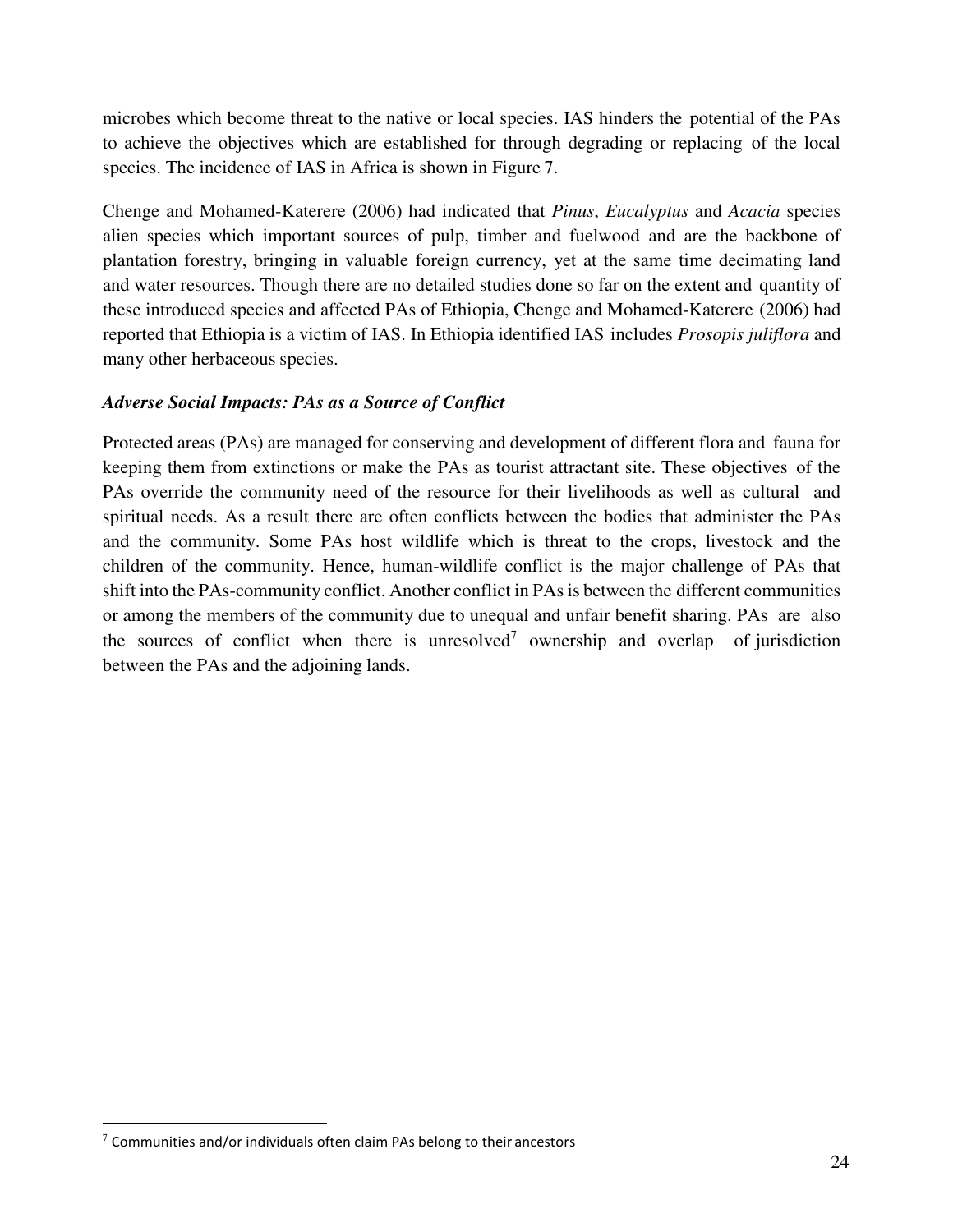microbes which become threat to the native or local species. IAS hinders the potential of the PAs to achieve the objectives which are established for through degrading or replacing of the local species. The incidence of IAS in Africa is shown in Figure 7.

Chenge and Mohamed-Katerere (2006) had indicated that *Pinus*, *Eucalyptus* and *Acacia* species alien species which important sources of pulp, timber and fuelwood and are the backbone of plantation forestry, bringing in valuable foreign currency, yet at the same time decimating land and water resources. Though there are no detailed studies done so far on the extent and quantity of these introduced species and affected PAs of Ethiopia, Chenge and Mohamed-Katerere (2006) had reported that Ethiopia is a victim of IAS. In Ethiopia identified IAS includes *Prosopis juliflora* and many other herbaceous species.

***Adverse Social Impacts: PAs as a Source of Conflict***

Protected areas (PAs) are managed for conserving and development of different flora and fauna for keeping them from extinctions or make the PAs as tourist attractant site. These objectives of the PAs override the community need of the resource for their livelihoods as well as cultural and spiritual needs. As a result there are often conflicts between the bodies that administer the PAs and the community. Some PAs host wildlife which is threat to the crops, livestock and the children of the community. Hence, human-wildlife conflict is the major challenge of PAs that shift into the PAs-community conflict. Another conflict in PAs is between the different communities or among the members of the community due to unequal and unfair benefit sharing. PAs are also the sources of conflict when there is unresolved[7] ownership and overlap of jurisdiction between the PAs and the adjoining lands.

[7] Communities and/or individuals often claim PAs belong to their ancestors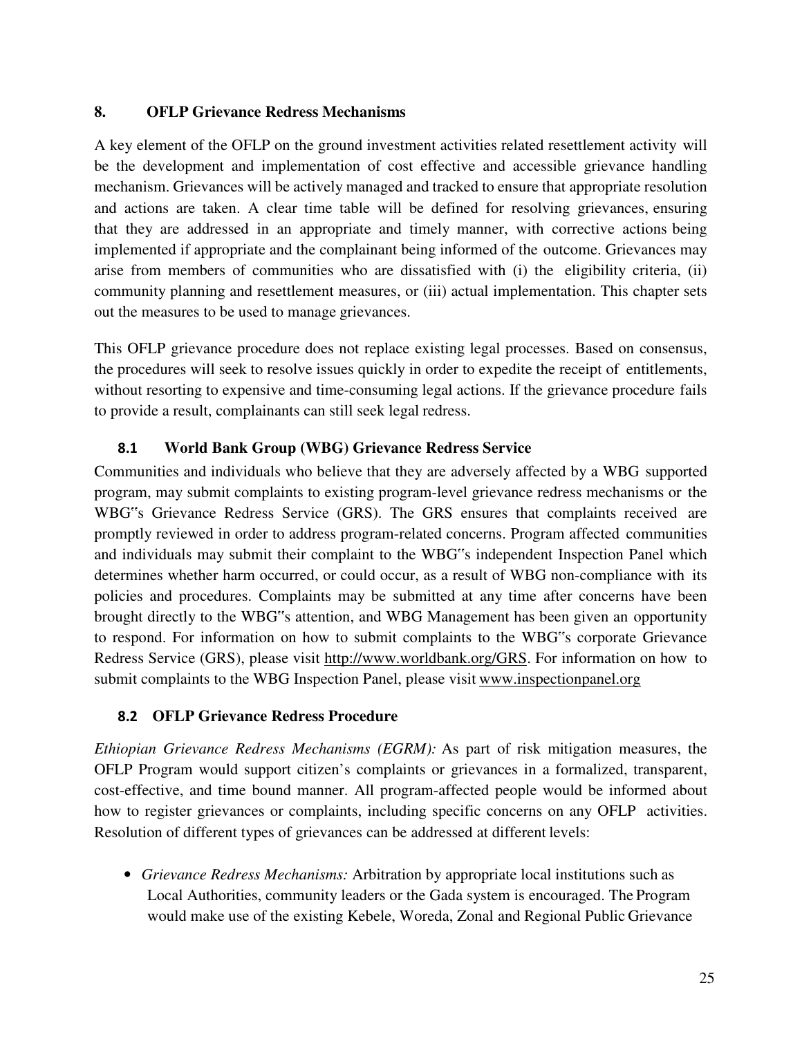## 8. OFLP Grievance Redress Mechanisms

A key element of the OFLP on the ground investment activities related resettlement activity will be the development and implementation of cost effective and accessible grievance handling mechanism. Grievances will be actively managed and tracked to ensure that appropriate resolution and actions are taken. A clear time table will be defined for resolving grievances, ensuring that they are addressed in an appropriate and timely manner, with corrective actions being implemented if appropriate and the complainant being informed of the outcome. Grievances may arise from members of communities who are dissatisfied with (i) the eligibility criteria, (ii) community planning and resettlement measures, or (iii) actual implementation. This chapter sets out the measures to be used to manage grievances.

This OFLP grievance procedure does not replace existing legal processes. Based on consensus, the procedures will seek to resolve issues quickly in order to expedite the receipt of entitlements, without resorting to expensive and time-consuming legal actions. If the grievance procedure fails to provide a result, complainants can still seek legal redress.

### 8.1 World Bank Group (WBG) Grievance Redress Service

Communities and individuals who believe that they are adversely affected by a WBG supported program, may submit complaints to existing program-level grievance redress mechanisms or the WBG"s Grievance Redress Service (GRS). The GRS ensures that complaints received are promptly reviewed in order to address program-related concerns. Program affected communities and individuals may submit their complaint to the WBG"s independent Inspection Panel which determines whether harm occurred, or could occur, as a result of WBG non-compliance with its policies and procedures. Complaints may be submitted at any time after concerns have been brought directly to the WBG"s attention, and WBG Management has been given an opportunity to respond. For information on how to submit complaints to the WBG"s corporate Grievance Redress Service (GRS), please visit http://www.worldbank.org/GRS. For information on how to submit complaints to the WBG Inspection Panel, please visit www.inspectionpanel.org

### 8.2 OFLP Grievance Redress Procedure

*Ethiopian Grievance Redress Mechanisms (EGRM):* As part of risk mitigation measures, the OFLP Program would support citizen's complaints or grievances in a formalized, transparent, cost-effective, and time bound manner. All program-affected people would be informed about how to register grievances or complaints, including specific concerns on any OFLP activities. Resolution of different types of grievances can be addressed at different levels:

- *Grievance Redress Mechanisms:* Arbitration by appropriate local institutions such as Local Authorities, community leaders or the Gada system is encouraged. The Program would make use of the existing Kebele, Woreda, Zonal and Regional Public Grievance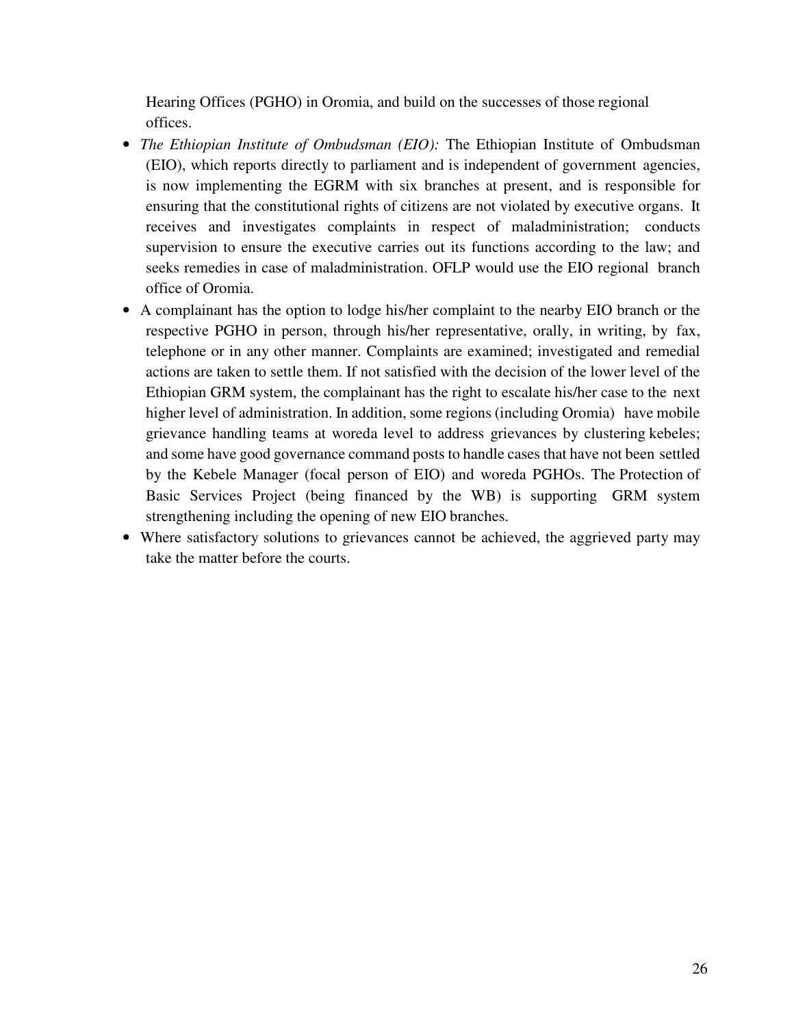Hearing Offices (PGHO) in Oromia, and build on the successes of those regional offices.

- *The Ethiopian Institute of Ombudsman (EIO):* The Ethiopian Institute of Ombudsman (EIO), which reports directly to parliament and is independent of government agencies, is now implementing the EGRM with six branches at present, and is responsible for ensuring that the constitutional rights of citizens are not violated by executive organs. It receives and investigates complaints in respect of maladministration; conducts supervision to ensure the executive carries out its functions according to the law; and seeks remedies in case of maladministration. OFLP would use the EIO regional branch office of Oromia.
- A complainant has the option to lodge his/her complaint to the nearby EIO branch or the respective PGHO in person, through his/her representative, orally, in writing, by fax, telephone or in any other manner. Complaints are examined; investigated and remedial actions are taken to settle them. If not satisfied with the decision of the lower level of the Ethiopian GRM system, the complainant has the right to escalate his/her case to the next higher level of administration. In addition, some regions (including Oromia) have mobile grievance handling teams at woreda level to address grievances by clustering kebeles; and some have good governance command posts to handle cases that have not been settled by the Kebele Manager (focal person of EIO) and woreda PGHOs. The Protection of Basic Services Project (being financed by the WB) is supporting GRM system strengthening including the opening of new EIO branches.
- Where satisfactory solutions to grievances cannot be achieved, the aggrieved party may take the matter before the courts.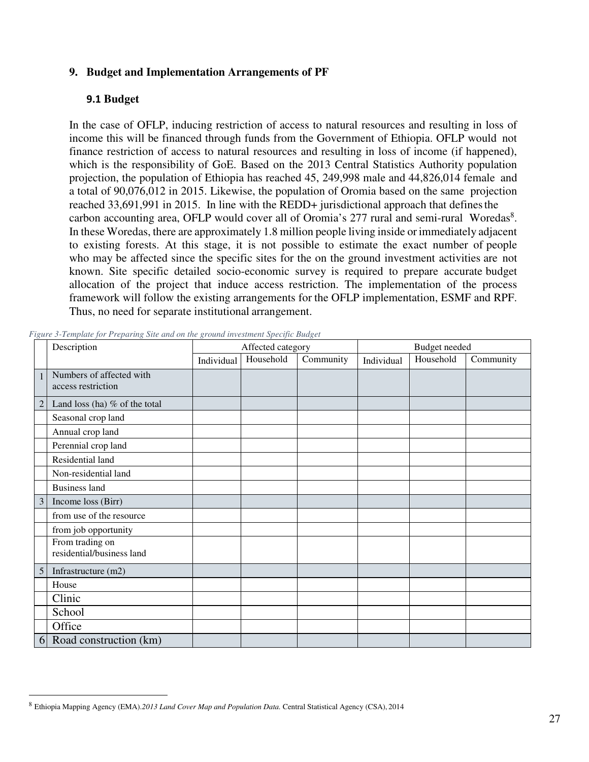## 9. Budget and Implementation Arrangements of PF

### 9.1 Budget

In the case of OFLP, inducing restriction of access to natural resources and resulting in loss of income this will be financed through funds from the Government of Ethiopia. OFLP would not finance restriction of access to natural resources and resulting in loss of income (if happened), which is the responsibility of GoE. Based on the 2013 Central Statistics Authority population projection, the population of Ethiopia has reached 45, 249,998 male and 44,826,014 female and a total of 90,076,012 in 2015. Likewise, the population of Oromia based on the same projection reached 33,691,991 in 2015. In line with the REDD+ jurisdictional approach that defines the carbon accounting area, OFLP would cover all of Oromia's 277 rural and semi-rural Woredas[8]. In these Woredas, there are approximately 1.8 million people living inside or immediately adjacent to existing forests. At this stage, it is not possible to estimate the exact number of people who may be affected since the specific sites for the on the ground investment activities are not known. Site specific detailed socio-economic survey is required to prepare accurate budget allocation of the project that induce access restriction. The implementation of the process framework will follow the existing arrangements for the OFLP implementation, ESMF and RPF. Thus, no need for separate institutional arrangement.

*Figure 3-Template for Preparing Site and on the ground investment Specific Budget*

| | Description | Affected category | | | Budget needed | | |
|---|---|---|---|---|---|---|---|
| | | Individual | Household | Community | Individual | Household | Community |
| 1 | Numbers of affected with access restriction | | | | | | |
| 2 | Land loss (ha) % of the total | | | | | | |
| | Seasonal crop land | | | | | | |
| | Annual crop land | | | | | | |
| | Perennial crop land | | | | | | |
| | Residential land | | | | | | |
| | Non-residential land | | | | | | |
| | Business land | | | | | | |
| 3 | Income loss (Birr) | | | | | | |
| | from use of the resource | | | | | | |
| | from job opportunity | | | | | | |
| | From trading on residential/business land | | | | | | |
| 5 | Infrastructure (m2) | | | | | | |
| | House | | | | | | |
| | Clinic | | | | | | |
| | School | | | | | | |
| | Office | | | | | | |
| 6 | Road construction (km) | | | | | | |

[8] Ethiopia Mapping Agency (EMA).*2013 Land Cover Map and Population Data.* Central Statistical Agency (CSA), 2014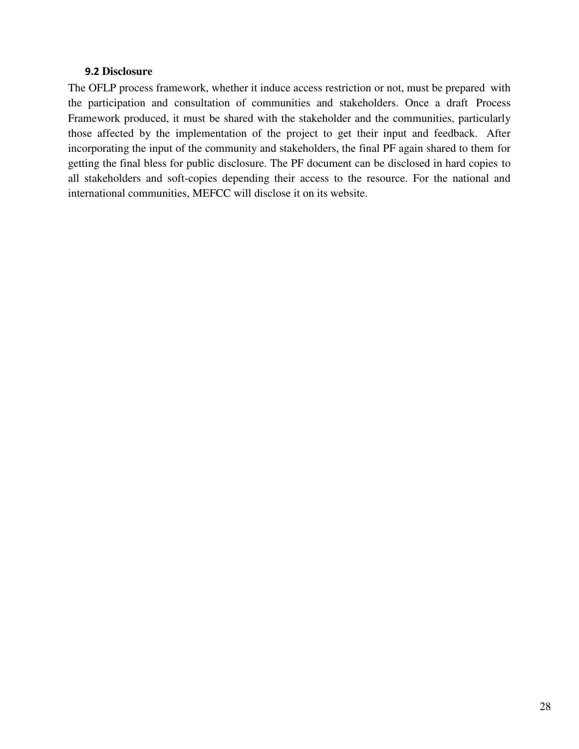## 9.2 Disclosure

The OFLP process framework, whether it induce access restriction or not, must be prepared with the participation and consultation of communities and stakeholders. Once a draft Process Framework produced, it must be shared with the stakeholder and the communities, particularly those affected by the implementation of the project to get their input and feedback. After incorporating the input of the community and stakeholders, the final PF again shared to them for getting the final bless for public disclosure. The PF document can be disclosed in hard copies to all stakeholders and soft-copies depending their access to the resource. For the national and international communities, MEFCC will disclose it on its website.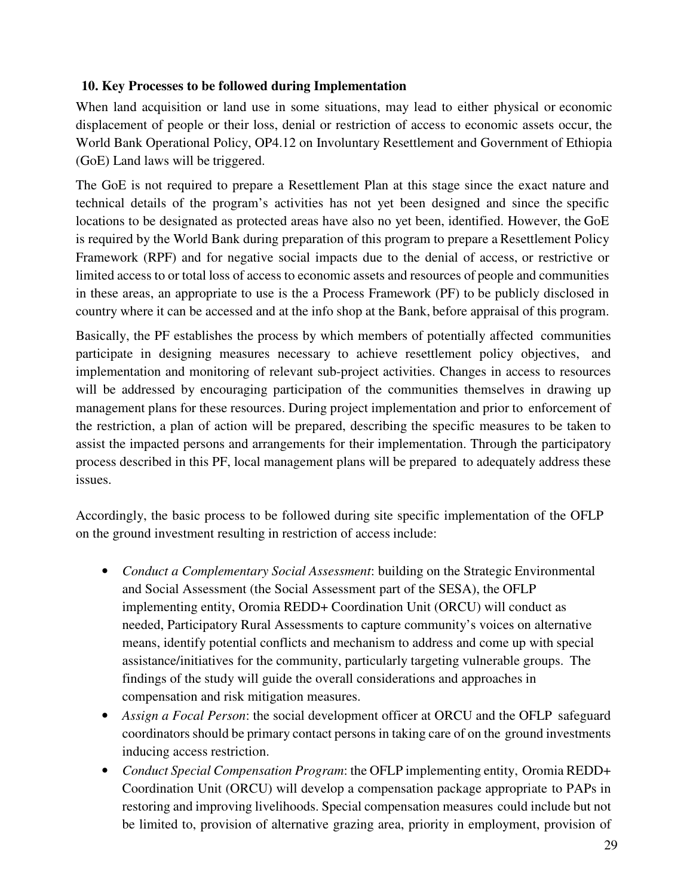## 10. Key Processes to be followed during Implementation

When land acquisition or land use in some situations, may lead to either physical or economic displacement of people or their loss, denial or restriction of access to economic assets occur, the World Bank Operational Policy, OP4.12 on Involuntary Resettlement and Government of Ethiopia (GoE) Land laws will be triggered.

The GoE is not required to prepare a Resettlement Plan at this stage since the exact nature and technical details of the program's activities has not yet been designed and since the specific locations to be designated as protected areas have also no yet been, identified. However, the GoE is required by the World Bank during preparation of this program to prepare a Resettlement Policy Framework (RPF) and for negative social impacts due to the denial of access, or restrictive or limited access to or total loss of access to economic assets and resources of people and communities in these areas, an appropriate to use is the a Process Framework (PF) to be publicly disclosed in country where it can be accessed and at the info shop at the Bank, before appraisal of this program.

Basically, the PF establishes the process by which members of potentially affected communities participate in designing measures necessary to achieve resettlement policy objectives, and implementation and monitoring of relevant sub-project activities. Changes in access to resources will be addressed by encouraging participation of the communities themselves in drawing up management plans for these resources. During project implementation and prior to enforcement of the restriction, a plan of action will be prepared, describing the specific measures to be taken to assist the impacted persons and arrangements for their implementation. Through the participatory process described in this PF, local management plans will be prepared to adequately address these issues.

Accordingly, the basic process to be followed during site specific implementation of the OFLP on the ground investment resulting in restriction of access include:

- *Conduct a Complementary Social Assessment*: building on the Strategic Environmental and Social Assessment (the Social Assessment part of the SESA), the OFLP implementing entity, Oromia REDD+ Coordination Unit (ORCU) will conduct as needed, Participatory Rural Assessments to capture community's voices on alternative means, identify potential conflicts and mechanism to address and come up with special assistance/initiatives for the community, particularly targeting vulnerable groups. The findings of the study will guide the overall considerations and approaches in compensation and risk mitigation measures.
- *Assign a Focal Person*: the social development officer at ORCU and the OFLP safeguard coordinators should be primary contact persons in taking care of on the ground investments inducing access restriction.
- *Conduct Special Compensation Program*: the OFLP implementing entity, Oromia REDD+ Coordination Unit (ORCU) will develop a compensation package appropriate to PAPs in restoring and improving livelihoods. Special compensation measures could include but not be limited to, provision of alternative grazing area, priority in employment, provision of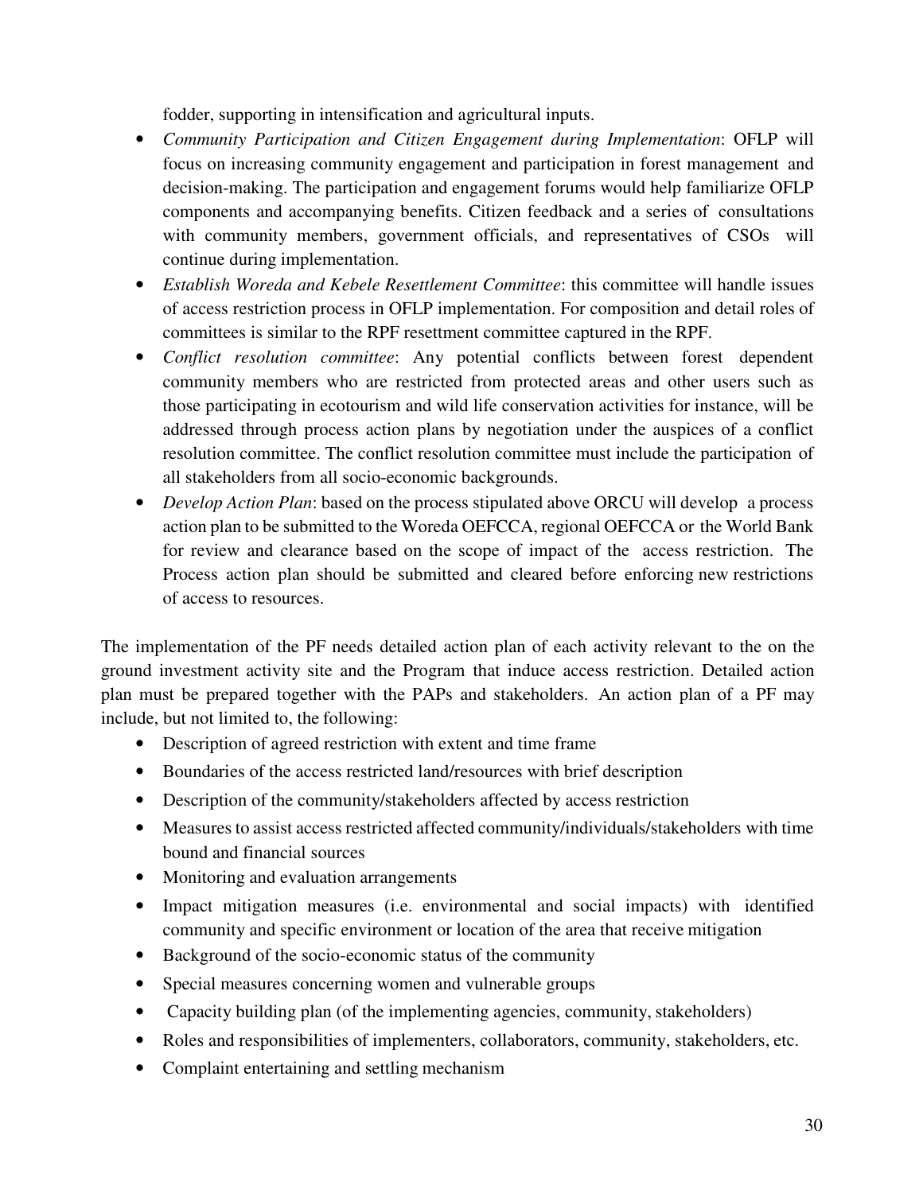fodder, supporting in intensification and agricultural inputs.

- *Community Participation and Citizen Engagement during Implementation*: OFLP will focus on increasing community engagement and participation in forest management and decision-making. The participation and engagement forums would help familiarize OFLP components and accompanying benefits. Citizen feedback and a series of consultations with community members, government officials, and representatives of CSOs will continue during implementation.
- *Establish Woreda and Kebele Resettlement Committee*: this committee will handle issues of access restriction process in OFLP implementation. For composition and detail roles of committees is similar to the RPF resettment committee captured in the RPF.
- *Conflict resolution committee*: Any potential conflicts between forest dependent community members who are restricted from protected areas and other users such as those participating in ecotourism and wild life conservation activities for instance, will be addressed through process action plans by negotiation under the auspices of a conflict resolution committee. The conflict resolution committee must include the participation of all stakeholders from all socio-economic backgrounds.
- *Develop Action Plan*: based on the process stipulated above ORCU will develop a process action plan to be submitted to the Woreda OEFCCA, regional OEFCCA or the World Bank for review and clearance based on the scope of impact of the access restriction. The Process action plan should be submitted and cleared before enforcing new restrictions of access to resources.

The implementation of the PF needs detailed action plan of each activity relevant to the on the ground investment activity site and the Program that induce access restriction. Detailed action plan must be prepared together with the PAPs and stakeholders. An action plan of a PF may include, but not limited to, the following:

- Description of agreed restriction with extent and time frame
- Boundaries of the access restricted land/resources with brief description
- Description of the community/stakeholders affected by access restriction
- Measures to assist access restricted affected community/individuals/stakeholders with time bound and financial sources
- Monitoring and evaluation arrangements
- Impact mitigation measures (i.e. environmental and social impacts) with identified community and specific environment or location of the area that receive mitigation
- Background of the socio-economic status of the community
- Special measures concerning women and vulnerable groups
- Capacity building plan (of the implementing agencies, community, stakeholders)
- Roles and responsibilities of implementers, collaborators, community, stakeholders, etc.
- Complaint entertaining and settling mechanism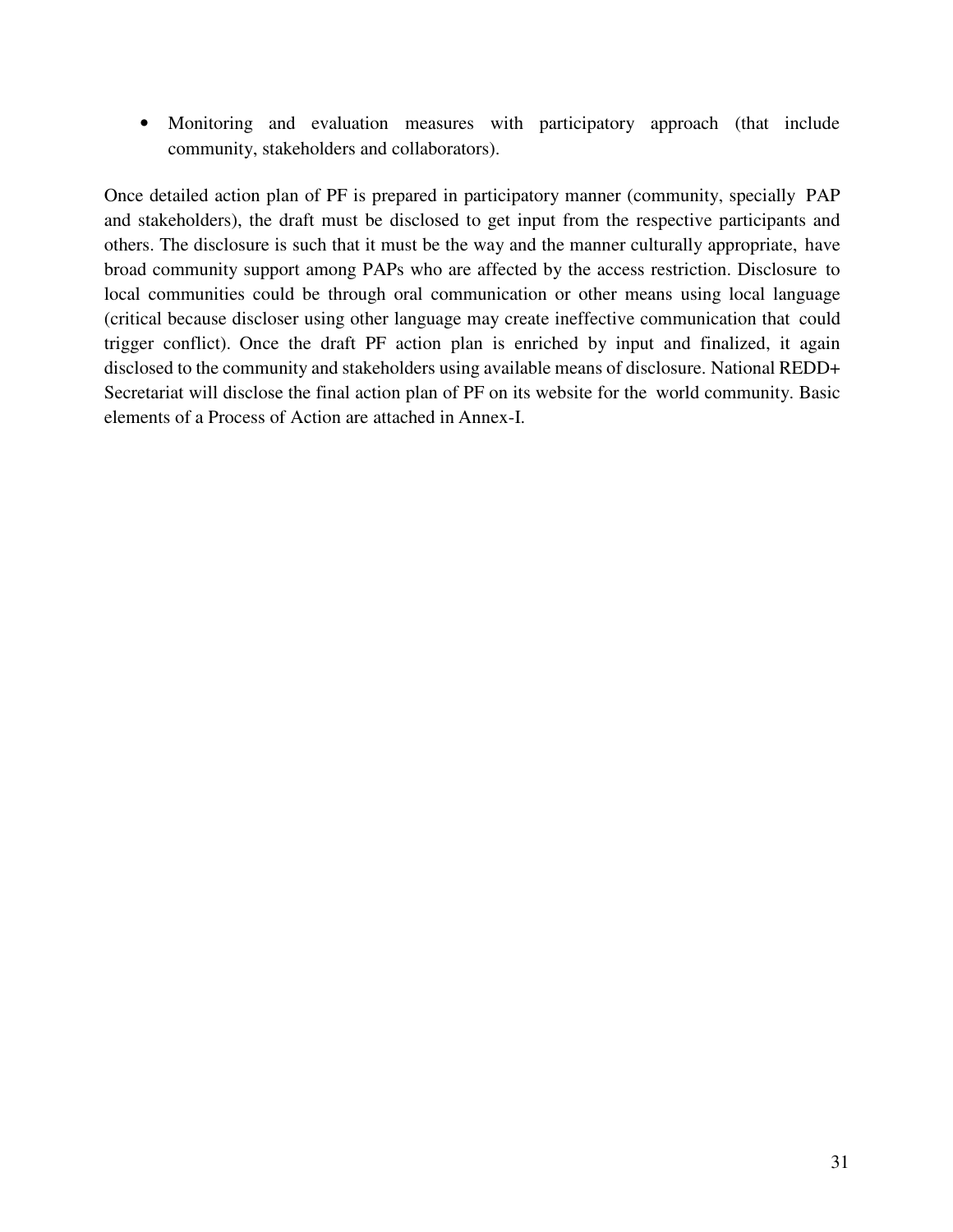- Monitoring and evaluation measures with participatory approach (that include community, stakeholders and collaborators).

Once detailed action plan of PF is prepared in participatory manner (community, specially PAP and stakeholders), the draft must be disclosed to get input from the respective participants and others. The disclosure is such that it must be the way and the manner culturally appropriate, have broad community support among PAPs who are affected by the access restriction. Disclosure to local communities could be through oral communication or other means using local language (critical because discloser using other language may create ineffective communication that could trigger conflict). Once the draft PF action plan is enriched by input and finalized, it again disclosed to the community and stakeholders using available means of disclosure. National REDD+ Secretariat will disclose the final action plan of PF on its website for the world community. Basic elements of a Process of Action are attached in Annex-I.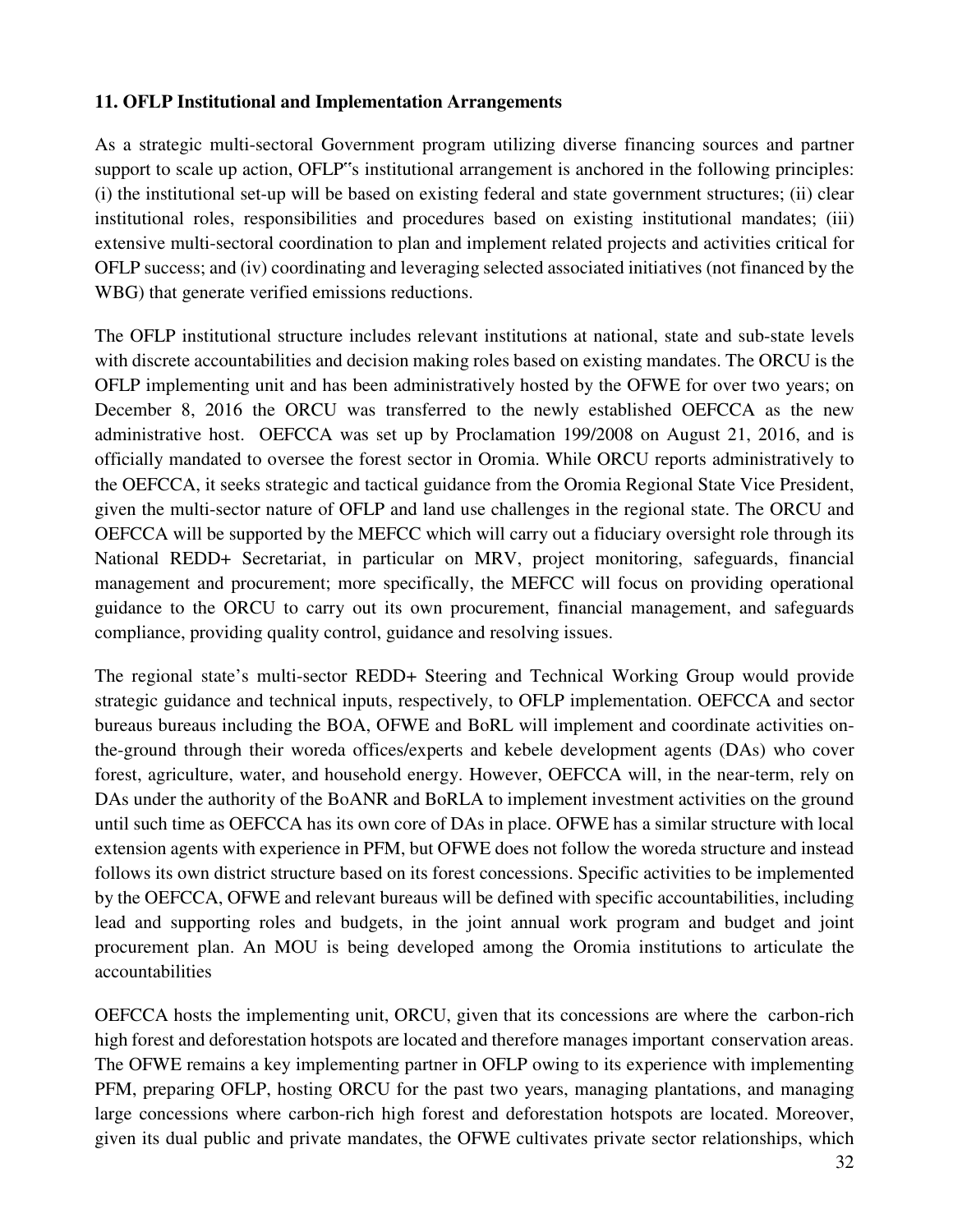### 11. OFLP Institutional and Implementation Arrangements

As a strategic multi-sectoral Government program utilizing diverse financing sources and partner support to scale up action, OFLP"s institutional arrangement is anchored in the following principles: (i) the institutional set-up will be based on existing federal and state government structures; (ii) clear institutional roles, responsibilities and procedures based on existing institutional mandates; (iii) extensive multi-sectoral coordination to plan and implement related projects and activities critical for OFLP success; and (iv) coordinating and leveraging selected associated initiatives (not financed by the WBG) that generate verified emissions reductions.

The OFLP institutional structure includes relevant institutions at national, state and sub-state levels with discrete accountabilities and decision making roles based on existing mandates. The ORCU is the OFLP implementing unit and has been administratively hosted by the OFWE for over two years; on December 8, 2016 the ORCU was transferred to the newly established OEFCCA as the new administrative host. OEFCCA was set up by Proclamation 199/2008 on August 21, 2016, and is officially mandated to oversee the forest sector in Oromia. While ORCU reports administratively to the OEFCCA, it seeks strategic and tactical guidance from the Oromia Regional State Vice President, given the multi-sector nature of OFLP and land use challenges in the regional state. The ORCU and OEFCCA will be supported by the MEFCC which will carry out a fiduciary oversight role through its National REDD+ Secretariat, in particular on MRV, project monitoring, safeguards, financial management and procurement; more specifically, the MEFCC will focus on providing operational guidance to the ORCU to carry out its own procurement, financial management, and safeguards compliance, providing quality control, guidance and resolving issues.

The regional state's multi-sector REDD+ Steering and Technical Working Group would provide strategic guidance and technical inputs, respectively, to OFLP implementation. OEFCCA and sector bureaus bureaus including the BOA, OFWE and BoRL will implement and coordinate activities on-the-ground through their woreda offices/experts and kebele development agents (DAs) who cover forest, agriculture, water, and household energy. However, OEFCCA will, in the near-term, rely on DAs under the authority of the BoANR and BoRLA to implement investment activities on the ground until such time as OEFCCA has its own core of DAs in place. OFWE has a similar structure with local extension agents with experience in PFM, but OFWE does not follow the woreda structure and instead follows its own district structure based on its forest concessions. Specific activities to be implemented by the OEFCCA, OFWE and relevant bureaus will be defined with specific accountabilities, including lead and supporting roles and budgets, in the joint annual work program and budget and joint procurement plan. An MOU is being developed among the Oromia institutions to articulate the accountabilities

OEFCCA hosts the implementing unit, ORCU, given that its concessions are where the carbon-rich high forest and deforestation hotspots are located and therefore manages important conservation areas. The OFWE remains a key implementing partner in OFLP owing to its experience with implementing PFM, preparing OFLP, hosting ORCU for the past two years, managing plantations, and managing large concessions where carbon-rich high forest and deforestation hotspots are located. Moreover, given its dual public and private mandates, the OFWE cultivates private sector relationships, which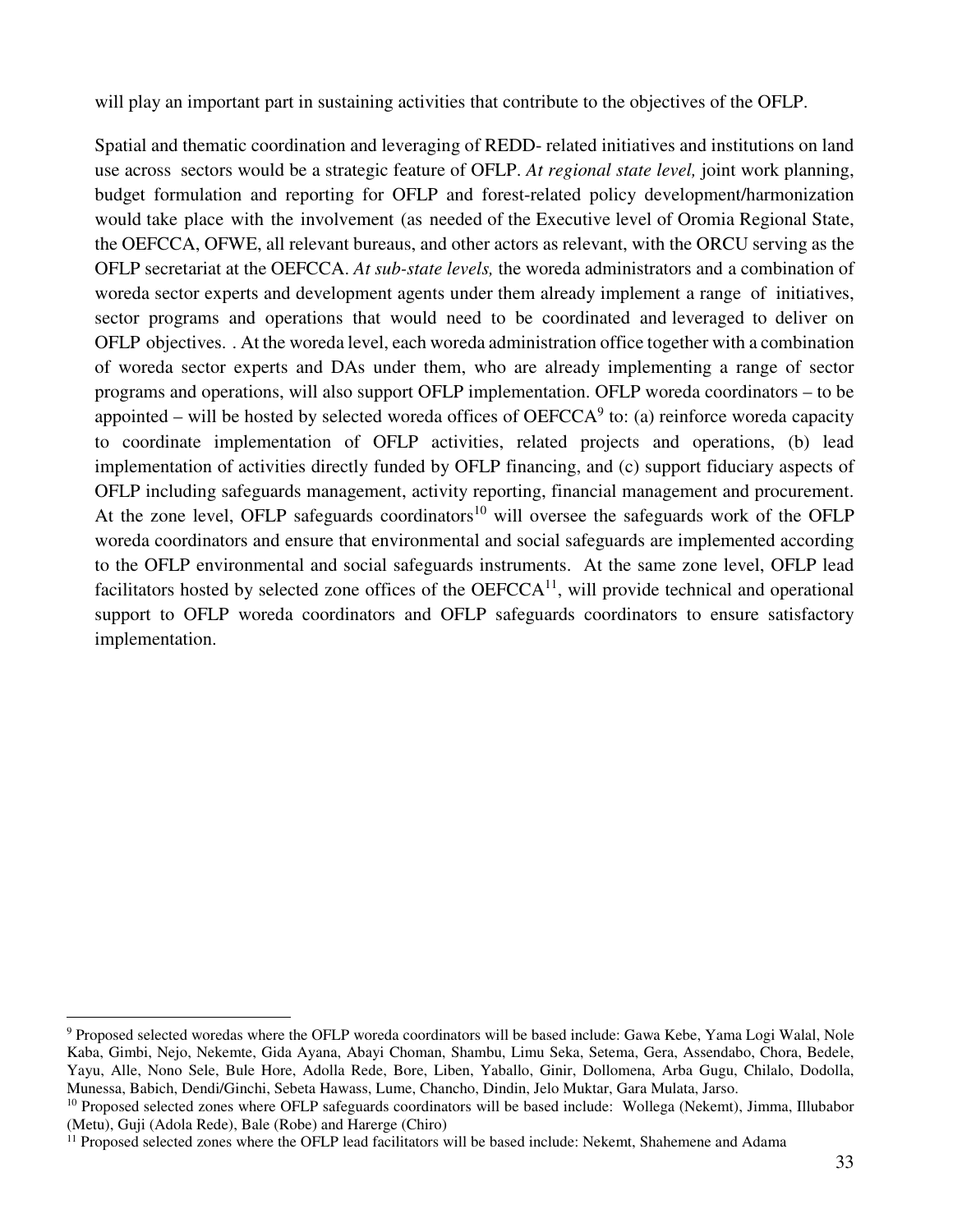will play an important part in sustaining activities that contribute to the objectives of the OFLP.

Spatial and thematic coordination and leveraging of REDD- related initiatives and institutions on land use across sectors would be a strategic feature of OFLP. *At regional state level,* joint work planning, budget formulation and reporting for OFLP and forest-related policy development/harmonization would take place with the involvement (as needed of the Executive level of Oromia Regional State, the OEFCCA, OFWE, all relevant bureaus, and other actors as relevant, with the ORCU serving as the OFLP secretariat at the OEFCCA. *At sub-state levels,* the woreda administrators and a combination of woreda sector experts and development agents under them already implement a range of initiatives, sector programs and operations that would need to be coordinated and leveraged to deliver on OFLP objectives. . At the woreda level, each woreda administration office together with a combination of woreda sector experts and DAs under them, who are already implementing a range of sector programs and operations, will also support OFLP implementation. OFLP woreda coordinators – to be appointed – will be hosted by selected woreda offices of OEFCCA[9] to: (a) reinforce woreda capacity to coordinate implementation of OFLP activities, related projects and operations, (b) lead implementation of activities directly funded by OFLP financing, and (c) support fiduciary aspects of OFLP including safeguards management, activity reporting, financial management and procurement. At the zone level, OFLP safeguards coordinators[10] will oversee the safeguards work of the OFLP woreda coordinators and ensure that environmental and social safeguards are implemented according to the OFLP environmental and social safeguards instruments. At the same zone level, OFLP lead facilitators hosted by selected zone offices of the OEFCCA[11], will provide technical and operational support to OFLP woreda coordinators and OFLP safeguards coordinators to ensure satisfactory implementation.

---

[9] Proposed selected woredas where the OFLP woreda coordinators will be based include: Gawa Kebe, Yama Logi Walal, Nole Kaba, Gimbi, Nejo, Nekemte, Gida Ayana, Abayi Choman, Shambu, Limu Seka, Setema, Gera, Assendabo, Chora, Bedele, Yayu, Alle, Nono Sele, Bule Hore, Adolla Rede, Bore, Liben, Yaballo, Ginir, Dollomena, Arba Gugu, Chilalo, Dodolla, Munessa, Babich, Dendi/Ginchi, Sebeta Hawass, Lume, Chancho, Dindin, Jelo Muktar, Gara Mulata, Jarso.

[10] Proposed selected zones where OFLP safeguards coordinators will be based include: Wollega (Nekemt), Jimma, Illubabor (Metu), Guji (Adola Rede), Bale (Robe) and Harerge (Chiro)

[11] Proposed selected zones where the OFLP lead facilitators will be based include: Nekemt, Shahemene and Adama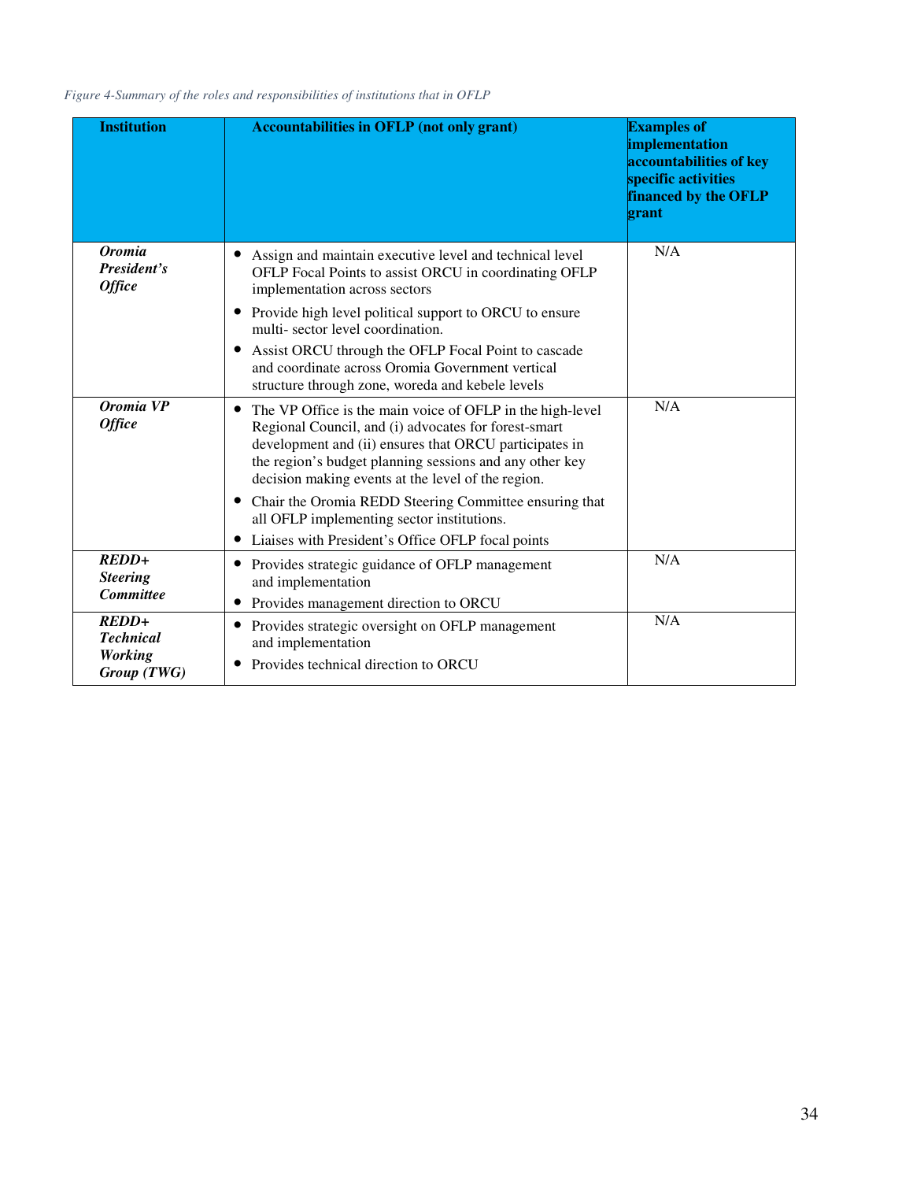*Figure 4-Summary of the roles and responsibilities of institutions that in OFLP*

| Institution | Accountabilities in OFLP (not only grant) | Examples of implementation accountabilities of key specific activities financed by the OFLP grant |
|---|---|---|
| ***Oromia President's Office*** | • Assign and maintain executive level and technical level OFLP Focal Points to assist ORCU in coordinating OFLP implementation across sectors<br>• Provide high level political support to ORCU to ensure multi- sector level coordination.<br>• Assist ORCU through the OFLP Focal Point to cascade and coordinate across Oromia Government vertical structure through zone, woreda and kebele levels | N/A |
| ***Oromia VP Office*** | • The VP Office is the main voice of OFLP in the high-level Regional Council, and (i) advocates for forest-smart development and (ii) ensures that ORCU participates in the region's budget planning sessions and any other key decision making events at the level of the region.<br>• Chair the Oromia REDD Steering Committee ensuring that all OFLP implementing sector institutions.<br>• Liaises with President's Office OFLP focal points | N/A |
| ***REDD+ Steering Committee*** | • Provides strategic guidance of OFLP management and implementation<br>• Provides management direction to ORCU | N/A |
| ***REDD+ Technical Working Group (TWG)*** | • Provides strategic oversight on OFLP management and implementation<br>• Provides technical direction to ORCU | N/A |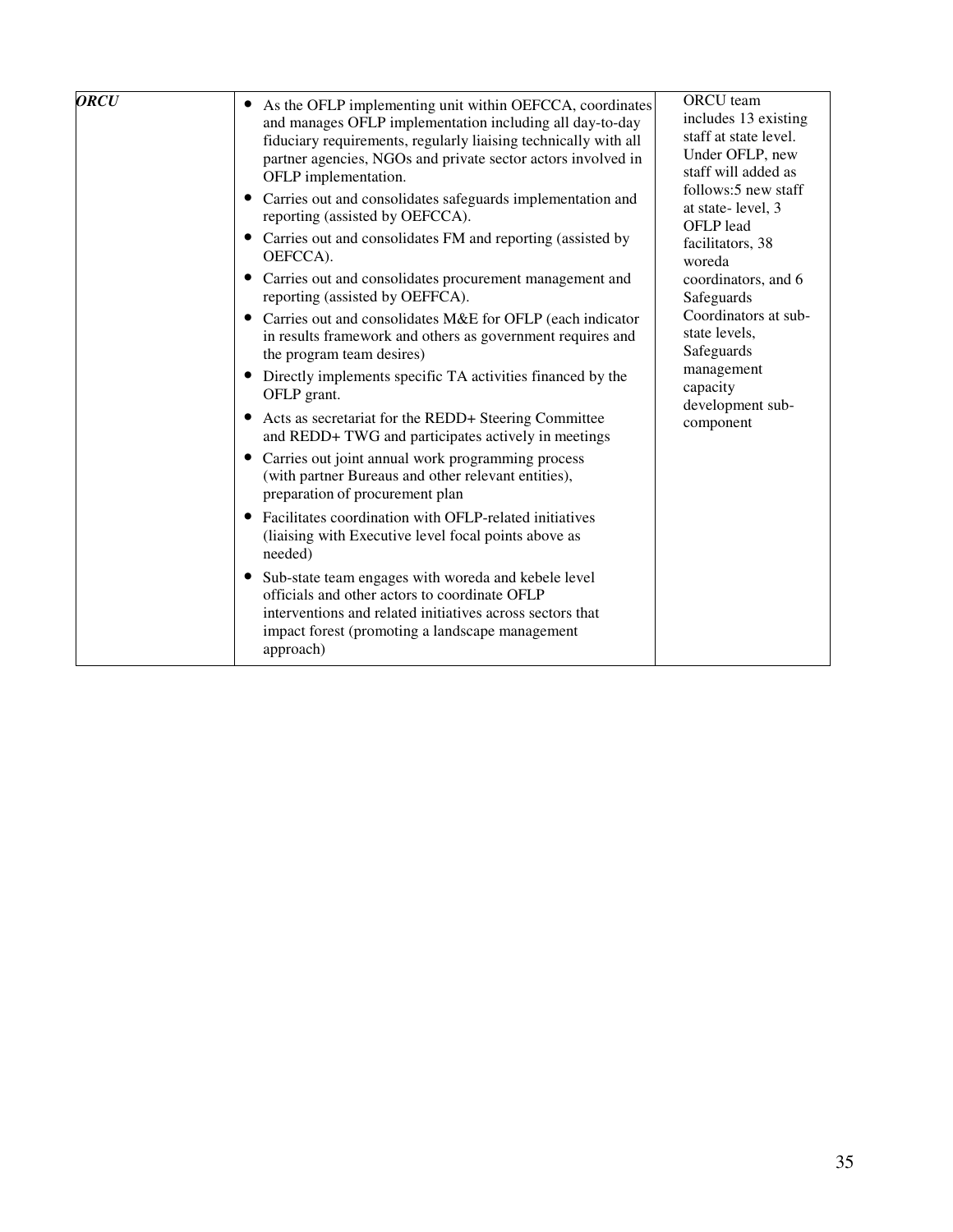| | | |
|---|---|---|
| ***ORCU*** | • As the OFLP implementing unit within OEFCCA, coordinates and manages OFLP implementation including all day-to-day fiduciary requirements, regularly liaising technically with all partner agencies, NGOs and private sector actors involved in OFLP implementation.<br>• Carries out and consolidates safeguards implementation and reporting (assisted by OEFCCA).<br>• Carries out and consolidates FM and reporting (assisted by OEFCCA).<br>• Carries out and consolidates procurement management and reporting (assisted by OEFFCA).<br>• Carries out and consolidates M&E for OFLP (each indicator in results framework and others as government requires and the program team desires)<br>• Directly implements specific TA activities financed by the OFLP grant.<br>• Acts as secretariat for the REDD+ Steering Committee and REDD+ TWG and participates actively in meetings<br>• Carries out joint annual work programming process (with partner Bureaus and other relevant entities), preparation of procurement plan<br>• Facilitates coordination with OFLP-related initiatives (liaising with Executive level focal points above as needed)<br>• Sub-state team engages with woreda and kebele level officials and other actors to coordinate OFLP interventions and related initiatives across sectors that impact forest (promoting a landscape management approach) | ORCU team includes 13 existing staff at state level. Under OFLP, new staff will added as follows:5 new staff at state- level, 3 OFLP lead facilitators, 38 woreda coordinators, and 6 Safeguards Coordinators at sub-state levels, Safeguards management capacity development sub-component |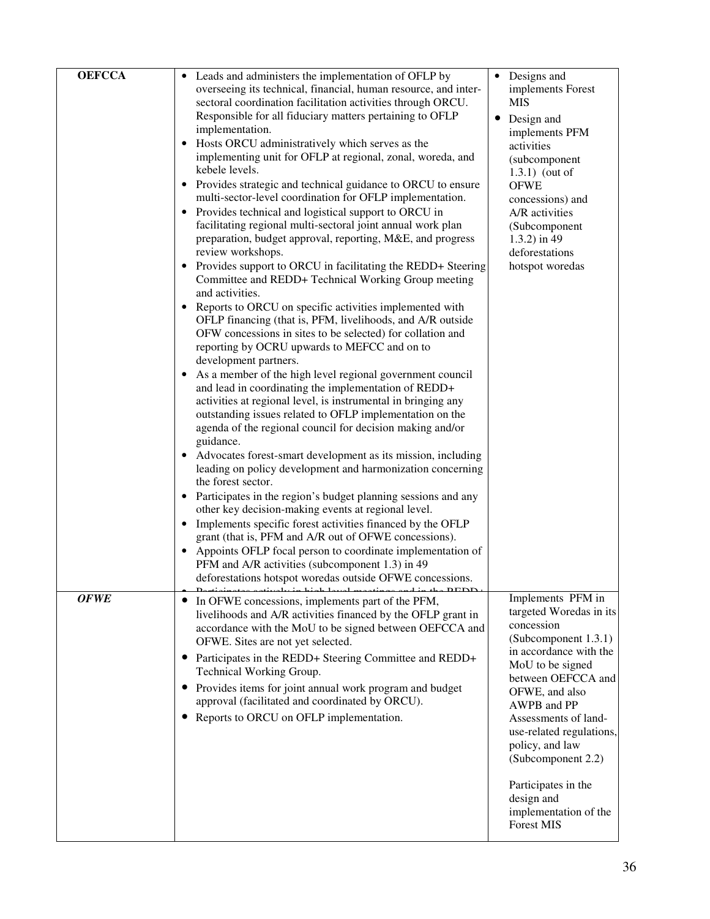| | | |
|---|---|---|
| **OEFCCA** | • Leads and administers the implementation of OFLP by overseeing its technical, financial, human resource, and inter-sectoral coordination facilitation activities through ORCU. Responsible for all fiduciary matters pertaining to OFLP implementation.<br>• Hosts ORCU administratively which serves as the implementing unit for OFLP at regional, zonal, woreda, and kebele levels.<br>• Provides strategic and technical guidance to ORCU to ensure multi-sector-level coordination for OFLP implementation.<br>• Provides technical and logistical support to ORCU in facilitating regional multi-sectoral joint annual work plan preparation, budget approval, reporting, M&E, and progress review workshops.<br>• Provides support to ORCU in facilitating the REDD+ Steering Committee and REDD+ Technical Working Group meeting and activities.<br>• Reports to ORCU on specific activities implemented with OFLP financing (that is, PFM, livelihoods, and A/R outside OFW concessions in sites to be selected) for collation and reporting by OCRU upwards to MEFCC and on to development partners.<br>• As a member of the high level regional government council and lead in coordinating the implementation of REDD+ activities at regional level, is instrumental in bringing any outstanding issues related to OFLP implementation on the agenda of the regional council for decision making and/or guidance.<br>• Advocates forest-smart development as its mission, including leading on policy development and harmonization concerning the forest sector.<br>• Participates in the region's budget planning sessions and any other key decision-making events at regional level.<br>• Implements specific forest activities financed by the OFLP grant (that is, PFM and A/R out of OFWE concessions).<br>• Appoints OFLP focal person to coordinate implementation of PFM and A/R activities (subcomponent 1.3) in 49 deforestations hotspot woredas outside OFWE concessions.<br>• Participates actively in high level meetings and in the REDD+ | • Designs and implements Forest MIS<br>• Design and implements PFM activities (subcomponent 1.3.1) (out of OFWE concessions) and A/R activities (Subcomponent 1.3.2) in 49 deforestations hotspot woredas |
| ***OFWE*** | • In OFWE concessions, implements part of the PFM, livelihoods and A/R activities financed by the OFLP grant in accordance with the MoU to be signed between OEFCCA and OFWE. Sites are not yet selected.<br>• Participates in the REDD+ Steering Committee and REDD+ Technical Working Group.<br>• Provides items for joint annual work program and budget approval (facilitated and coordinated by ORCU).<br>• Reports to ORCU on OFLP implementation. | Implements PFM in targeted Woredas in its concession (Subcomponent 1.3.1) in accordance with the MoU to be signed between OEFCCA and OFWE, and also AWPB and PP Assessments of land-use-related regulations, policy, and law (Subcomponent 2.2)<br><br>Participates in the design and implementation of the Forest MIS |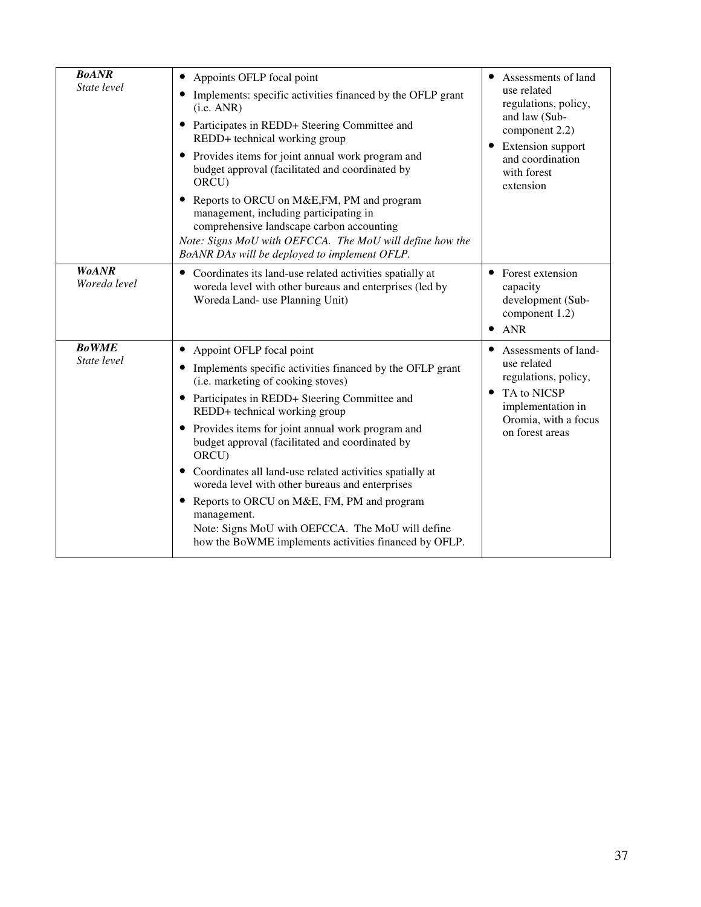| | | |
|---|---|---|
| ***BoANR***<br>*State level* | • Appoints OFLP focal point<br>• Implements: specific activities financed by the OFLP grant (i.e. ANR)<br>• Participates in REDD+ Steering Committee and REDD+ technical working group<br>• Provides items for joint annual work program and budget approval (facilitated and coordinated by ORCU)<br>• Reports to ORCU on M&E,FM, PM and program management, including participating in comprehensive landscape carbon accounting<br>*Note: Signs MoU with OEFCCA. The MoU will define how the BoANR DAs will be deployed to implement OFLP.* | • Assessments of land use related regulations, policy, and law (Sub-component 2.2)<br>• Extension support and coordination with forest extension |
| ***WoANR***<br>*Woreda level* | • Coordinates its land-use related activities spatially at woreda level with other bureaus and enterprises (led by Woreda Land- use Planning Unit) | • Forest extension capacity development (Sub-component 1.2)<br>• ANR |
| ***BoWME***<br>*State level* | • Appoint OFLP focal point<br>• Implements specific activities financed by the OFLP grant (i.e. marketing of cooking stoves)<br>• Participates in REDD+ Steering Committee and REDD+ technical working group<br>• Provides items for joint annual work program and budget approval (facilitated and coordinated by ORCU)<br>• Coordinates all land-use related activities spatially at woreda level with other bureaus and enterprises<br>• Reports to ORCU on M&E, FM, PM and program management.<br>Note: Signs MoU with OEFCCA. The MoU will define how the BoWME implements activities financed by OFLP. | • Assessments of land-use related regulations, policy,<br>• TA to NICSP implementation in Oromia, with a focus on forest areas |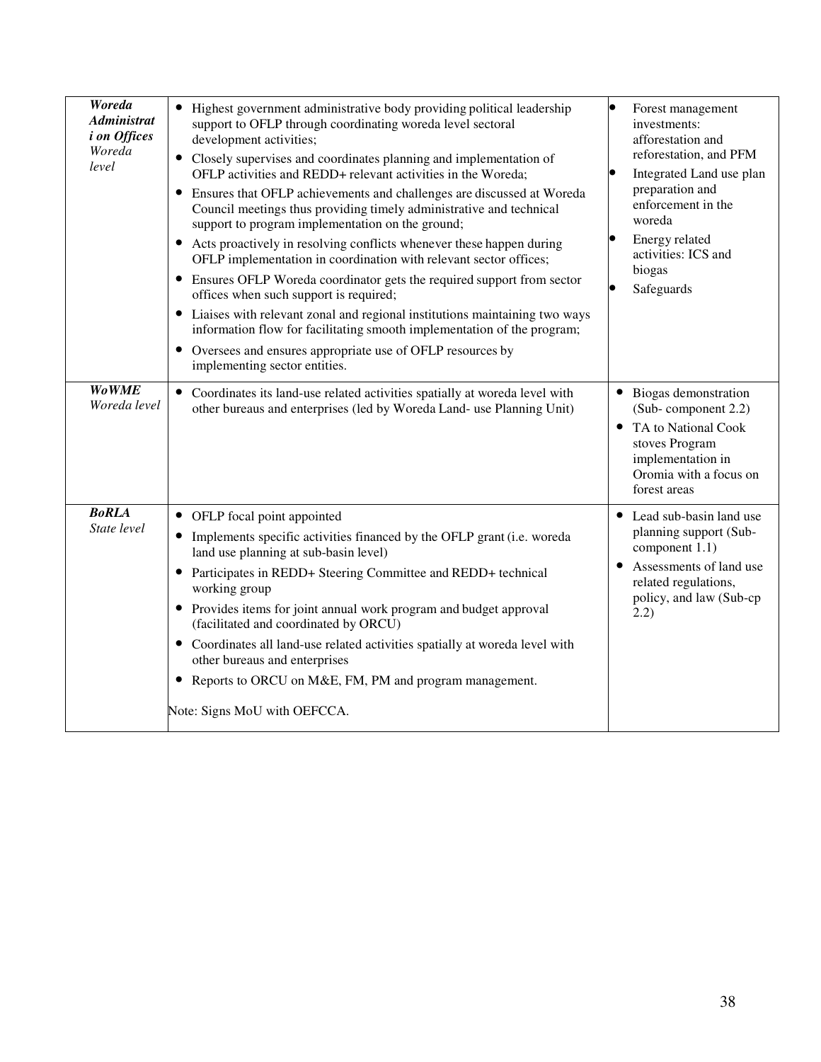| | | |
|---|---|---|
| ***Woreda Administrat i on Offices*** *Woreda level* | • Highest government administrative body providing political leadership support to OFLP through coordinating woreda level sectoral development activities;<br>• Closely supervises and coordinates planning and implementation of OFLP activities and REDD+ relevant activities in the Woreda;<br>• Ensures that OFLP achievements and challenges are discussed at Woreda Council meetings thus providing timely administrative and technical support to program implementation on the ground;<br>• Acts proactively in resolving conflicts whenever these happen during OFLP implementation in coordination with relevant sector offices;<br>• Ensures OFLP Woreda coordinator gets the required support from sector offices when such support is required;<br>• Liaises with relevant zonal and regional institutions maintaining two ways information flow for facilitating smooth implementation of the program;<br>• Oversees and ensures appropriate use of OFLP resources by implementing sector entities. | • Forest management investments: afforestation and reforestation, and PFM<br>• Integrated Land use plan preparation and enforcement in the woreda<br>• Energy related activities: ICS and biogas<br>• Safeguards |
| ***WoWME*** *Woreda level* | • Coordinates its land-use related activities spatially at woreda level with other bureaus and enterprises (led by Woreda Land- use Planning Unit) | • Biogas demonstration (Sub- component 2.2)<br>• TA to National Cook stoves Program implementation in Oromia with a focus on forest areas |
| ***BoRLA*** *State level* | • OFLP focal point appointed<br>• Implements specific activities financed by the OFLP grant (i.e. woreda land use planning at sub-basin level)<br>• Participates in REDD+ Steering Committee and REDD+ technical working group<br>• Provides items for joint annual work program and budget approval (facilitated and coordinated by ORCU)<br>• Coordinates all land-use related activities spatially at woreda level with other bureaus and enterprises<br>• Reports to ORCU on M&E, FM, PM and program management.<br><br>Note: Signs MoU with OEFCCA. | • Lead sub-basin land use planning support (Sub-component 1.1)<br>• Assessments of land use related regulations, policy, and law (Sub-cp 2.2) |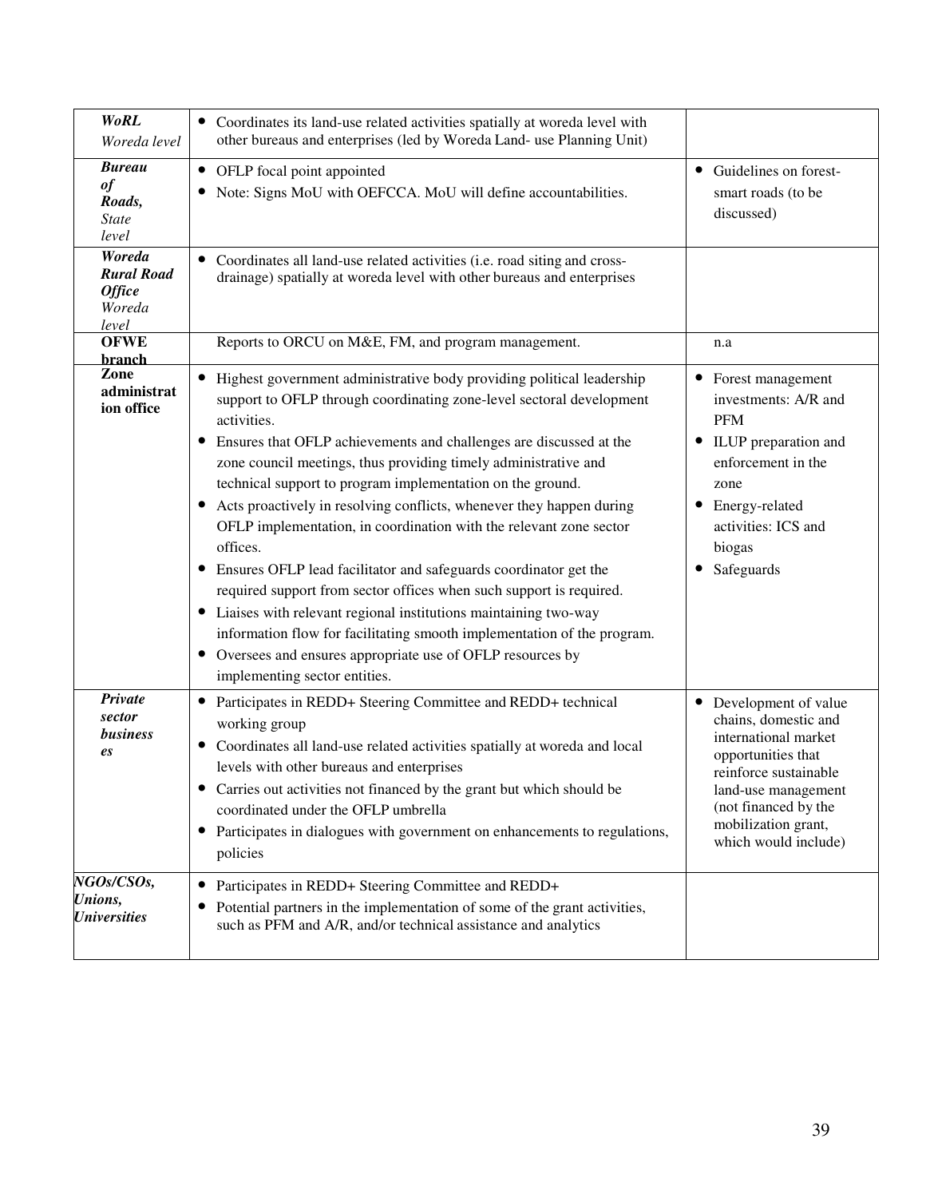| | | |
|---|---|---|
| ***WoRL*** *Woreda level* | • Coordinates its land-use related activities spatially at woreda level with other bureaus and enterprises (led by Woreda Land- use Planning Unit) | |
| ***Bureau of Roads,*** *State level* | • OFLP focal point appointed<br>• Note: Signs MoU with OEFCCA. MoU will define accountabilities. | • Guidelines on forest-smart roads (to be discussed) |
| ***Woreda Rural Road Office*** *Woreda level* | • Coordinates all land-use related activities (i.e. road siting and cross-drainage) spatially at woreda level with other bureaus and enterprises | |
| **OFWE branch** | Reports to ORCU on M&E, FM, and program management. | n.a |
| **Zone administration office** | • Highest government administrative body providing political leadership support to OFLP through coordinating zone-level sectoral development activities.<br>• Ensures that OFLP achievements and challenges are discussed at the zone council meetings, thus providing timely administrative and technical support to program implementation on the ground.<br>• Acts proactively in resolving conflicts, whenever they happen during OFLP implementation, in coordination with the relevant zone sector offices.<br>• Ensures OFLP lead facilitator and safeguards coordinator get the required support from sector offices when such support is required.<br>• Liaises with relevant regional institutions maintaining two-way information flow for facilitating smooth implementation of the program.<br>• Oversees and ensures appropriate use of OFLP resources by implementing sector entities. | • Forest management investments: A/R and PFM<br>• ILUP preparation and enforcement in the zone<br>• Energy-related activities: ICS and biogas<br>• Safeguards |
| ***Private sector businesses*** | • Participates in REDD+ Steering Committee and REDD+ technical working group<br>• Coordinates all land-use related activities spatially at woreda and local levels with other bureaus and enterprises<br>• Carries out activities not financed by the grant but which should be coordinated under the OFLP umbrella<br>• Participates in dialogues with government on enhancements to regulations, policies | • Development of value chains, domestic and international market opportunities that reinforce sustainable land-use management (not financed by the mobilization grant, which would include) |
| ***NGOs/CSOs, Unions, Universities*** | • Participates in REDD+ Steering Committee and REDD+<br>• Potential partners in the implementation of some of the grant activities, such as PFM and A/R, and/or technical assistance and analytics | |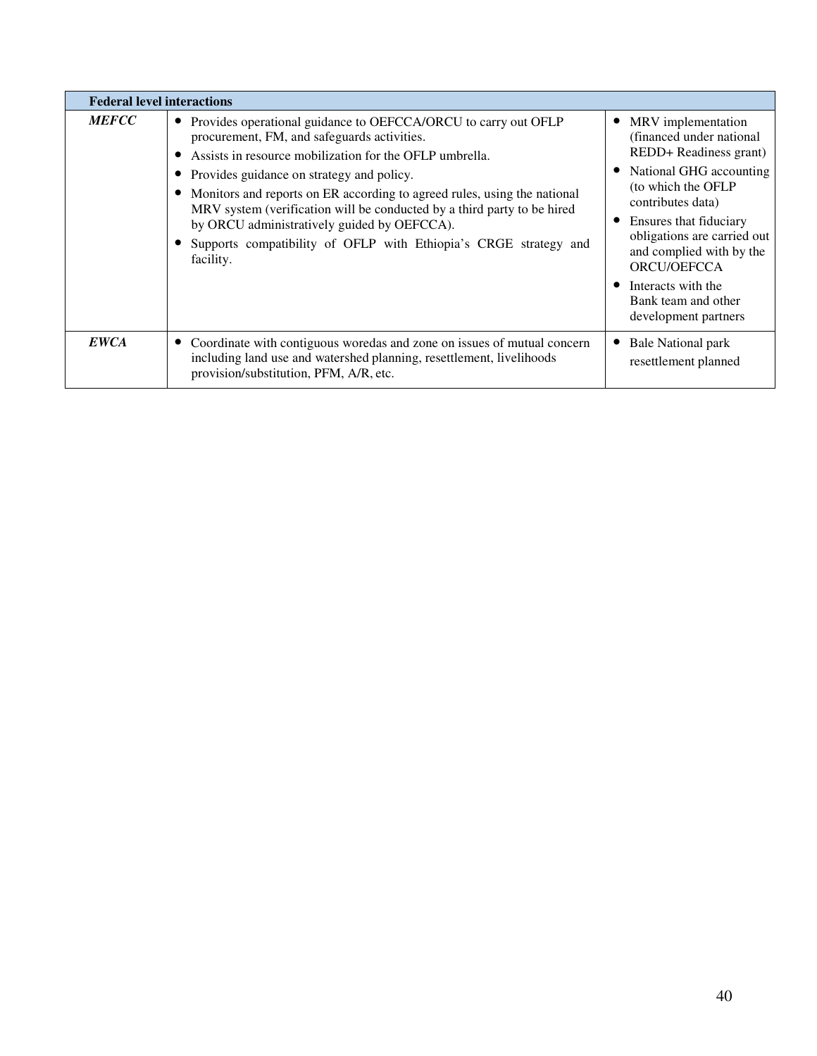| **Federal level interactions** | | |
|---|---|---|
| ***MEFCC*** | • Provides operational guidance to OEFCCA/ORCU to carry out OFLP procurement, FM, and safeguards activities.<br>• Assists in resource mobilization for the OFLP umbrella.<br>• Provides guidance on strategy and policy.<br>• Monitors and reports on ER according to agreed rules, using the national MRV system (verification will be conducted by a third party to be hired by ORCU administratively guided by OEFCCA).<br>• Supports compatibility of OFLP with Ethiopia's CRGE strategy and facility. | • MRV implementation (financed under national REDD+ Readiness grant)<br>• National GHG accounting (to which the OFLP contributes data)<br>• Ensures that fiduciary obligations are carried out and complied with by the ORCU/OEFCCA<br>• Interacts with the Bank team and other development partners |
| ***EWCA*** | • Coordinate with contiguous woredas and zone on issues of mutual concern including land use and watershed planning, resettlement, livelihoods provision/substitution, PFM, A/R, etc. | • Bale National park resettlement planned |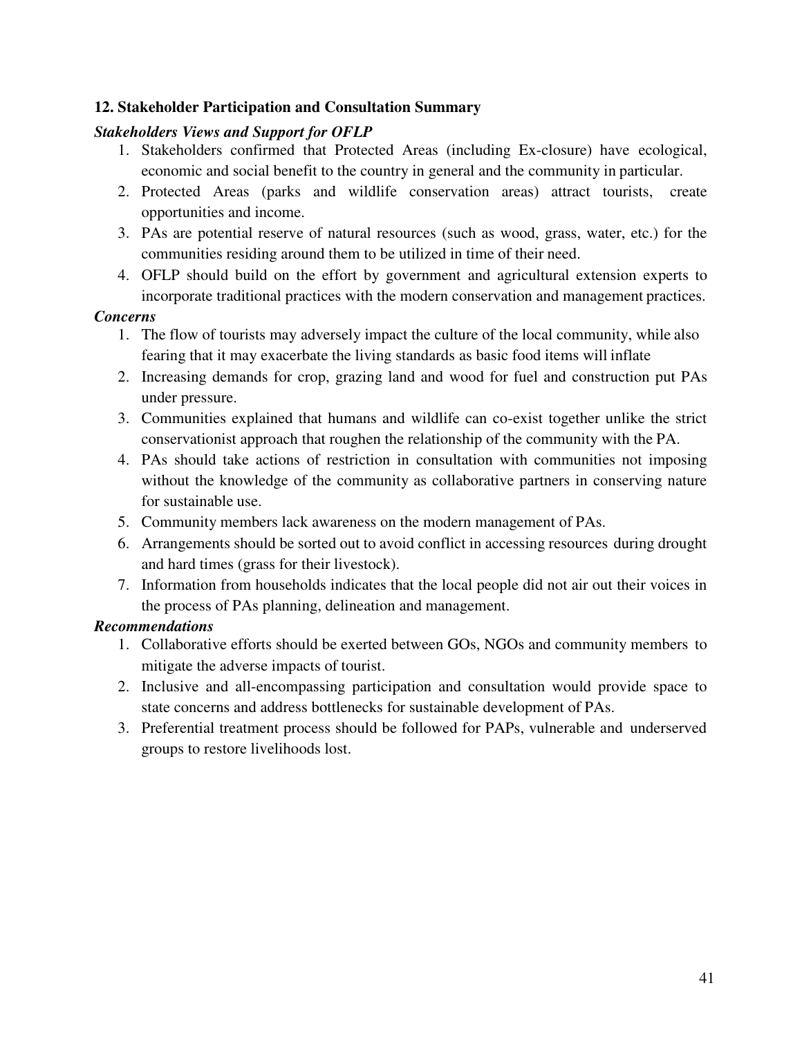## 12. Stakeholder Participation and Consultation Summary

***Stakeholders Views and Support for OFLP***

1. Stakeholders confirmed that Protected Areas (including Ex-closure) have ecological, economic and social benefit to the country in general and the community in particular.
2. Protected Areas (parks and wildlife conservation areas) attract tourists, create opportunities and income.
3. PAs are potential reserve of natural resources (such as wood, grass, water, etc.) for the communities residing around them to be utilized in time of their need.
4. OFLP should build on the effort by government and agricultural extension experts to incorporate traditional practices with the modern conservation and management practices.

***Concerns***

1. The flow of tourists may adversely impact the culture of the local community, while also fearing that it may exacerbate the living standards as basic food items will inflate
2. Increasing demands for crop, grazing land and wood for fuel and construction put PAs under pressure.
3. Communities explained that humans and wildlife can co-exist together unlike the strict conservationist approach that roughen the relationship of the community with the PA.
4. PAs should take actions of restriction in consultation with communities not imposing without the knowledge of the community as collaborative partners in conserving nature for sustainable use.
5. Community members lack awareness on the modern management of PAs.
6. Arrangements should be sorted out to avoid conflict in accessing resources during drought and hard times (grass for their livestock).
7. Information from households indicates that the local people did not air out their voices in the process of PAs planning, delineation and management.

***Recommendations***

1. Collaborative efforts should be exerted between GOs, NGOs and community members to mitigate the adverse impacts of tourist.
2. Inclusive and all-encompassing participation and consultation would provide space to state concerns and address bottlenecks for sustainable development of PAs.
3. Preferential treatment process should be followed for PAPs, vulnerable and underserved groups to restore livelihoods lost.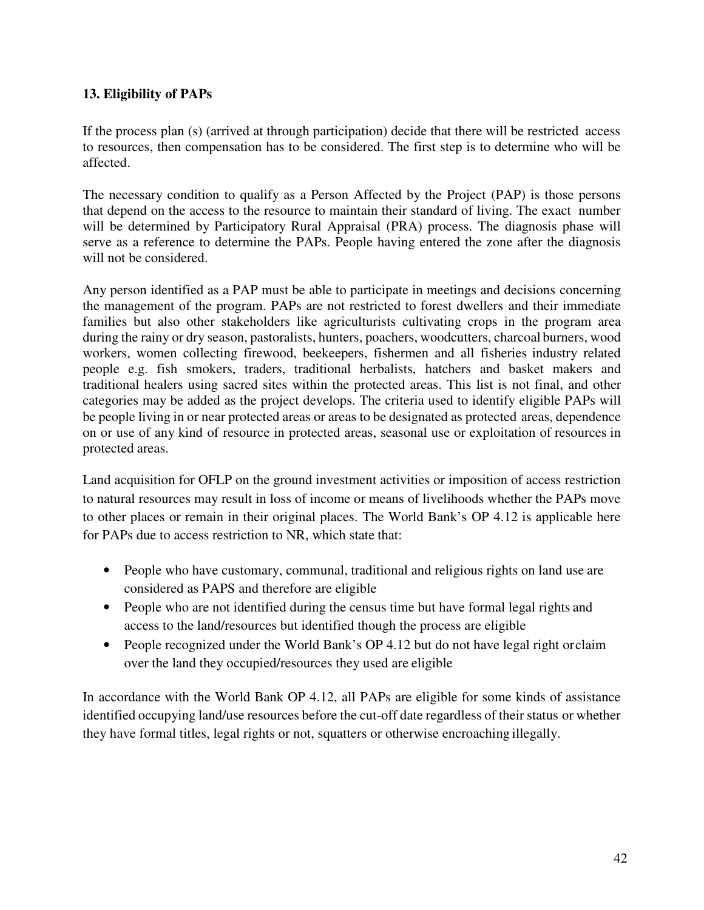## 13. Eligibility of PAPs

If the process plan (s) (arrived at through participation) decide that there will be restricted access to resources, then compensation has to be considered. The first step is to determine who will be affected.

The necessary condition to qualify as a Person Affected by the Project (PAP) is those persons that depend on the access to the resource to maintain their standard of living. The exact number will be determined by Participatory Rural Appraisal (PRA) process. The diagnosis phase will serve as a reference to determine the PAPs. People having entered the zone after the diagnosis will not be considered.

Any person identified as a PAP must be able to participate in meetings and decisions concerning the management of the program. PAPs are not restricted to forest dwellers and their immediate families but also other stakeholders like agriculturists cultivating crops in the program area during the rainy or dry season, pastoralists, hunters, poachers, woodcutters, charcoal burners, wood workers, women collecting firewood, beekeepers, fishermen and all fisheries industry related people e.g. fish smokers, traders, traditional herbalists, hatchers and basket makers and traditional healers using sacred sites within the protected areas. This list is not final, and other categories may be added as the project develops. The criteria used to identify eligible PAPs will be people living in or near protected areas or areas to be designated as protected areas, dependence on or use of any kind of resource in protected areas, seasonal use or exploitation of resources in protected areas.

Land acquisition for OFLP on the ground investment activities or imposition of access restriction to natural resources may result in loss of income or means of livelihoods whether the PAPs move to other places or remain in their original places. The World Bank's OP 4.12 is applicable here for PAPs due to access restriction to NR, which state that:

- People who have customary, communal, traditional and religious rights on land use are considered as PAPS and therefore are eligible
- People who are not identified during the census time but have formal legal rights and access to the land/resources but identified though the process are eligible
- People recognized under the World Bank's OP 4.12 but do not have legal right or claim over the land they occupied/resources they used are eligible

In accordance with the World Bank OP 4.12, all PAPs are eligible for some kinds of assistance identified occupying land/use resources before the cut-off date regardless of their status or whether they have formal titles, legal rights or not, squatters or otherwise encroaching illegally.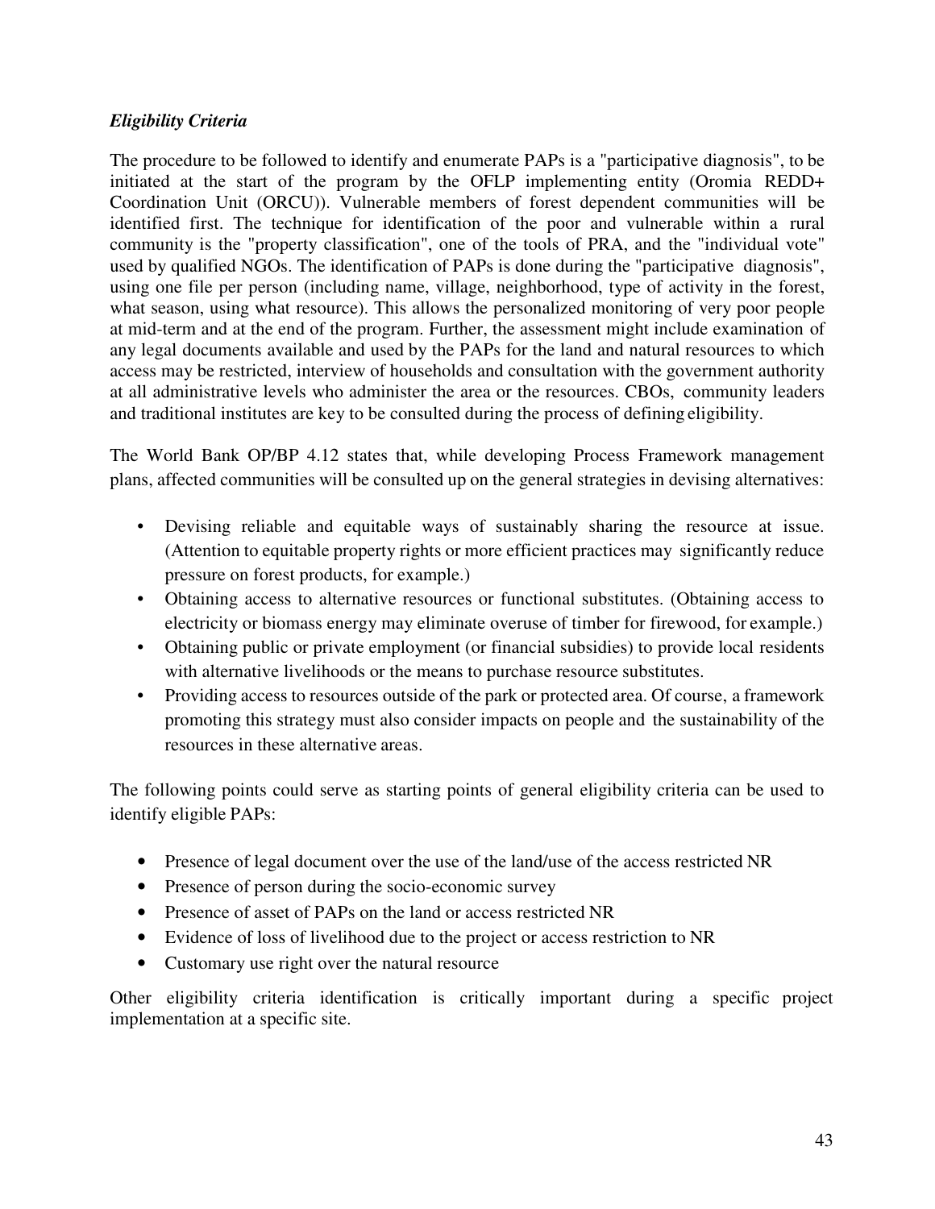***Eligibility Criteria***

The procedure to be followed to identify and enumerate PAPs is a "participative diagnosis", to be initiated at the start of the program by the OFLP implementing entity (Oromia REDD+ Coordination Unit (ORCU)). Vulnerable members of forest dependent communities will be identified first. The technique for identification of the poor and vulnerable within a rural community is the "property classification", one of the tools of PRA, and the "individual vote" used by qualified NGOs. The identification of PAPs is done during the "participative diagnosis", using one file per person (including name, village, neighborhood, type of activity in the forest, what season, using what resource). This allows the personalized monitoring of very poor people at mid-term and at the end of the program. Further, the assessment might include examination of any legal documents available and used by the PAPs for the land and natural resources to which access may be restricted, interview of households and consultation with the government authority at all administrative levels who administer the area or the resources. CBOs, community leaders and traditional institutes are key to be consulted during the process of defining eligibility.

The World Bank OP/BP 4.12 states that, while developing Process Framework management plans, affected communities will be consulted up on the general strategies in devising alternatives:

- Devising reliable and equitable ways of sustainably sharing the resource at issue. (Attention to equitable property rights or more efficient practices may significantly reduce pressure on forest products, for example.)
- Obtaining access to alternative resources or functional substitutes. (Obtaining access to electricity or biomass energy may eliminate overuse of timber for firewood, for example.)
- Obtaining public or private employment (or financial subsidies) to provide local residents with alternative livelihoods or the means to purchase resource substitutes.
- Providing access to resources outside of the park or protected area. Of course, a framework promoting this strategy must also consider impacts on people and the sustainability of the resources in these alternative areas.

The following points could serve as starting points of general eligibility criteria can be used to identify eligible PAPs:

- Presence of legal document over the use of the land/use of the access restricted NR
- Presence of person during the socio-economic survey
- Presence of asset of PAPs on the land or access restricted NR
- Evidence of loss of livelihood due to the project or access restriction to NR
- Customary use right over the natural resource

Other eligibility criteria identification is critically important during a specific project implementation at a specific site.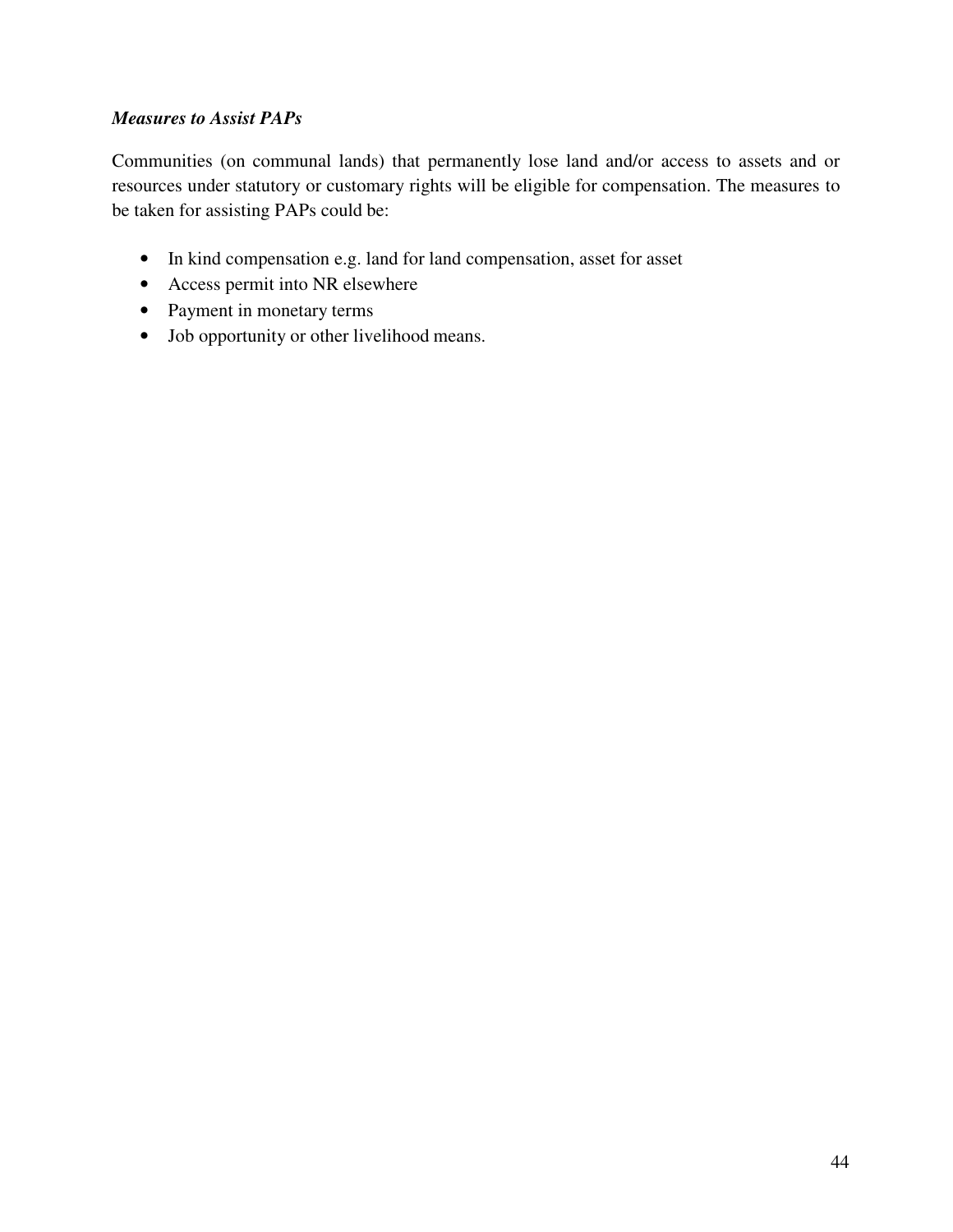***Measures to Assist PAPs***

Communities (on communal lands) that permanently lose land and/or access to assets and or resources under statutory or customary rights will be eligible for compensation. The measures to be taken for assisting PAPs could be:

- In kind compensation e.g. land for land compensation, asset for asset
- Access permit into NR elsewhere
- Payment in monetary terms
- Job opportunity or other livelihood means.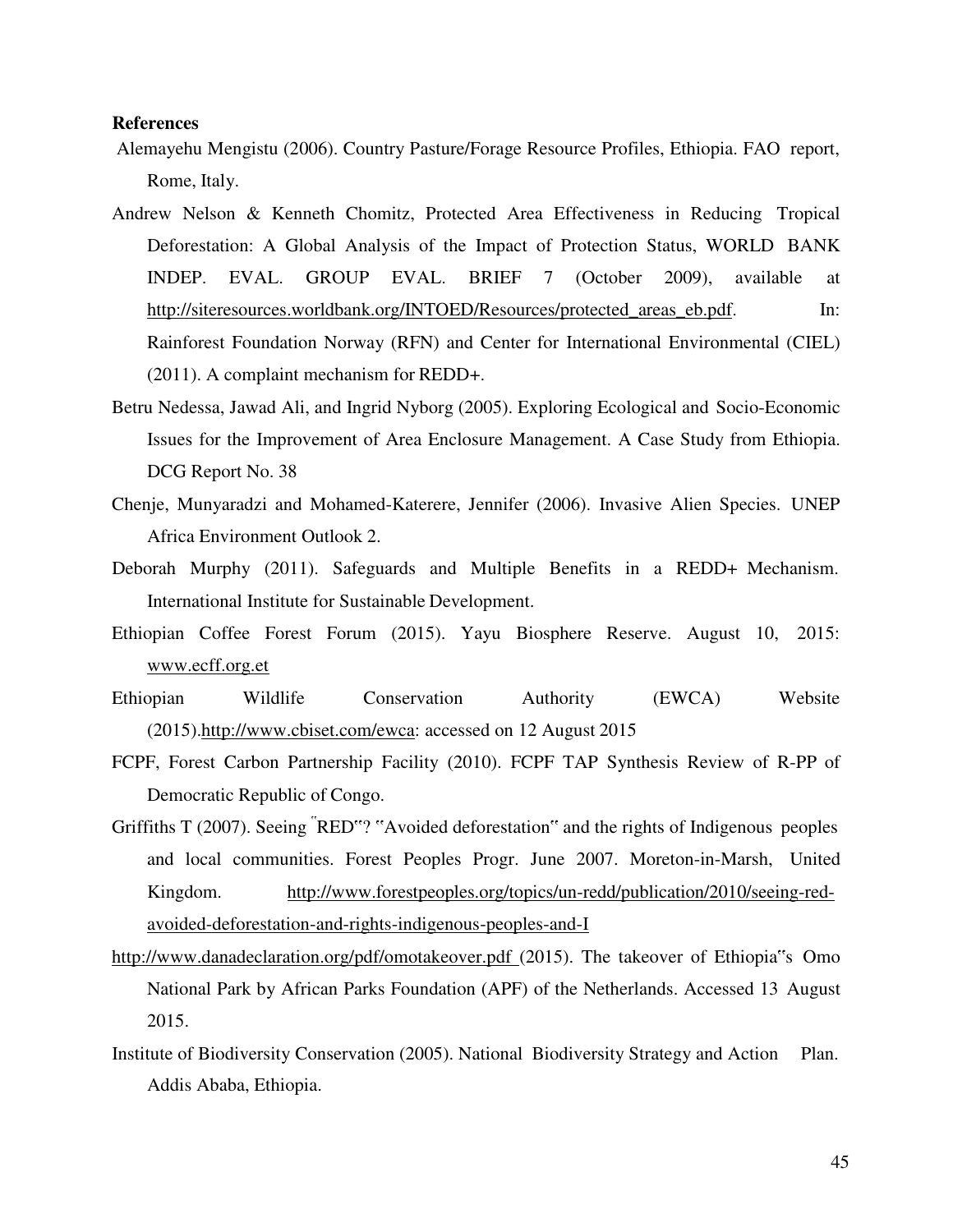**References**

Alemayehu Mengistu (2006). Country Pasture/Forage Resource Profiles, Ethiopia. FAO report, Rome, Italy.

Andrew Nelson & Kenneth Chomitz, Protected Area Effectiveness in Reducing Tropical Deforestation: A Global Analysis of the Impact of Protection Status, WORLD BANK INDEP. EVAL. GROUP EVAL. BRIEF 7 (October 2009), available at http://siteresources.worldbank.org/INTOED/Resources/protected_areas_eb.pdf. In: Rainforest Foundation Norway (RFN) and Center for International Environmental (CIEL) (2011). A complaint mechanism for REDD+.

Betru Nedessa, Jawad Ali, and Ingrid Nyborg (2005). Exploring Ecological and Socio-Economic Issues for the Improvement of Area Enclosure Management. A Case Study from Ethiopia. DCG Report No. 38

Chenje, Munyaradzi and Mohamed-Katerere, Jennifer (2006). Invasive Alien Species. UNEP Africa Environment Outlook 2.

Deborah Murphy (2011). Safeguards and Multiple Benefits in a REDD+ Mechanism. International Institute for Sustainable Development.

Ethiopian Coffee Forest Forum (2015). Yayu Biosphere Reserve. August 10, 2015: www.ecff.org.et

Ethiopian Wildlife Conservation Authority (EWCA) Website (2015).http://www.cbiset.com/ewca: accessed on 12 August 2015

FCPF, Forest Carbon Partnership Facility (2010). FCPF TAP Synthesis Review of R-PP of Democratic Republic of Congo.

Griffiths T (2007). Seeing ˝RED"? "Avoided deforestation" and the rights of Indigenous peoples and local communities. Forest Peoples Progr. June 2007. Moreton-in-Marsh, United Kingdom. http://www.forestpeoples.org/topics/un-redd/publication/2010/seeing-red-avoided-deforestation-and-rights-indigenous-peoples-and-l

http://www.danadeclaration.org/pdf/omotakeover.pdf (2015). The takeover of Ethiopia"s Omo National Park by African Parks Foundation (APF) of the Netherlands. Accessed 13 August 2015.

Institute of Biodiversity Conservation (2005). National Biodiversity Strategy and Action Plan. Addis Ababa, Ethiopia.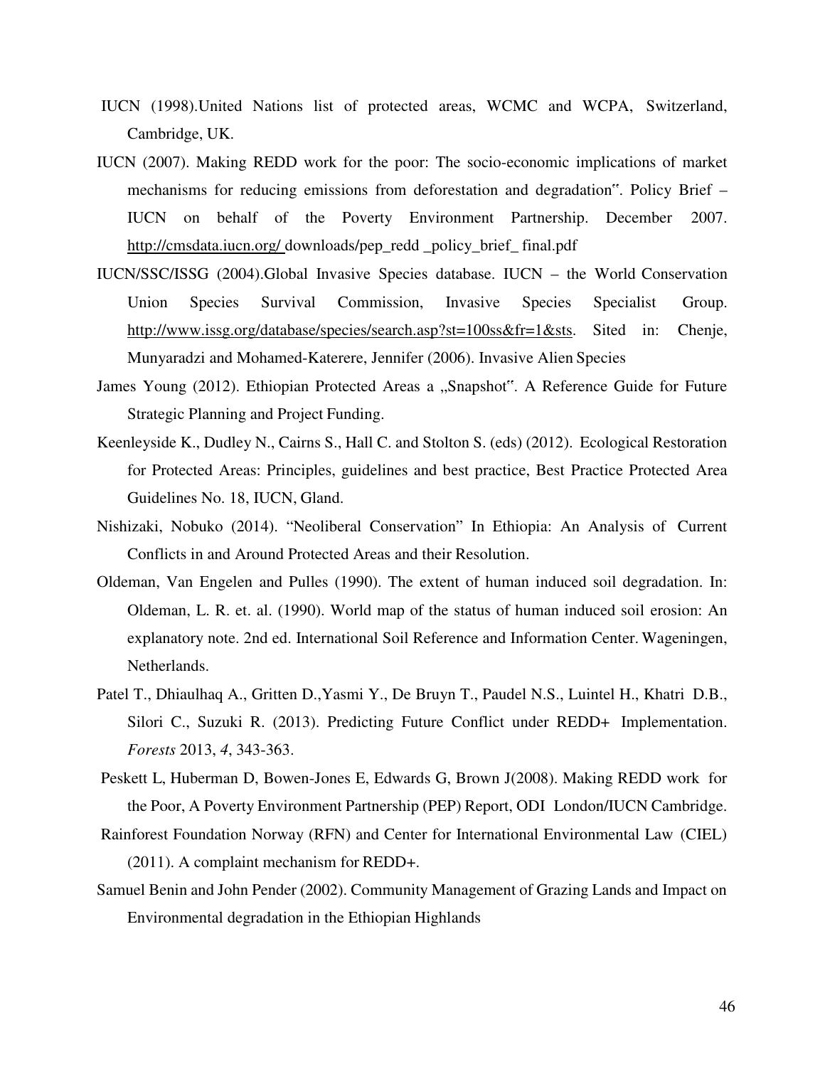IUCN (1998).United Nations list of protected areas, WCMC and WCPA, Switzerland, Cambridge, UK.

IUCN (2007). Making REDD work for the poor: The socio-economic implications of market mechanisms for reducing emissions from deforestation and degradation". Policy Brief – IUCN on behalf of the Poverty Environment Partnership. December 2007. http://cmsdata.iucn.org/ downloads/pep_redd _policy_brief_ final.pdf

IUCN/SSC/ISSG (2004).Global Invasive Species database. IUCN – the World Conservation Union Species Survival Commission, Invasive Species Specialist Group. http://www.issg.org/database/species/search.asp?st=100ss&fr=1&sts. Sited in: Chenje, Munyaradzi and Mohamed-Katerere, Jennifer (2006). Invasive Alien Species

James Young (2012). Ethiopian Protected Areas a „Snapshot". A Reference Guide for Future Strategic Planning and Project Funding.

Keenleyside K., Dudley N., Cairns S., Hall C. and Stolton S. (eds) (2012). Ecological Restoration for Protected Areas: Principles, guidelines and best practice, Best Practice Protected Area Guidelines No. 18, IUCN, Gland.

Nishizaki, Nobuko (2014). "Neoliberal Conservation" In Ethiopia: An Analysis of Current Conflicts in and Around Protected Areas and their Resolution.

Oldeman, Van Engelen and Pulles (1990). The extent of human induced soil degradation. In: Oldeman, L. R. et. al. (1990). World map of the status of human induced soil erosion: An explanatory note. 2nd ed. International Soil Reference and Information Center. Wageningen, Netherlands.

Patel T., Dhiaulhaq A., Gritten D.,Yasmi Y., De Bruyn T., Paudel N.S., Luintel H., Khatri D.B., Silori C., Suzuki R. (2013). Predicting Future Conflict under REDD+ Implementation. *Forests* 2013, *4*, 343-363.

Peskett L, Huberman D, Bowen-Jones E, Edwards G, Brown J(2008). Making REDD work for the Poor, A Poverty Environment Partnership (PEP) Report, ODI London/IUCN Cambridge.

Rainforest Foundation Norway (RFN) and Center for International Environmental Law (CIEL) (2011). A complaint mechanism for REDD+.

Samuel Benin and John Pender (2002). Community Management of Grazing Lands and Impact on Environmental degradation in the Ethiopian Highlands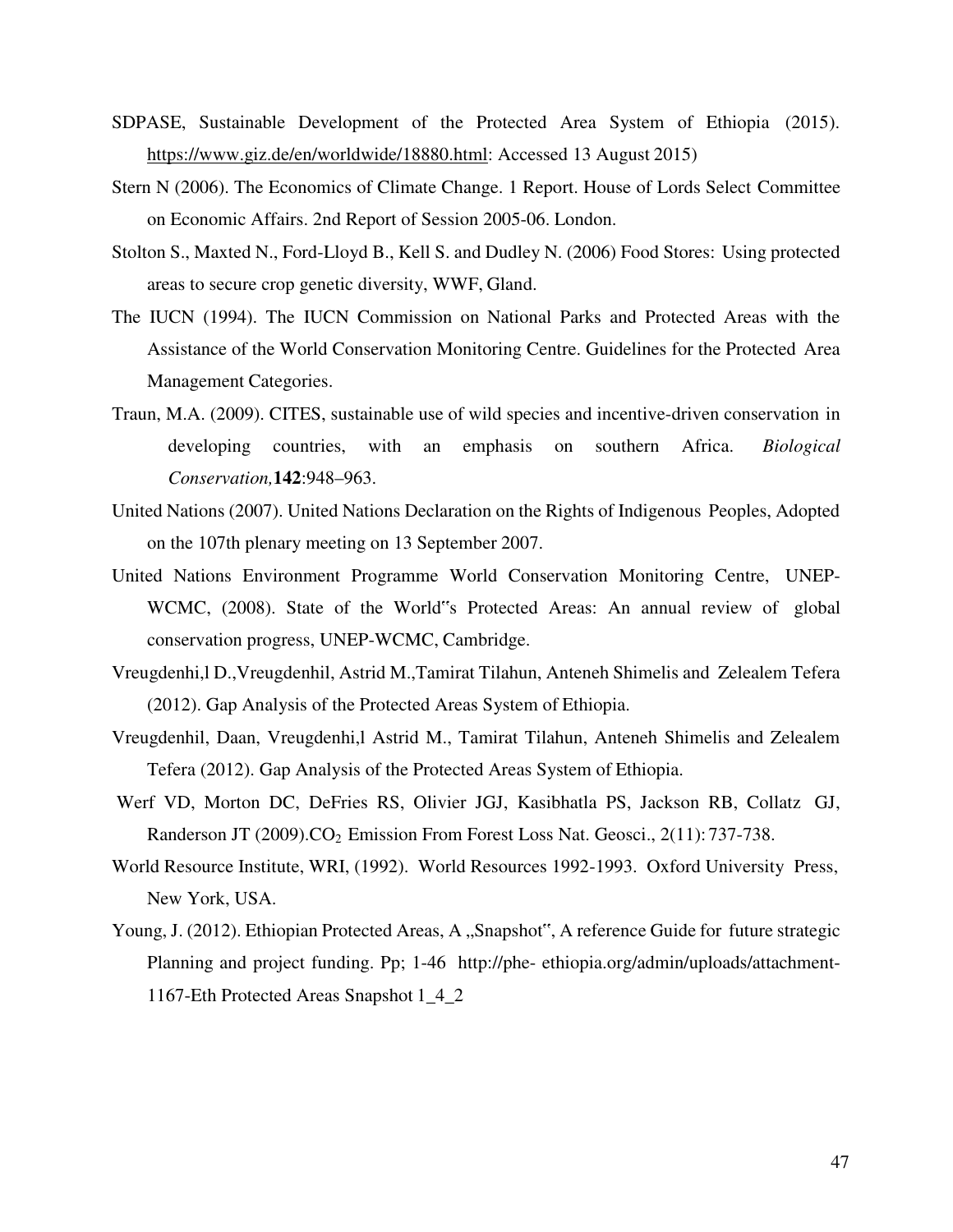SDPASE, Sustainable Development of the Protected Area System of Ethiopia (2015). https://www.giz.de/en/worldwide/18880.html: Accessed 13 August 2015)

Stern N (2006). The Economics of Climate Change. 1 Report. House of Lords Select Committee on Economic Affairs. 2nd Report of Session 2005-06. London.

Stolton S., Maxted N., Ford-Lloyd B., Kell S. and Dudley N. (2006) Food Stores: Using protected areas to secure crop genetic diversity, WWF, Gland.

The IUCN (1994). The IUCN Commission on National Parks and Protected Areas with the Assistance of the World Conservation Monitoring Centre. Guidelines for the Protected Area Management Categories.

Traun, M.A. (2009). CITES, sustainable use of wild species and incentive-driven conservation in developing countries, with an emphasis on southern Africa. *Biological Conservation,* **142**:948–963.

United Nations (2007). United Nations Declaration on the Rights of Indigenous Peoples, Adopted on the 107th plenary meeting on 13 September 2007.

United Nations Environment Programme World Conservation Monitoring Centre, UNEP-WCMC, (2008). State of the World"s Protected Areas: An annual review of global conservation progress, UNEP-WCMC, Cambridge.

Vreugdenhi,l D.,Vreugdenhil, Astrid M.,Tamirat Tilahun, Anteneh Shimelis and Zelealem Tefera (2012). Gap Analysis of the Protected Areas System of Ethiopia.

Vreugdenhil, Daan, Vreugdenhi,l Astrid M., Tamirat Tilahun, Anteneh Shimelis and Zelealem Tefera (2012). Gap Analysis of the Protected Areas System of Ethiopia.

Werf VD, Morton DC, DeFries RS, Olivier JGJ, Kasibhatla PS, Jackson RB, Collatz GJ, Randerson JT (2009).$CO_2$ Emission From Forest Loss Nat. Geosci., 2(11): 737-738.

World Resource Institute, WRI, (1992). World Resources 1992-1993. Oxford University Press, New York, USA.

Young, J. (2012). Ethiopian Protected Areas, A „Snapshot", A reference Guide for future strategic Planning and project funding. Pp; 1-46 http://phe- ethiopia.org/admin/uploads/attachment-1167-Eth Protected Areas Snapshot 1_4_2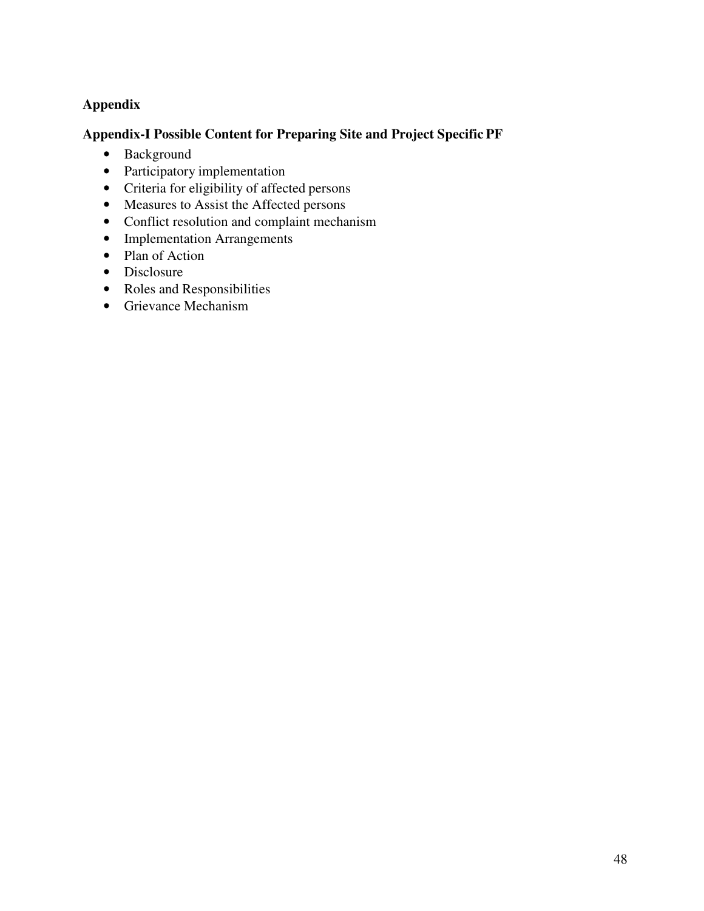## Appendix

### Appendix-I Possible Content for Preparing Site and Project Specific PF

- Background
- Participatory implementation
- Criteria for eligibility of affected persons
- Measures to Assist the Affected persons
- Conflict resolution and complaint mechanism
- Implementation Arrangements
- Plan of Action
- Disclosure
- Roles and Responsibilities
- Grievance Mechanism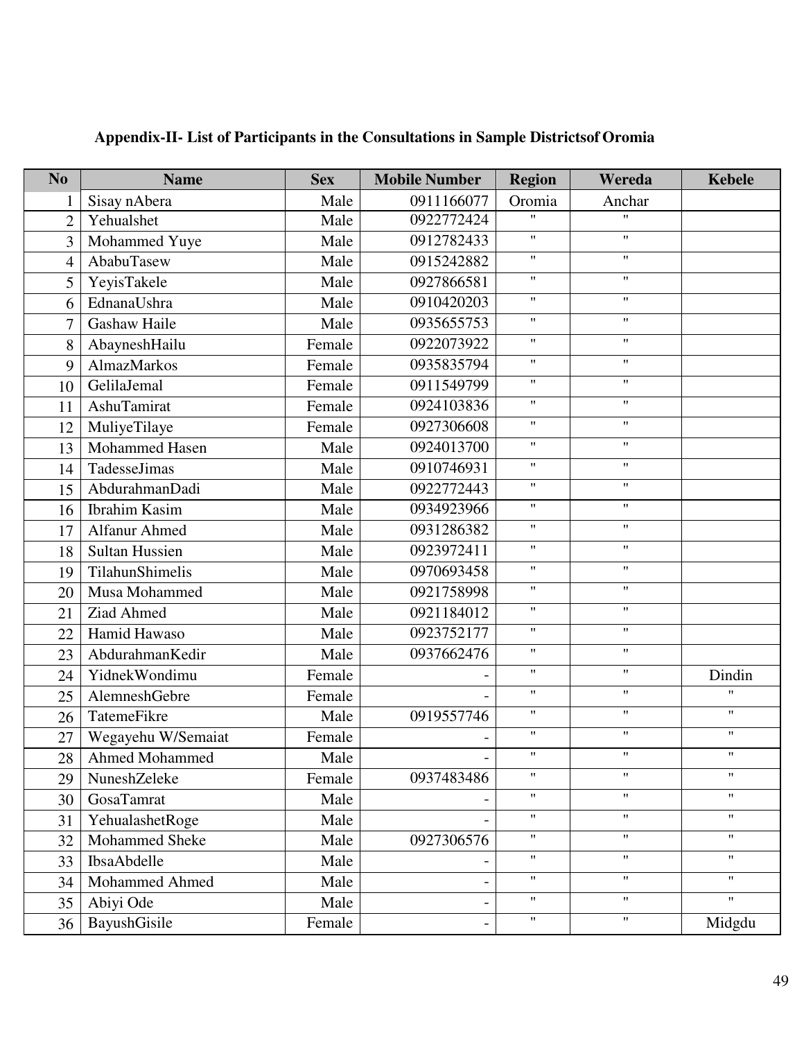**Appendix-II- List of Participants in the Consultations in Sample Districtsof Oromia**

| No | Name | Sex | Mobile Number | Region | Wereda | Kebele |
|---|---|---|---|---|---|---|
| 1 | Sisay nAbera | Male | 0911166077 | Oromia | Anchar | |
| 2 | Yehualshet | Male | 0922772424 | " | " | |
| 3 | Mohammed Yuye | Male | 0912782433 | " | " | |
| 4 | AbabuTasew | Male | 0915242882 | " | " | |
| 5 | YeyisTakele | Male | 0927866581 | " | " | |
| 6 | EdnanaUshra | Male | 0910420203 | " | " | |
| 7 | Gashaw Haile | Male | 0935655753 | " | " | |
| 8 | AbayneshHailu | Female | 0922073922 | " | " | |
| 9 | AlmazMarkos | Female | 0935835794 | " | " | |
| 10 | GelilaJemal | Female | 0911549799 | " | " | |
| 11 | AshuTamirat | Female | 0924103836 | " | " | |
| 12 | MuliyeTilaye | Female | 0927306608 | " | " | |
| 13 | Mohammed Hasen | Male | 0924013700 | " | " | |
| 14 | TadesseJimas | Male | 0910746931 | " | " | |
| 15 | AbdurahmanDadi | Male | 0922772443 | " | " | |
| 16 | Ibrahim Kasim | Male | 0934923966 | " | " | |
| 17 | Alfanur Ahmed | Male | 0931286382 | " | " | |
| 18 | Sultan Hussien | Male | 0923972411 | " | " | |
| 19 | TilahunShimelis | Male | 0970693458 | " | " | |
| 20 | Musa Mohammed | Male | 0921758998 | " | " | |
| 21 | Ziad Ahmed | Male | 0921184012 | " | " | |
| 22 | Hamid Hawaso | Male | 0923752177 | " | " | |
| 23 | AbdurahmanKedir | Male | 0937662476 | " | " | |
| 24 | YidnekWondimu | Female | - | " | " | Dindin |
| 25 | AlemneshGebre | Female | - | " | " | " |
| 26 | TatemeFikre | Male | 0919557746 | " | " | " |
| 27 | Wegayehu W/Semaiat | Female | - | " | " | " |
| 28 | Ahmed Mohammed | Male | - | " | " | " |
| 29 | NuneshZeleke | Female | 0937483486 | " | " | " |
| 30 | GosaTamrat | Male | - | " | " | " |
| 31 | YehualashetRoge | Male | - | " | " | " |
| 32 | Mohammed Sheke | Male | 0927306576 | " | " | " |
| 33 | IbsaAbdelle | Male | - | " | " | " |
| 34 | Mohammed Ahmed | Male | - | " | " | " |
| 35 | Abiyi Ode | Male | - | " | " | " |
| 36 | BayushGisile | Female | - | " | " | Midgdu |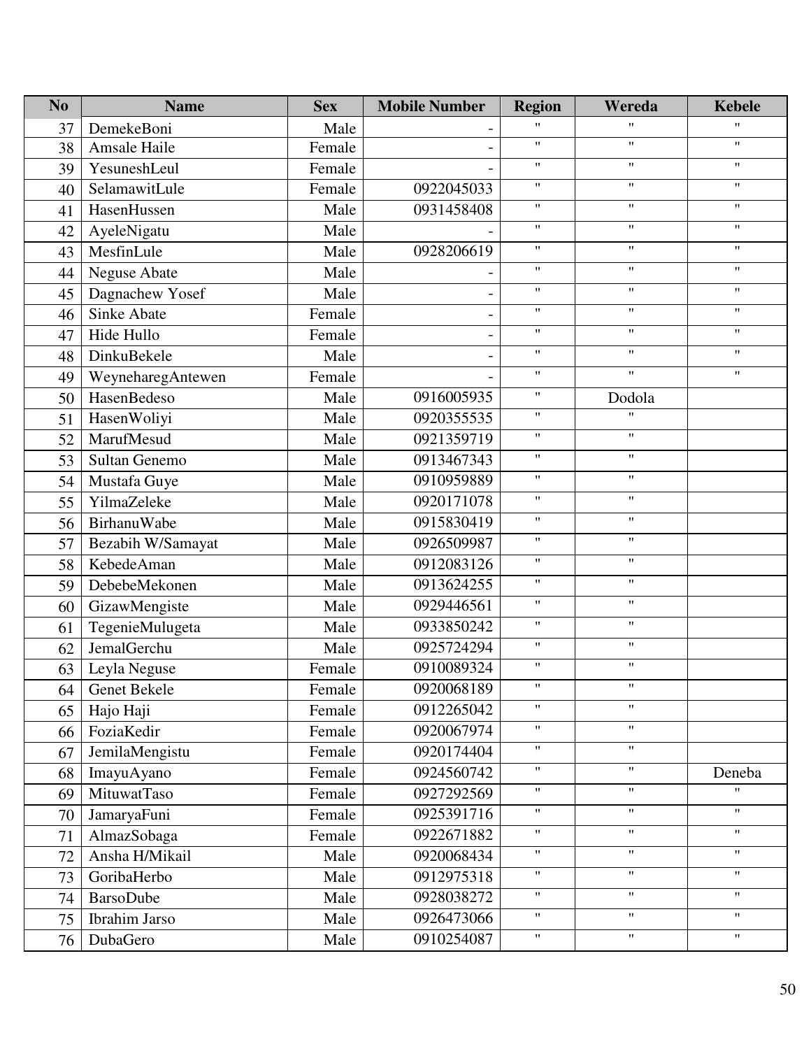| No | Name | Sex | Mobile Number | Region | Wereda | Kebele |
|---|---|---|---|---|---|---|
| 37 | DemekeBoni | Male | - | " | " | " |
| 38 | Amsale Haile | Female | - | " | " | " |
| 39 | YesuneshLeul | Female | - | " | " | " |
| 40 | SelamawitLule | Female | 0922045033 | " | " | " |
| 41 | HasenHussen | Male | 0931458408 | " | " | " |
| 42 | AyeleNigatu | Male | - | " | " | " |
| 43 | MesfinLule | Male | 0928206619 | " | " | " |
| 44 | Neguse Abate | Male | - | " | " | " |
| 45 | Dagnachew Yosef | Male | - | " | " | " |
| 46 | Sinke Abate | Female | - | " | " | " |
| 47 | Hide Hullo | Female | - | " | " | " |
| 48 | DinkuBekele | Male | - | " | " | " |
| 49 | WeyneharegAntewen | Female | - | " | " | " |
| 50 | HasenBedeso | Male | 0916005935 | " | Dodola | |
| 51 | HasenWoliyi | Male | 0920355535 | " | " | |
| 52 | MarufMesud | Male | 0921359719 | " | " | |
| 53 | Sultan Genemo | Male | 0913467343 | " | " | |
| 54 | Mustafa Guye | Male | 0910959889 | " | " | |
| 55 | YilmaZeleke | Male | 0920171078 | " | " | |
| 56 | BirhanuWabe | Male | 0915830419 | " | " | |
| 57 | Bezabih W/Samayat | Male | 0926509987 | " | " | |
| 58 | KebedeAman | Male | 0912083126 | " | " | |
| 59 | DebebeMekonen | Male | 0913624255 | " | " | |
| 60 | GizawMengiste | Male | 0929446561 | " | " | |
| 61 | TegenieMulugeta | Male | 0933850242 | " | " | |
| 62 | JemalGerchu | Male | 0925724294 | " | " | |
| 63 | Leyla Neguse | Female | 0910089324 | " | " | |
| 64 | Genet Bekele | Female | 0920068189 | " | " | |
| 65 | Hajo Haji | Female | 0912265042 | " | " | |
| 66 | FoziaKedir | Female | 0920067974 | " | " | |
| 67 | JemilaMengistu | Female | 0920174404 | " | " | |
| 68 | ImayuAyano | Female | 0924560742 | " | " | Deneba |
| 69 | MituwatTaso | Female | 0927292569 | " | " | " |
| 70 | JamaryaFuni | Female | 0925391716 | " | " | " |
| 71 | AlmazSobaga | Female | 0922671882 | " | " | " |
| 72 | Ansha H/Mikail | Male | 0920068434 | " | " | " |
| 73 | GoribaHerbo | Male | 0912975318 | " | " | " |
| 74 | BarsoDube | Male | 0928038272 | " | " | " |
| 75 | Ibrahim Jarso | Male | 0926473066 | " | " | " |
| 76 | DubaGero | Male | 0910254087 | " | " | " |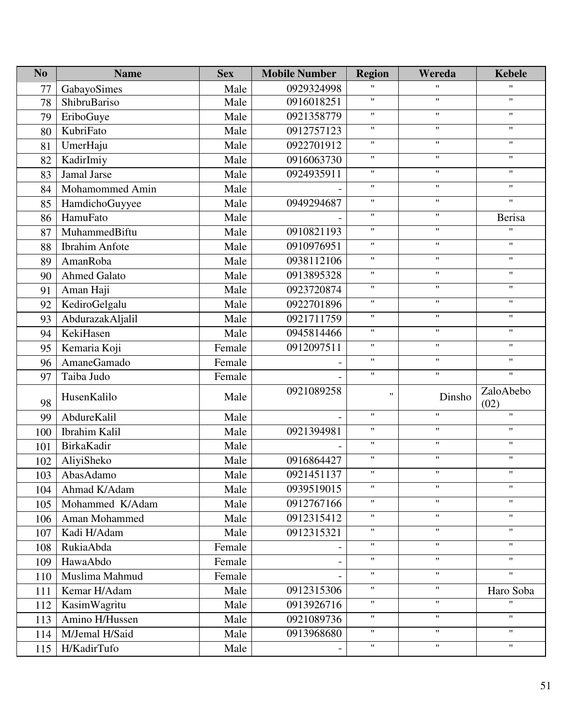| No | Name | Sex | Mobile Number | Region | Wereda | Kebele |
|---|---|---|---|---|---|---|
| 77 | GabayoSimes | Male | 0929324998 | " | " | " |
| 78 | ShibruBariso | Male | 0916018251 | " | " | " |
| 79 | EriboGuye | Male | 0921358779 | " | " | " |
| 80 | KubriFato | Male | 0912757123 | " | " | " |
| 81 | UmerHaju | Male | 0922701912 | " | " | " |
| 82 | KadirImiy | Male | 0916063730 | " | " | " |
| 83 | Jamal Jarse | Male | 0924935911 | " | " | " |
| 84 | Mohamommed Amin | Male | - | " | " | " |
| 85 | HamdichoGuyyee | Male | 0949294687 | " | " | " |
| 86 | HamuFato | Male | - | " | " | Berisa |
| 87 | MuhammedBiftu | Male | 0910821193 | " | " | " |
| 88 | Ibrahim Anfote | Male | 0910976951 | " | " | " |
| 89 | AmanRoba | Male | 0938112106 | " | " | " |
| 90 | Ahmed Galato | Male | 0913895328 | " | " | " |
| 91 | Aman Haji | Male | 0923720874 | " | " | " |
| 92 | KediroGelgalu | Male | 0922701896 | " | " | " |
| 93 | AbdurazakAljalil | Male | 0921711759 | " | " | " |
| 94 | KekiHasen | Male | 0945814466 | " | " | " |
| 95 | Kemaria Koji | Female | 0912097511 | " | " | " |
| 96 | AmaneGamado | Female | - | " | " | " |
| 97 | Taiba Judo | Female | - | " | " | " |
| 98 | HusenKalilo | Male | 0921089258 | " | Dinsho | ZaloAbebo (02) |
| 99 | AbdureKalil | Male | - | " | " | " |
| 100 | Ibrahim Kalil | Male | 0921394981 | " | " | " |
| 101 | BirkaKadir | Male | - | " | " | " |
| 102 | AliyiSheko | Male | 0916864427 | " | " | " |
| 103 | AbasAdamo | Male | 0921451137 | " | " | " |
| 104 | Ahmad K/Adam | Male | 0939519015 | " | " | " |
| 105 | Mohammed K/Adam | Male | 0912767166 | " | " | " |
| 106 | Aman Mohammed | Male | 0912315412 | " | " | " |
| 107 | Kadi H/Adam | Male | 0912315321 | " | " | " |
| 108 | RukiaAbda | Female | - | " | " | " |
| 109 | HawaAbdo | Female | - | " | " | " |
| 110 | Muslima Mahmud | Female | - | " | " | " |
| 111 | Kemar H/Adam | Male | 0912315306 | " | " | Haro Soba |
| 112 | KasimWagritu | Male | 0913926716 | " | " | " |
| 113 | Amino H/Hussen | Male | 0921089736 | " | " | " |
| 114 | M/Jemal H/Said | Male | 0913968680 | " | " | " |
| 115 | H/KadirTufo | Male | - | " | " | " |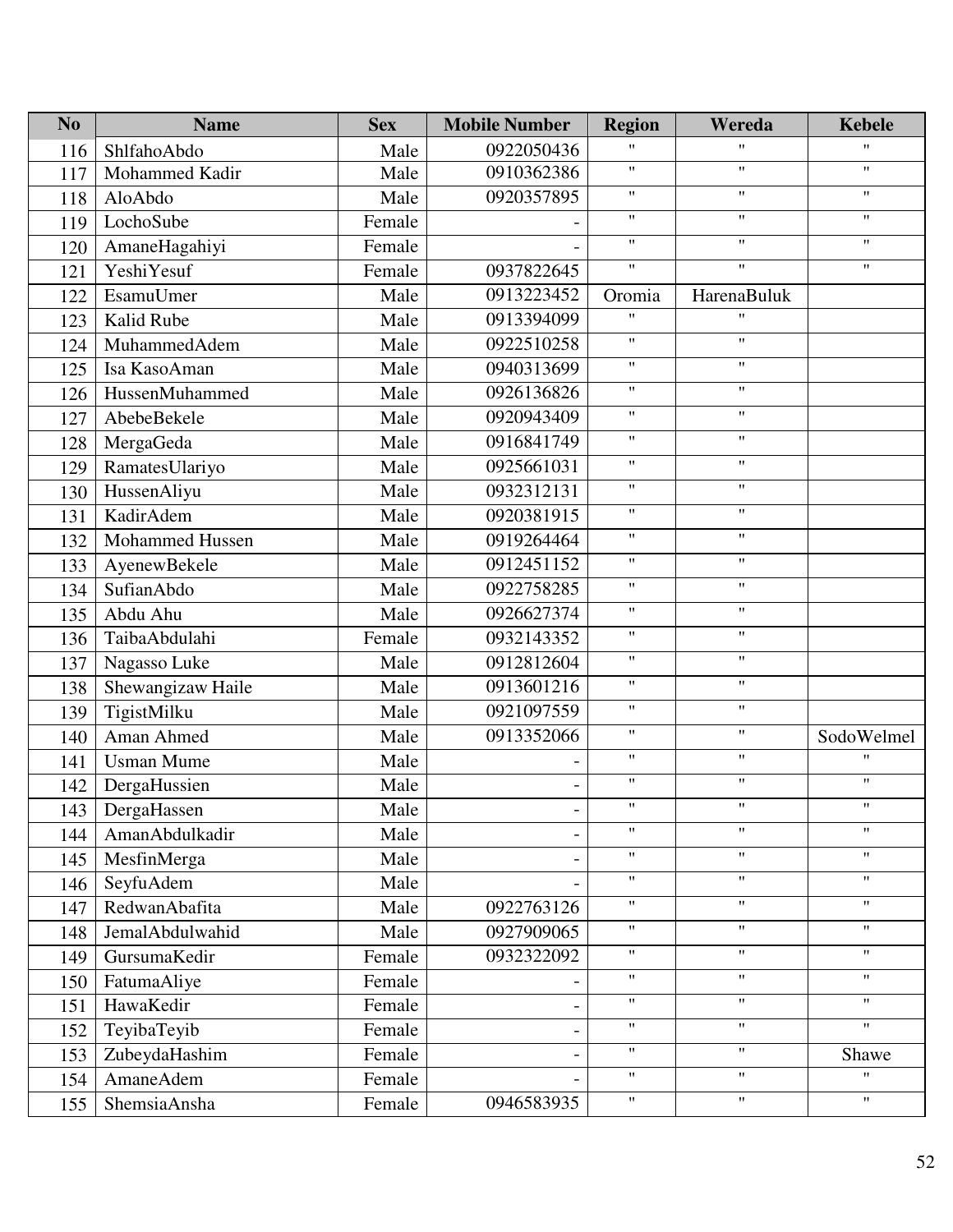| No | Name | Sex | Mobile Number | Region | Wereda | Kebele |
|---|---|---|---|---|---|---|
| 116 | ShlfahoAbdo | Male | 0922050436 | " | " | " |
| 117 | Mohammed Kadir | Male | 0910362386 | " | " | " |
| 118 | AloAbdo | Male | 0920357895 | " | " | " |
| 119 | LochoSube | Female | - | " | " | " |
| 120 | AmaneHagahiyi | Female | - | " | " | " |
| 121 | YeshiYesuf | Female | 0937822645 | " | " | " |
| 122 | EsamuUmer | Male | 0913223452 | Oromia | HarenaBuluk | |
| 123 | Kalid Rube | Male | 0913394099 | " | " | |
| 124 | MuhammedAdem | Male | 0922510258 | " | " | |
| 125 | Isa KasoAman | Male | 0940313699 | " | " | |
| 126 | HussenMuhammed | Male | 0926136826 | " | " | |
| 127 | AbebeBekele | Male | 0920943409 | " | " | |
| 128 | MergaGeda | Male | 0916841749 | " | " | |
| 129 | RamatesUlariyo | Male | 0925661031 | " | " | |
| 130 | HussenAliyu | Male | 0932312131 | " | " | |
| 131 | KadirAdem | Male | 0920381915 | " | " | |
| 132 | Mohammed Hussen | Male | 0919264464 | " | " | |
| 133 | AyenewBekele | Male | 0912451152 | " | " | |
| 134 | SufianAbdo | Male | 0922758285 | " | " | |
| 135 | Abdu Ahu | Male | 0926627374 | " | " | |
| 136 | TaibaAbdulahi | Female | 0932143352 | " | " | |
| 137 | Nagasso Luke | Male | 0912812604 | " | " | |
| 138 | Shewangizaw Haile | Male | 0913601216 | " | " | |
| 139 | TigistMilku | Male | 0921097559 | " | " | |
| 140 | Aman Ahmed | Male | 0913352066 | " | " | SodoWelmel |
| 141 | Usman Mume | Male | - | " | " | " |
| 142 | DergaHussien | Male | - | " | " | " |
| 143 | DergaHassen | Male | - | " | " | " |
| 144 | AmanAbdulkadir | Male | - | " | " | " |
| 145 | MesfinMerga | Male | - | " | " | " |
| 146 | SeyfuAdem | Male | - | " | " | " |
| 147 | RedwanAbafita | Male | 0922763126 | " | " | " |
| 148 | JemalAbdulwahid | Male | 0927909065 | " | " | " |
| 149 | GursumaKedir | Female | 0932322092 | " | " | " |
| 150 | FatumaAliye | Female | - | " | " | " |
| 151 | HawaKedir | Female | - | " | " | " |
| 152 | TeyibaTeyib | Female | - | " | " | " |
| 153 | ZubeydaHashim | Female | - | " | " | Shawe |
| 154 | AmaneAdem | Female | - | " | " | " |
| 155 | ShemsiaAnsha | Female | 0946583935 | " | " | " |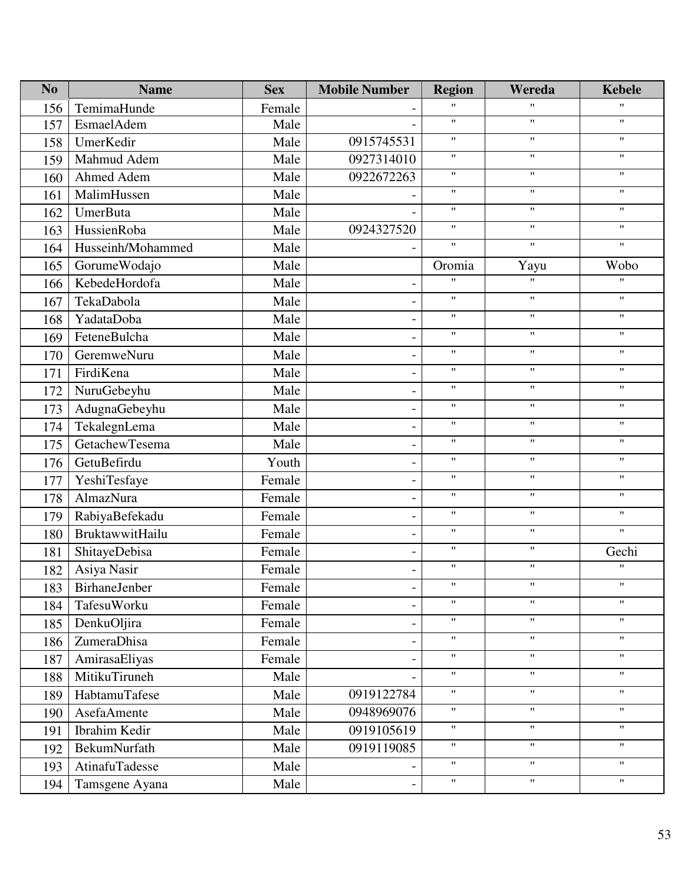| No | Name | Sex | Mobile Number | Region | Wereda | Kebele |
|---|---|---|---|---|---|---|
| 156 | TemimaHunde | Female | - | " | " | " |
| 157 | EsmaelAdem | Male | - | " | " | " |
| 158 | UmerKedir | Male | 0915745531 | " | " | " |
| 159 | Mahmud Adem | Male | 0927314010 | " | " | " |
| 160 | Ahmed Adem | Male | 0922672263 | " | " | " |
| 161 | MalimHussen | Male | - | " | " | " |
| 162 | UmerButa | Male | - | " | " | " |
| 163 | HussienRoba | Male | 0924327520 | " | " | " |
| 164 | Husseinh/Mohammed | Male | - | " | " | " |
| 165 | GorumeWodajo | Male | | Oromia | Yayu | Wobo |
| 166 | KebedeHordofa | Male | - | " | " | " |
| 167 | TekaDabola | Male | - | " | " | " |
| 168 | YadataDoba | Male | - | " | " | " |
| 169 | FeteneBulcha | Male | - | " | " | " |
| 170 | GeremweNuru | Male | - | " | " | " |
| 171 | FirdiKena | Male | - | " | " | " |
| 172 | NuruGebeyhu | Male | - | " | " | " |
| 173 | AdugnaGebeyhu | Male | - | " | " | " |
| 174 | TekalegnLema | Male | - | " | " | " |
| 175 | GetachewTesema | Male | - | " | " | " |
| 176 | GetuBefirdu | Youth | - | " | " | " |
| 177 | YeshiTesfaye | Female | - | " | " | " |
| 178 | AlmazNura | Female | - | " | " | " |
| 179 | RabiyaBefekadu | Female | - | " | " | " |
| 180 | BruktawwitHailu | Female | - | " | " | " |
| 181 | ShitayeDebisa | Female | - | " | " | Gechi |
| 182 | Asiya Nasir | Female | - | " | " | " |
| 183 | BirhaneJenber | Female | - | " | " | " |
| 184 | TafesuWorku | Female | - | " | " | " |
| 185 | DenkuOljira | Female | - | " | " | " |
| 186 | ZumeraDhisa | Female | - | " | " | " |
| 187 | AmirasaEliyas | Female | - | " | " | " |
| 188 | MitikuTiruneh | Male | - | " | " | " |
| 189 | HabtamuTafese | Male | 0919122784 | " | " | " |
| 190 | AsefaAmente | Male | 0948969076 | " | " | " |
| 191 | Ibrahim Kedir | Male | 0919105619 | " | " | " |
| 192 | BekumNurfath | Male | 0919119085 | " | " | " |
| 193 | AtinafuTadesse | Male | - | " | " | " |
| 194 | Tamsgene Ayana | Male | - | " | " | " |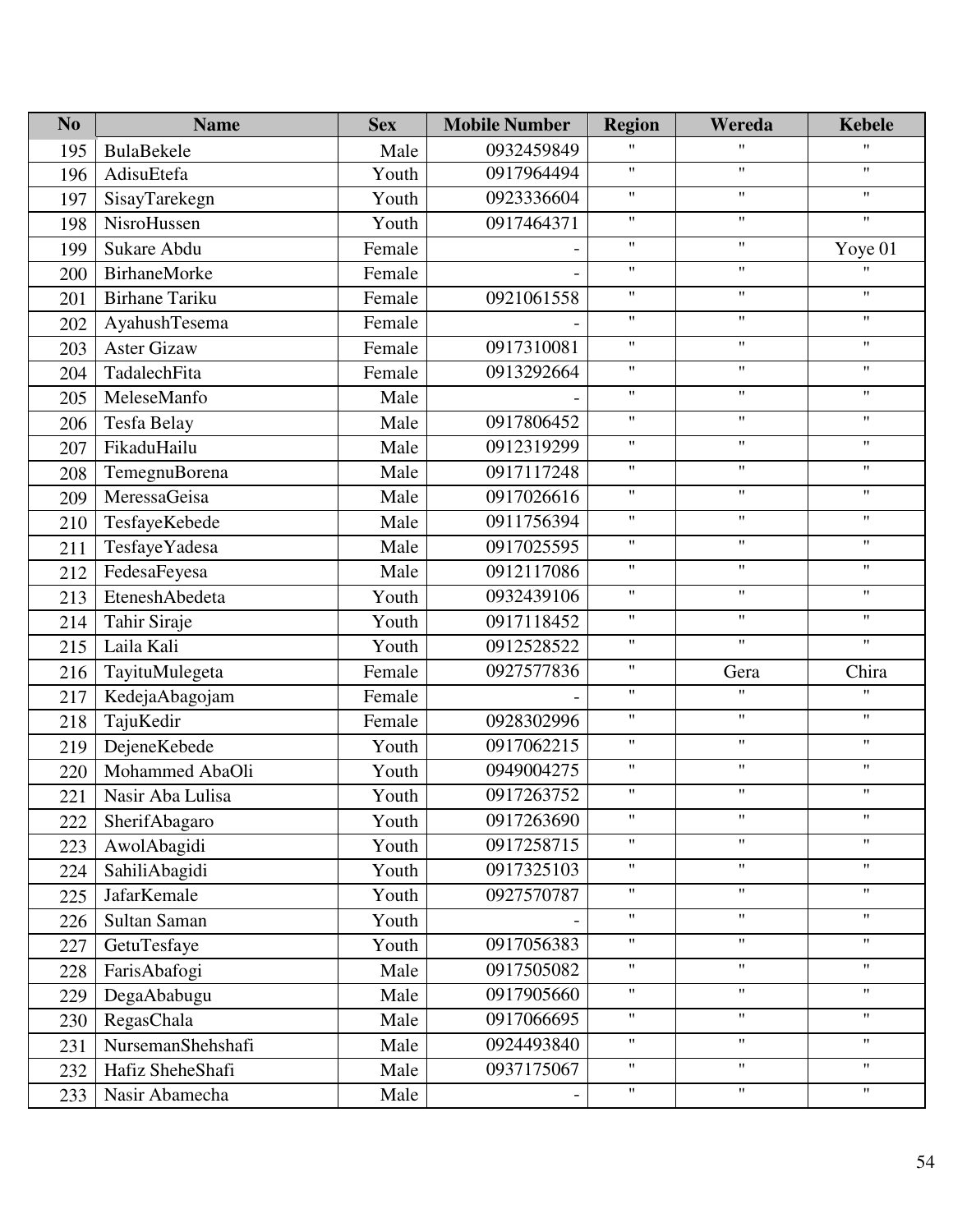| No | Name | Sex | Mobile Number | Region | Wereda | Kebele |
|---|---|---|---|---|---|---|
| 195 | BulaBekele | Male | 0932459849 | " | " | " |
| 196 | AdisuEtefa | Youth | 0917964494 | " | " | " |
| 197 | SisayTarekegn | Youth | 0923336604 | " | " | " |
| 198 | NisroHussen | Youth | 0917464371 | " | " | " |
| 199 | Sukare Abdu | Female | - | " | " | Yoye 01 |
| 200 | BirhaneMorke | Female | - | " | " | " |
| 201 | Birhane Tariku | Female | 0921061558 | " | " | " |
| 202 | AyahushTesema | Female | - | " | " | " |
| 203 | Aster Gizaw | Female | 0917310081 | " | " | " |
| 204 | TadalechFita | Female | 0913292664 | " | " | " |
| 205 | MeleseManfo | Male | - | " | " | " |
| 206 | Tesfa Belay | Male | 0917806452 | " | " | " |
| 207 | FikaduHailu | Male | 0912319299 | " | " | " |
| 208 | TemegnuBorena | Male | 0917117248 | " | " | " |
| 209 | MeressaGeisa | Male | 0917026616 | " | " | " |
| 210 | TesfayeKebede | Male | 0911756394 | " | " | " |
| 211 | TesfayeYadesa | Male | 0917025595 | " | " | " |
| 212 | FedesaFeyesa | Male | 0912117086 | " | " | " |
| 213 | EteneshAbedeta | Youth | 0932439106 | " | " | " |
| 214 | Tahir Siraje | Youth | 0917118452 | " | " | " |
| 215 | Laila Kali | Youth | 0912528522 | " | " | " |
| 216 | TayituMulegeta | Female | 0927577836 | " | Gera | Chira |
| 217 | KedejaAbagojam | Female | - | " | " | " |
| 218 | TajuKedir | Female | 0928302996 | " | " | " |
| 219 | DejeneKebede | Youth | 0917062215 | " | " | " |
| 220 | Mohammed AbaOli | Youth | 0949004275 | " | " | " |
| 221 | Nasir Aba Lulisa | Youth | 0917263752 | " | " | " |
| 222 | SherifAbagaro | Youth | 0917263690 | " | " | " |
| 223 | AwolAbagidi | Youth | 0917258715 | " | " | " |
| 224 | SahiliAbagidi | Youth | 0917325103 | " | " | " |
| 225 | JafarKemale | Youth | 0927570787 | " | " | " |
| 226 | Sultan Saman | Youth | - | " | " | " |
| 227 | GetuTesfaye | Youth | 0917056383 | " | " | " |
| 228 | FarisAbafogi | Male | 0917505082 | " | " | " |
| 229 | DegaAbabugu | Male | 0917905660 | " | " | " |
| 230 | RegasChala | Male | 0917066695 | " | " | " |
| 231 | NursemanShehshafi | Male | 0924493840 | " | " | " |
| 232 | Hafiz SheheShafi | Male | 0937175067 | " | " | " |
| 233 | Nasir Abamecha | Male | - | " | " | " |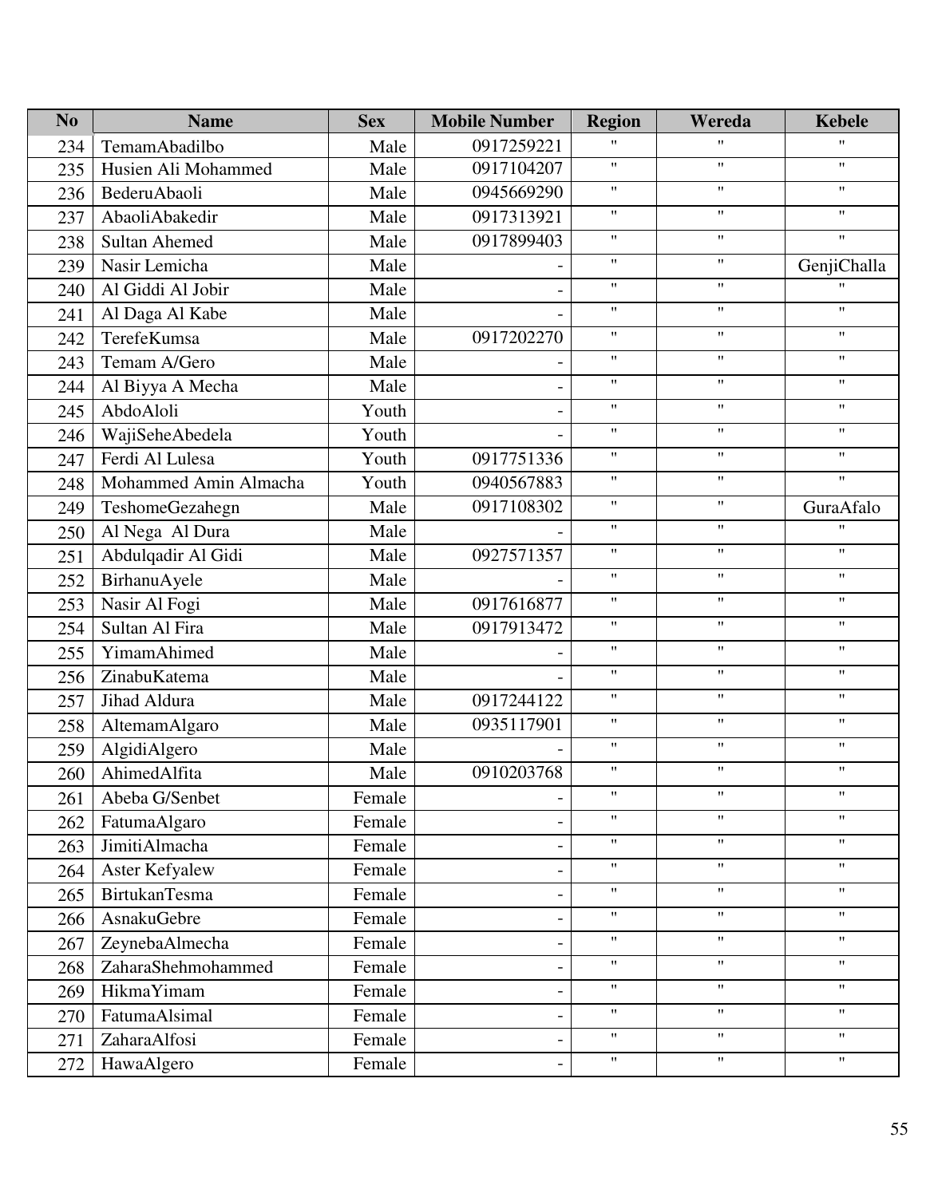| No | Name | Sex | Mobile Number | Region | Wereda | Kebele |
|---|---|---|---|---|---|---|
| 234 | TemamAbadilbo | Male | 0917259221 | " | " | " |
| 235 | Husien Ali Mohammed | Male | 0917104207 | " | " | " |
| 236 | BederuAbaoli | Male | 0945669290 | " | " | " |
| 237 | AbaoliAbakedir | Male | 0917313921 | " | " | " |
| 238 | Sultan Ahemed | Male | 0917899403 | " | " | " |
| 239 | Nasir Lemicha | Male | - | " | " | GenjiChalla |
| 240 | Al Giddi Al Jobir | Male | - | " | " | " |
| 241 | Al Daga Al Kabe | Male | - | " | " | " |
| 242 | TerefeKumsa | Male | 0917202270 | " | " | " |
| 243 | Temam A/Gero | Male | - | " | " | " |
| 244 | Al Biyya A Mecha | Male | - | " | " | " |
| 245 | AbdoAloli | Youth | - | " | " | " |
| 246 | WajiSeheAbedela | Youth | - | " | " | " |
| 247 | Ferdi Al Lulesa | Youth | 0917751336 | " | " | " |
| 248 | Mohammed Amin Almacha | Youth | 0940567883 | " | " | " |
| 249 | TeshomeGezahegn | Male | 0917108302 | " | " | GuraAfalo |
| 250 | Al Nega Al Dura | Male | - | " | " | " |
| 251 | Abdulqadir Al Gidi | Male | 0927571357 | " | " | " |
| 252 | BirhanuAyele | Male | - | " | " | " |
| 253 | Nasir Al Fogi | Male | 0917616877 | " | " | " |
| 254 | Sultan Al Fira | Male | 0917913472 | " | " | " |
| 255 | YimamAhimed | Male | - | " | " | " |
| 256 | ZinabuKatema | Male | - | " | " | " |
| 257 | Jihad Aldura | Male | 0917244122 | " | " | " |
| 258 | AltemamAlgaro | Male | 0935117901 | " | " | " |
| 259 | AlgidiAlgero | Male | - | " | " | " |
| 260 | AhimedAlfita | Male | 0910203768 | " | " | " |
| 261 | Abeba G/Senbet | Female | - | " | " | " |
| 262 | FatumaAlgaro | Female | - | " | " | " |
| 263 | JimitiAlmacha | Female | - | " | " | " |
| 264 | Aster Kefyalew | Female | - | " | " | " |
| 265 | BirtukanTesma | Female | - | " | " | " |
| 266 | AsnakuGebre | Female | - | " | " | " |
| 267 | ZeynebaAlmecha | Female | - | " | " | " |
| 268 | ZaharaShehmohammed | Female | - | " | " | " |
| 269 | HikmaYimam | Female | - | " | " | " |
| 270 | FatumaAlsimal | Female | - | " | " | " |
| 271 | ZaharaAlfosi | Female | - | " | " | " |
| 272 | HawaAlgero | Female | - | " | " | " |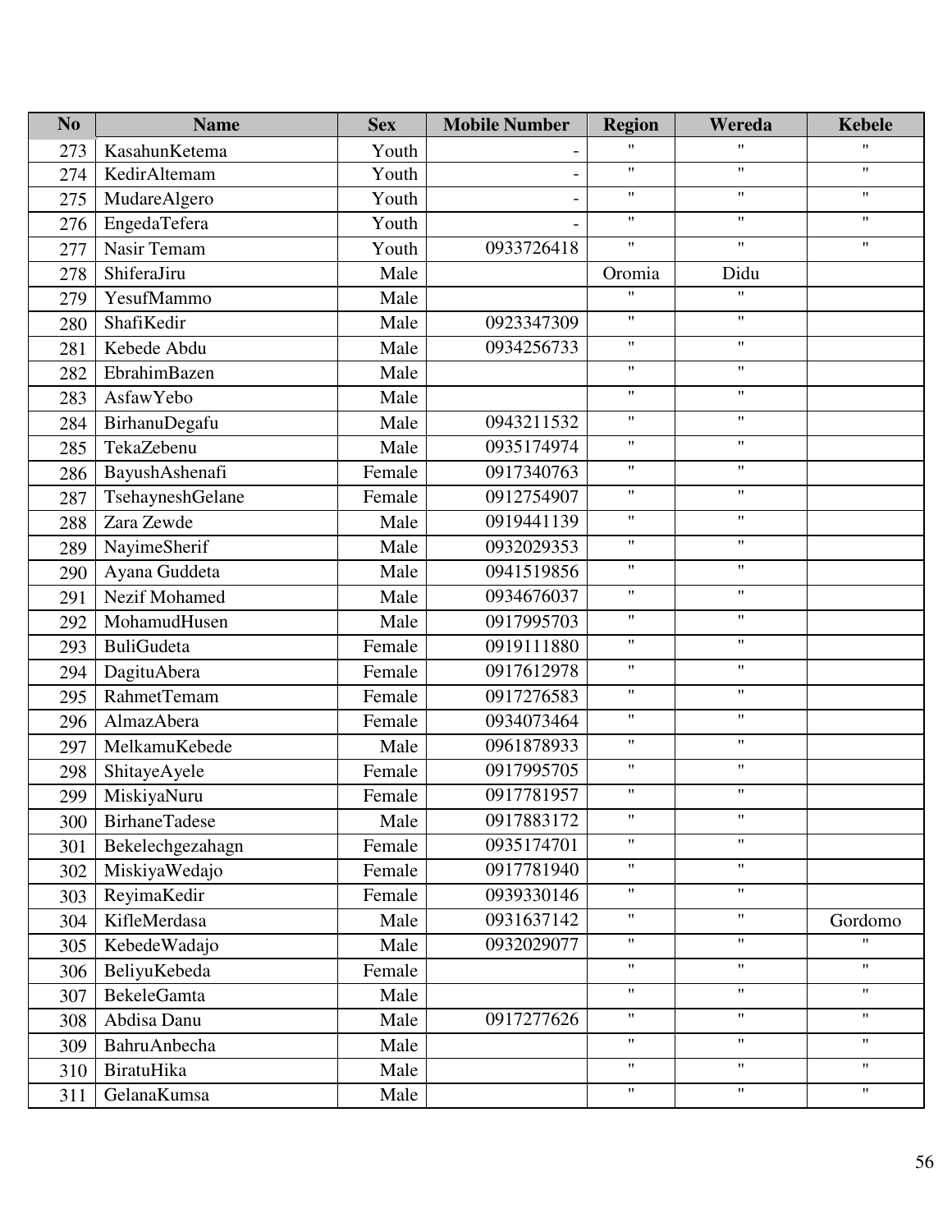| No | Name | Sex | Mobile Number | Region | Wereda | Kebele |
|---|---|---|---|---|---|---|
| 273 | KasahunKetema | Youth | - | " | " | " |
| 274 | KedirAltemam | Youth | - | " | " | " |
| 275 | MudareAlgero | Youth | - | " | " | " |
| 276 | EngedaTefera | Youth | - | " | " | " |
| 277 | Nasir Temam | Youth | 0933726418 | " | " | " |
| 278 | ShiferaJiru | Male | | Oromia | Didu | |
| 279 | YesufMammo | Male | | " | " | |
| 280 | ShafiKedir | Male | 0923347309 | " | " | |
| 281 | Kebede Abdu | Male | 0934256733 | " | " | |
| 282 | EbrahimBazen | Male | | " | " | |
| 283 | AsfawYebo | Male | | " | " | |
| 284 | BirhanuDegafu | Male | 0943211532 | " | " | |
| 285 | TekaZebenu | Male | 0935174974 | " | " | |
| 286 | BayushAshenafi | Female | 0917340763 | " | " | |
| 287 | TsehayneshGelane | Female | 0912754907 | " | " | |
| 288 | Zara Zewde | Male | 0919441139 | " | " | |
| 289 | NayimeSherif | Male | 0932029353 | " | " | |
| 290 | Ayana Guddeta | Male | 0941519856 | " | " | |
| 291 | Nezif Mohamed | Male | 0934676037 | " | " | |
| 292 | MohamudHusen | Male | 0917995703 | " | " | |
| 293 | BuliGudeta | Female | 0919111880 | " | " | |
| 294 | DagituAbera | Female | 0917612978 | " | " | |
| 295 | RahmetTemam | Female | 0917276583 | " | " | |
| 296 | AlmazAbera | Female | 0934073464 | " | " | |
| 297 | MelkamuKebede | Male | 0961878933 | " | " | |
| 298 | ShitayeAyele | Female | 0917995705 | " | " | |
| 299 | MiskiyaNuru | Female | 0917781957 | " | " | |
| 300 | BirhaneTadese | Male | 0917883172 | " | " | |
| 301 | Bekelechgezahagn | Female | 0935174701 | " | " | |
| 302 | MiskiyaWedajo | Female | 0917781940 | " | " | |
| 303 | ReyimaKedir | Female | 0939330146 | " | " | |
| 304 | KifleMerdasa | Male | 0931637142 | " | " | Gordomo |
| 305 | KebedeWadajo | Male | 0932029077 | " | " | " |
| 306 | BeliyuKebeda | Female | | " | " | " |
| 307 | BekeleGamta | Male | | " | " | " |
| 308 | Abdisa Danu | Male | 0917277626 | " | " | " |
| 309 | BahruAnbecha | Male | | " | " | " |
| 310 | BiratuHika | Male | | " | " | " |
| 311 | GelanaKumsa | Male | | " | " | " |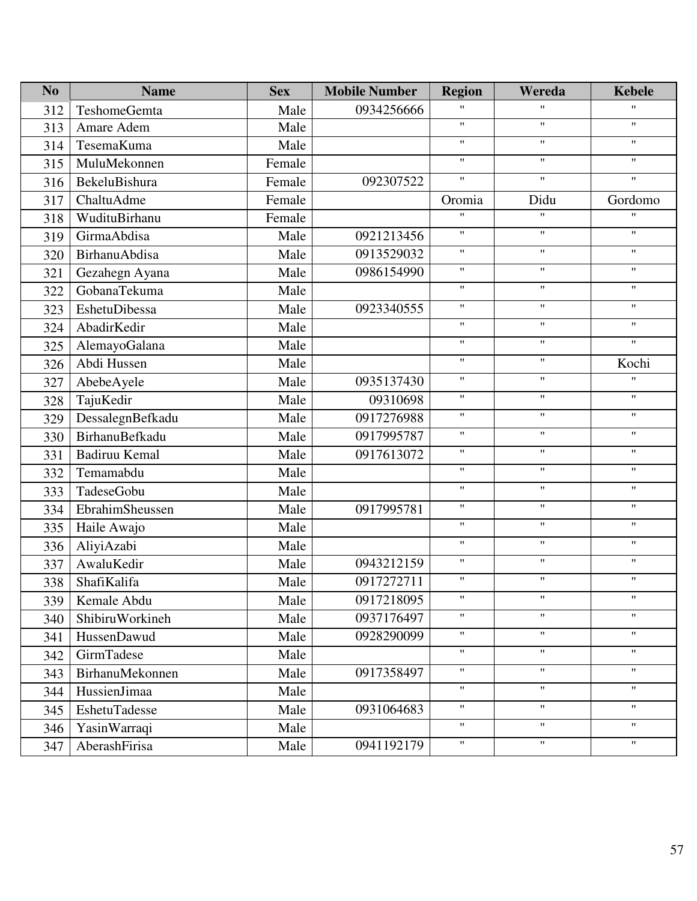| No | Name | Sex | Mobile Number | Region | Wereda | Kebele |
|---|---|---|---|---|---|---|
| 312 | TeshomeGemta | Male | 0934256666 | " | " | " |
| 313 | Amare Adem | Male | | " | " | " |
| 314 | TesemaKuma | Male | | " | " | " |
| 315 | MuluMekonnen | Female | | " | " | " |
| 316 | BekeluBishura | Female | 092307522 | " | " | " |
| 317 | ChaltuAdme | Female | | Oromia | Didu | Gordomo |
| 318 | WudituBirhanu | Female | | " | " | " |
| 319 | GirmaAbdisa | Male | 0921213456 | " | " | " |
| 320 | BirhanuAbdisa | Male | 0913529032 | " | " | " |
| 321 | Gezahegn Ayana | Male | 0986154990 | " | " | " |
| 322 | GobanaTekuma | Male | | " | " | " |
| 323 | EshetuDibessa | Male | 0923340555 | " | " | " |
| 324 | AbadirKedir | Male | | " | " | " |
| 325 | AlemayoGalana | Male | | " | " | " |
| 326 | Abdi Hussen | Male | | " | " | Kochi |
| 327 | AbebeAyele | Male | 0935137430 | " | " | " |
| 328 | TajuKedir | Male | 09310698 | " | " | " |
| 329 | DessalegnBefkadu | Male | 0917276988 | " | " | " |
| 330 | BirhanuBefkadu | Male | 0917995787 | " | " | " |
| 331 | Badiruu Kemal | Male | 0917613072 | " | " | " |
| 332 | Temamabdu | Male | | " | " | " |
| 333 | TadeseGobu | Male | | " | " | " |
| 334 | EbrahimSheussen | Male | 0917995781 | " | " | " |
| 335 | Haile Awajo | Male | | " | " | " |
| 336 | AliyiAzabi | Male | | " | " | " |
| 337 | AwaluKedir | Male | 0943212159 | " | " | " |
| 338 | ShafiKalifa | Male | 0917272711 | " | " | " |
| 339 | Kemale Abdu | Male | 0917218095 | " | " | " |
| 340 | ShibiruWorkineh | Male | 0937176497 | " | " | " |
| 341 | HussenDawud | Male | 0928290099 | " | " | " |
| 342 | GirmTadese | Male | | " | " | " |
| 343 | BirhanuMekonnen | Male | 0917358497 | " | " | " |
| 344 | HussienJimaa | Male | | " | " | " |
| 345 | EshetuTadesse | Male | 0931064683 | " | " | " |
| 346 | YasinWarraqi | Male | | " | " | " |
| 347 | AberashFirisa | Male | 0941192179 | " | " | " |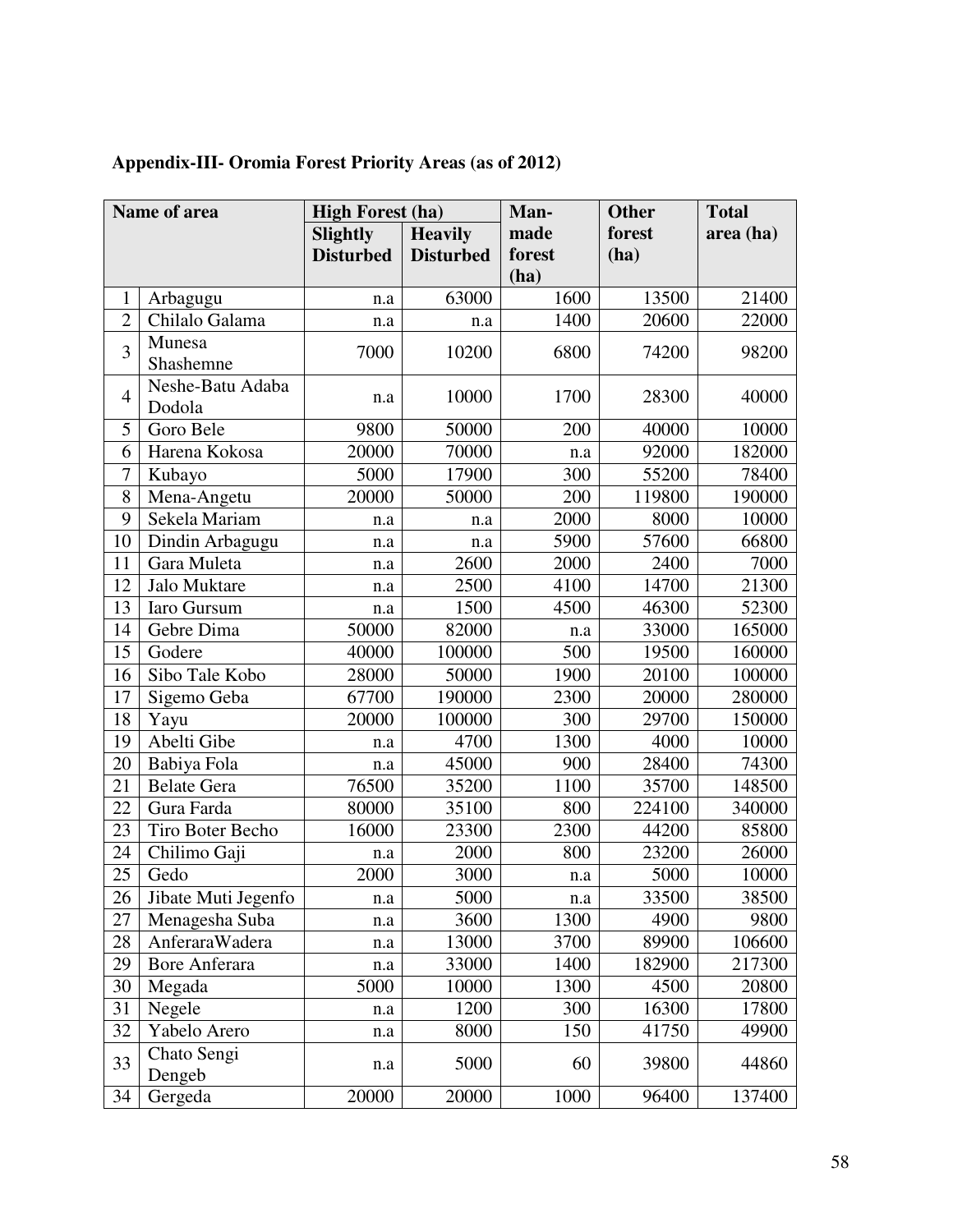**Appendix-III- Oromia Forest Priority Areas (as of 2012)**

| Name of area | | High Forest (ha) | | Man-made forest (ha) | Other forest (ha) | Total area (ha) |
|---|---|---|---|---|---|---|
| | | Slightly Disturbed | Heavily Disturbed | | | |
| 1 | Arbagugu | n.a | 63000 | 1600 | 13500 | 21400 |
| 2 | Chilalo Galama | n.a | n.a | 1400 | 20600 | 22000 |
| 3 | Munesa Shashemne | 7000 | 10200 | 6800 | 74200 | 98200 |
| 4 | Neshe-Batu Adaba Dodola | n.a | 10000 | 1700 | 28300 | 40000 |
| 5 | Goro Bele | 9800 | 50000 | 200 | 40000 | 10000 |
| 6 | Harena Kokosa | 20000 | 70000 | n.a | 92000 | 182000 |
| 7 | Kubayo | 5000 | 17900 | 300 | 55200 | 78400 |
| 8 | Mena-Angetu | 20000 | 50000 | 200 | 119800 | 190000 |
| 9 | Sekela Mariam | n.a | n.a | 2000 | 8000 | 10000 |
| 10 | Dindin Arbagugu | n.a | n.a | 5900 | 57600 | 66800 |
| 11 | Gara Muleta | n.a | 2600 | 2000 | 2400 | 7000 |
| 12 | Jalo Muktare | n.a | 2500 | 4100 | 14700 | 21300 |
| 13 | Iaro Gursum | n.a | 1500 | 4500 | 46300 | 52300 |
| 14 | Gebre Dima | 50000 | 82000 | n.a | 33000 | 165000 |
| 15 | Godere | 40000 | 100000 | 500 | 19500 | 160000 |
| 16 | Sibo Tale Kobo | 28000 | 50000 | 1900 | 20100 | 100000 |
| 17 | Sigemo Geba | 67700 | 190000 | 2300 | 20000 | 280000 |
| 18 | Yayu | 20000 | 100000 | 300 | 29700 | 150000 |
| 19 | Abelti Gibe | n.a | 4700 | 1300 | 4000 | 10000 |
| 20 | Babiya Fola | n.a | 45000 | 900 | 28400 | 74300 |
| 21 | Belate Gera | 76500 | 35200 | 1100 | 35700 | 148500 |
| 22 | Gura Farda | 80000 | 35100 | 800 | 224100 | 340000 |
| 23 | Tiro Boter Becho | 16000 | 23300 | 2300 | 44200 | 85800 |
| 24 | Chilimo Gaji | n.a | 2000 | 800 | 23200 | 26000 |
| 25 | Gedo | 2000 | 3000 | n.a | 5000 | 10000 |
| 26 | Jibate Muti Jegenfo | n.a | 5000 | n.a | 33500 | 38500 |
| 27 | Menagesha Suba | n.a | 3600 | 1300 | 4900 | 9800 |
| 28 | AnferaraWadera | n.a | 13000 | 3700 | 89900 | 106600 |
| 29 | Bore Anferara | n.a | 33000 | 1400 | 182900 | 217300 |
| 30 | Megada | 5000 | 10000 | 1300 | 4500 | 20800 |
| 31 | Negele | n.a | 1200 | 300 | 16300 | 17800 |
| 32 | Yabelo Arero | n.a | 8000 | 150 | 41750 | 49900 |
| 33 | Chato Sengi Dengeb | n.a | 5000 | 60 | 39800 | 44860 |
| 34 | Gergeda | 20000 | 20000 | 1000 | 96400 | 137400 |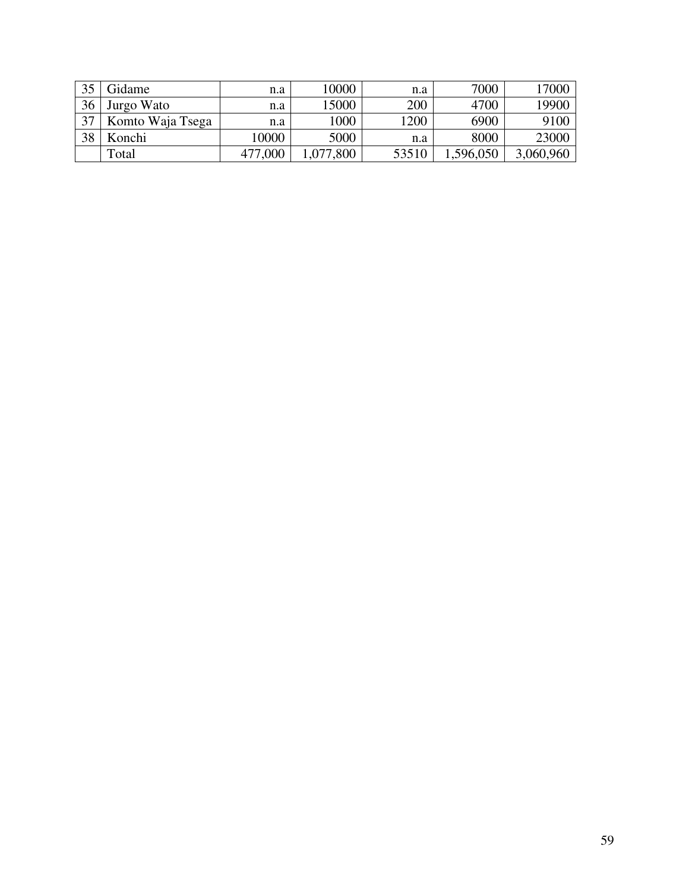| | | | | | | |
|---|---|---|---|---|---|---|
| 35 | Gidame | n.a | 10000 | n.a | 7000 | 17000 |
| 36 | Jurgo Wato | n.a | 15000 | 200 | 4700 | 19900 |
| 37 | Komto Waja Tsega | n.a | 1000 | 1200 | 6900 | 9100 |
| 38 | Konchi | 10000 | 5000 | n.a | 8000 | 23000 |
| | Total | 477,000 | 1,077,800 | 53510 | 1,596,050 | 3,060,960 |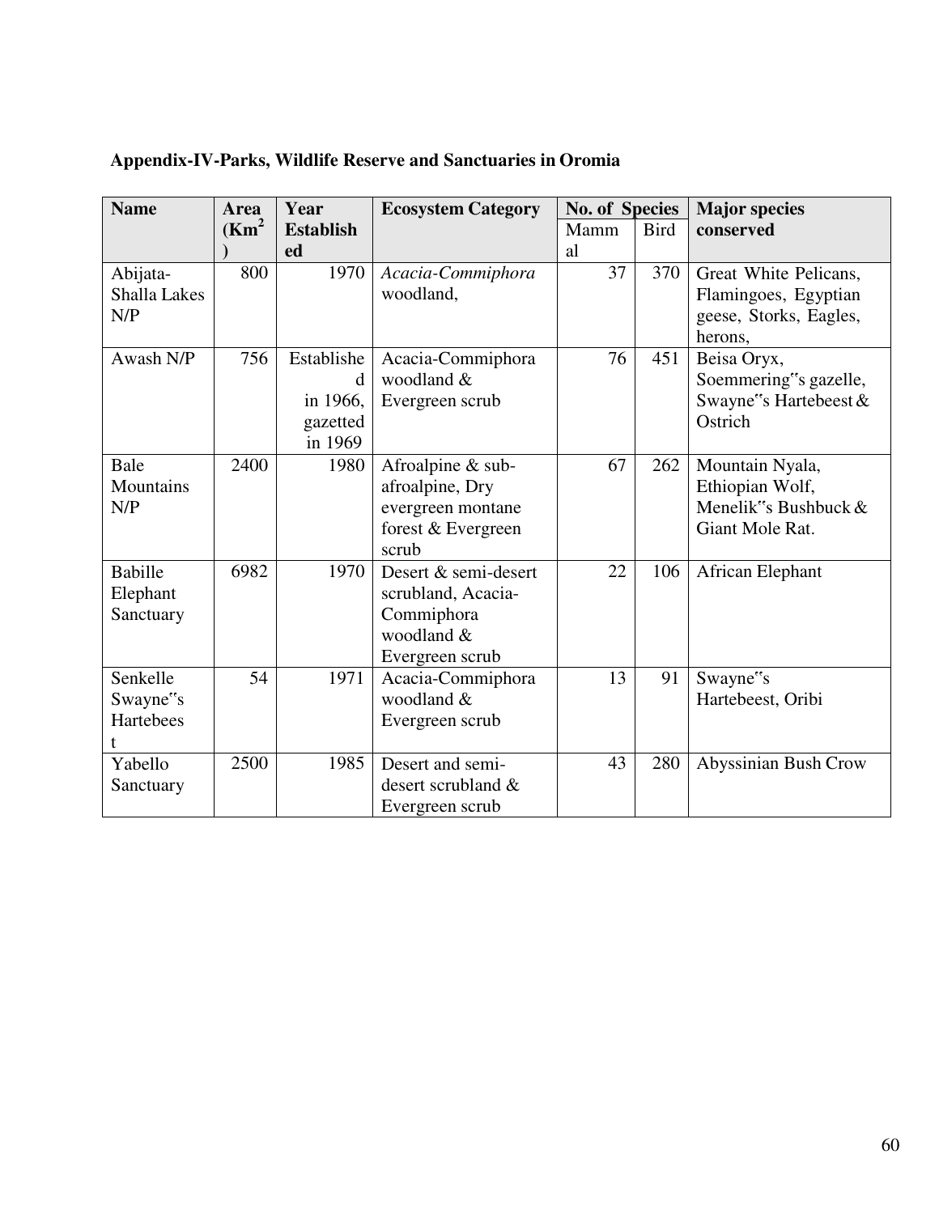**Appendix-IV-Parks, Wildlife Reserve and Sanctuaries in Oromia**

| Name | Area ($Km^2$) | Year Established | Ecosystem Category | No. of Species | | Major species conserved |
|---|---|---|---|---|---|---|
| | | | | Mammal | Bird | |
| Abijata-Shalla Lakes N/P | 800 | 1970 | *Acacia-Commiphora* woodland, | 37 | 370 | Great White Pelicans, Flamingoes, Egyptian geese, Storks, Eagles, herons, |
| Awash N/P | 756 | Established in 1966, gazetted in 1969 | Acacia-Commiphora woodland & Evergreen scrub | 76 | 451 | Beisa Oryx, Soemmering"s gazelle, Swayne"s Hartebeest & Ostrich |
| Bale Mountains N/P | 2400 | 1980 | Afroalpine & sub-afroalpine, Dry evergreen montane forest & Evergreen scrub | 67 | 262 | Mountain Nyala, Ethiopian Wolf, Menelik"s Bushbuck & Giant Mole Rat. |
| Babille Elephant Sanctuary | 6982 | 1970 | Desert & semi-desert scrubland, Acacia-Commiphora woodland & Evergreen scrub | 22 | 106 | African Elephant |
| Senkelle Swayne"s Hartebeest | 54 | 1971 | Acacia-Commiphora woodland & Evergreen scrub | 13 | 91 | Swayne"s Hartebeest, Oribi |
| Yabello Sanctuary | 2500 | 1985 | Desert and semi-desert scrubland & Evergreen scrub | 43 | 280 | Abyssinian Bush Crow |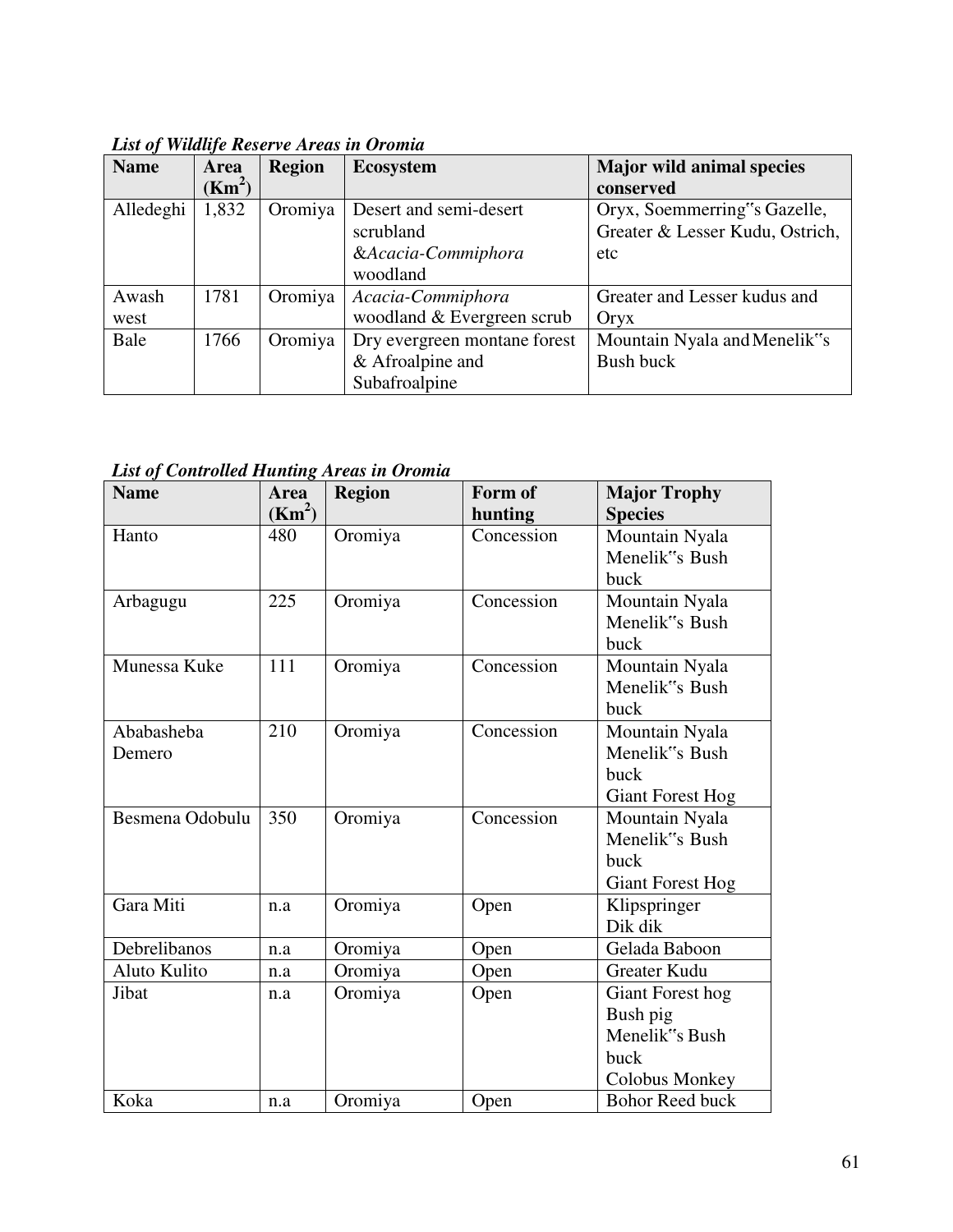***List of Wildlife Reserve Areas in Oromia***

| Name | Area ($Km^2$) | Region | Ecosystem | Major wild animal species conserved |
|---|---|---|---|---|
| Alledeghi | 1,832 | Oromiya | Desert and semi-desert scrubland &*Acacia-Commiphora* woodland | Oryx, Soemmerring‟s Gazelle, Greater & Lesser Kudu, Ostrich, etc |
| Awash west | 1781 | Oromiya | *Acacia-Commiphora* woodland & Evergreen scrub | Greater and Lesser kudus and Oryx |
| Bale | 1766 | Oromiya | Dry evergreen montane forest & Afroalpine and Subafroalpine | Mountain Nyala and Menelik‟s Bush buck |

***List of Controlled Hunting Areas in Oromia***

| Name | Area ($Km^2$) | Region | Form of hunting | Major Trophy Species |
|---|---|---|---|---|
| Hanto | 480 | Oromiya | Concession | Mountain Nyala Menelik‟s Bush buck |
| Arbagugu | 225 | Oromiya | Concession | Mountain Nyala Menelik‟s Bush buck |
| Munessa Kuke | 111 | Oromiya | Concession | Mountain Nyala Menelik‟s Bush buck |
| Ababasheba Demero | 210 | Oromiya | Concession | Mountain Nyala Menelik‟s Bush buck Giant Forest Hog |
| Besmena Odobulu | 350 | Oromiya | Concession | Mountain Nyala Menelik‟s Bush buck Giant Forest Hog |
| Gara Miti | n.a | Oromiya | Open | Klipspringer Dik dik |
| Debrelibanos | n.a | Oromiya | Open | Gelada Baboon |
| Aluto Kulito | n.a | Oromiya | Open | Greater Kudu |
| Jibat | n.a | Oromiya | Open | Giant Forest hog Bush pig Menelik‟s Bush buck Colobus Monkey |
| Koka | n.a | Oromiya | Open | Bohor Reed buck |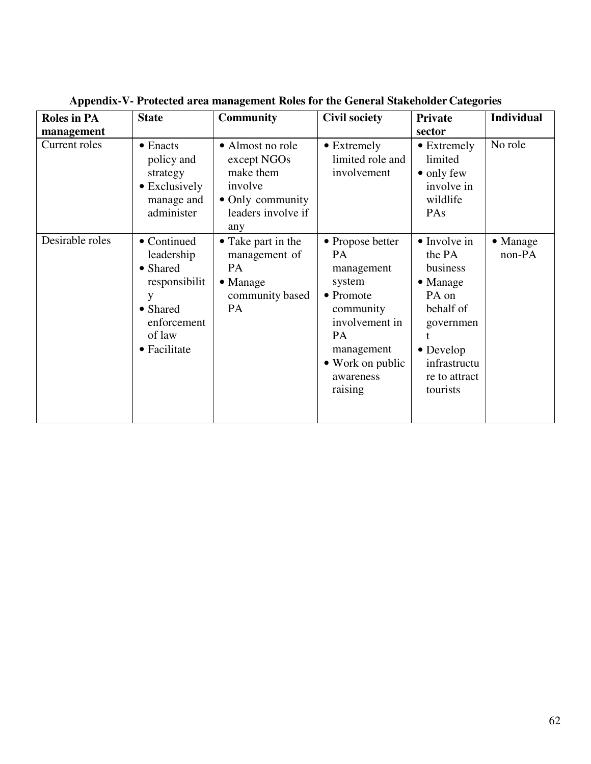**Appendix-V- Protected area management Roles for the General Stakeholder Categories**

| Roles in PA management | State | Community | Civil society | Private sector | Individual |
|---|---|---|---|---|---|
| Current roles | • Enacts policy and strategy<br>• Exclusively manage and administer | • Almost no role except NGOs make them involve<br>• Only community leaders involve if any | • Extremely limited role and involvement | • Extremely limited<br>• only few involve in wildlife PAs | No role |
| Desirable roles | • Continued leadership<br>• Shared responsibility<br>• Shared enforcement of law<br>• Facilitate | • Take part in the management of PA<br>• Manage community based PA | • Propose better PA management system<br>• Promote community involvement in PA management<br>• Work on public awareness raising | • Involve in the PA business<br>• Manage PA on behalf of government<br>• Develop infrastructure to attract tourists | • Manage non-PA |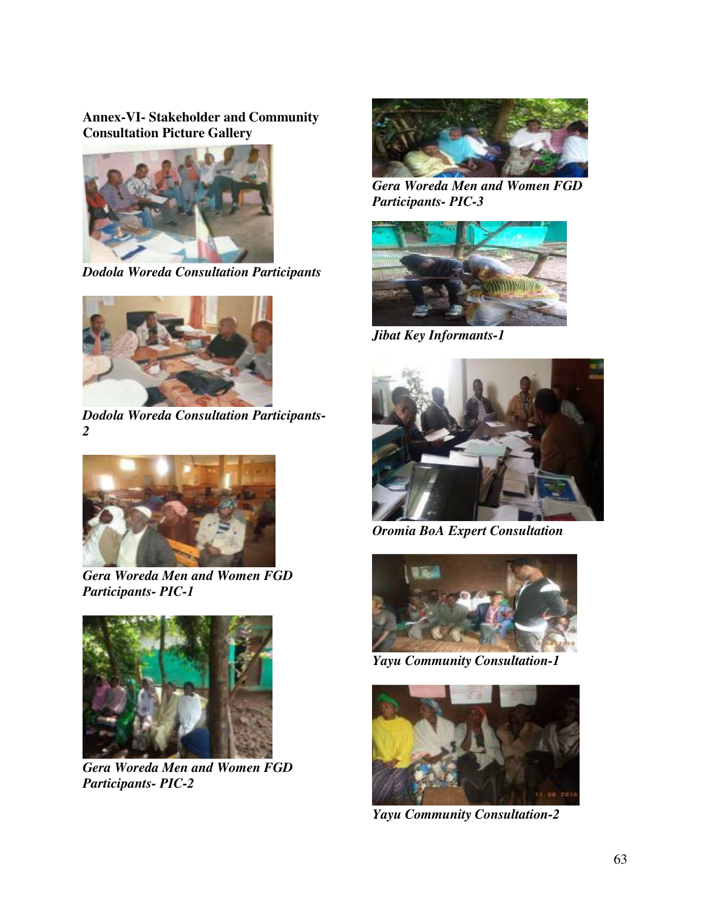**Annex-VI- Stakeholder and Community Consultation Picture Gallery**

*Dodola Woreda Consultation Participants*

*Dodola Woreda Consultation Participants-2*

*Gera Woreda Men and Women FGD Participants- PIC-1*

*Gera Woreda Men and Women FGD Participants- PIC-2*

*Gera Woreda Men and Women FGD Participants- PIC-3*

*Jibat Key Informants-1*

*Oromia BoA Expert Consultation*

*Yayu Community Consultation-1*

*Yayu Community Consultation-2*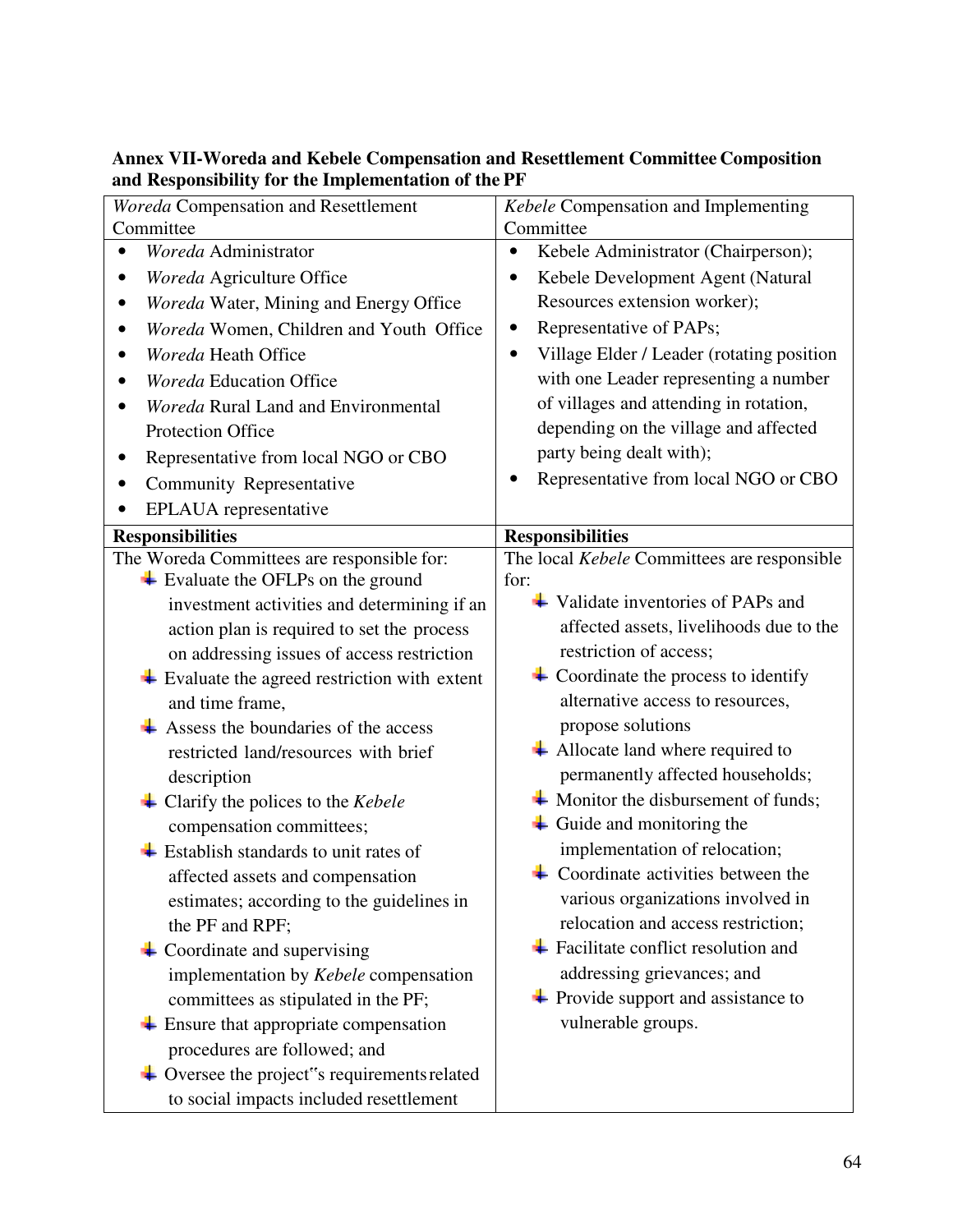**Annex VII-Woreda and Kebele Compensation and Resettlement Committee Composition and Responsibility for the Implementation of the PF**

| *Woreda* Compensation and Resettlement Committee | *Kebele* Compensation and Implementing Committee |
|---|---|
| • *Woreda* Administrator<br>• *Woreda* Agriculture Office<br>• *Woreda* Water, Mining and Energy Office<br>• *Woreda* Women, Children and Youth Office<br>• *Woreda* Heath Office<br>• *Woreda* Education Office<br>• *Woreda* Rural Land and Environmental Protection Office<br>• Representative from local NGO or CBO<br>• Community Representative<br>• EPLAUA representative | • Kebele Administrator (Chairperson);<br>• Kebele Development Agent (Natural Resources extension worker);<br>• Representative of PAPs;<br>• Village Elder / Leader (rotating position with one Leader representing a number of villages and attending in rotation, depending on the village and affected party being dealt with);<br>• Representative from local NGO or CBO |
| **Responsibilities** | **Responsibilities** |
| The Woreda Committees are responsible for:<br>✦ Evaluate the OFLPs on the ground investment activities and determining if an action plan is required to set the process on addressing issues of access restriction<br>✦ Evaluate the agreed restriction with extent and time frame,<br>✦ Assess the boundaries of the access restricted land/resources with brief description<br>✦ Clarify the polices to the *Kebele* compensation committees;<br>✦ Establish standards to unit rates of affected assets and compensation estimates; according to the guidelines in the PF and RPF;<br>✦ Coordinate and supervising implementation by *Kebele* compensation committees as stipulated in the PF;<br>✦ Ensure that appropriate compensation procedures are followed; and<br>✦ Oversee the project‟s requirements related to social impacts included resettlement | The local *Kebele* Committees are responsible for:<br>✦ Validate inventories of PAPs and affected assets, livelihoods due to the restriction of access;<br>✦ Coordinate the process to identify alternative access to resources, propose solutions<br>✦ Allocate land where required to permanently affected households;<br>✦ Monitor the disbursement of funds;<br>✦ Guide and monitoring the implementation of relocation;<br>✦ Coordinate activities between the various organizations involved in relocation and access restriction;<br>✦ Facilitate conflict resolution and addressing grievances; and<br>✦ Provide support and assistance to vulnerable groups. |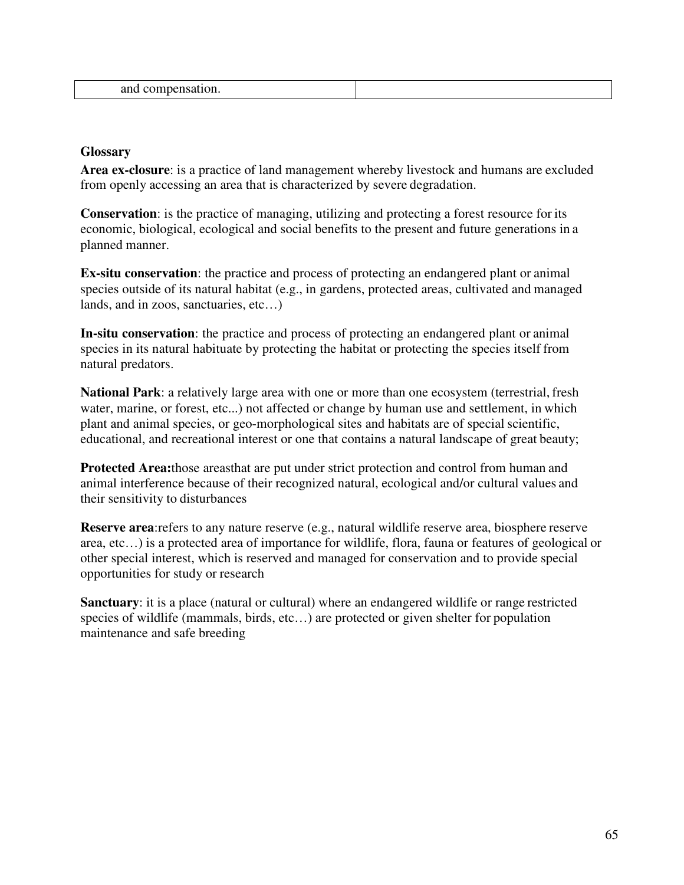| | |
|---|---|
| and compensation. | |

**Glossary**

**Area ex-closure**: is a practice of land management whereby livestock and humans are excluded from openly accessing an area that is characterized by severe degradation.

**Conservation**: is the practice of managing, utilizing and protecting a forest resource for its economic, biological, ecological and social benefits to the present and future generations in a planned manner.

**Ex-situ conservation**: the practice and process of protecting an endangered plant or animal species outside of its natural habitat (e.g., in gardens, protected areas, cultivated and managed lands, and in zoos, sanctuaries, etc…)

**In-situ conservation**: the practice and process of protecting an endangered plant or animal species in its natural habituate by protecting the habitat or protecting the species itself from natural predators.

**National Park**: a relatively large area with one or more than one ecosystem (terrestrial, fresh water, marine, or forest, etc...) not affected or change by human use and settlement, in which plant and animal species, or geo-morphological sites and habitats are of special scientific, educational, and recreational interest or one that contains a natural landscape of great beauty;

**Protected Area:**those areasthat are put under strict protection and control from human and animal interference because of their recognized natural, ecological and/or cultural values and their sensitivity to disturbances

**Reserve area**:refers to any nature reserve (e.g., natural wildlife reserve area, biosphere reserve area, etc…) is a protected area of importance for wildlife, flora, fauna or features of geological or other special interest, which is reserved and managed for conservation and to provide special opportunities for study or research

**Sanctuary**: it is a place (natural or cultural) where an endangered wildlife or range restricted species of wildlife (mammals, birds, etc…) are protected or given shelter for population maintenance and safe breeding